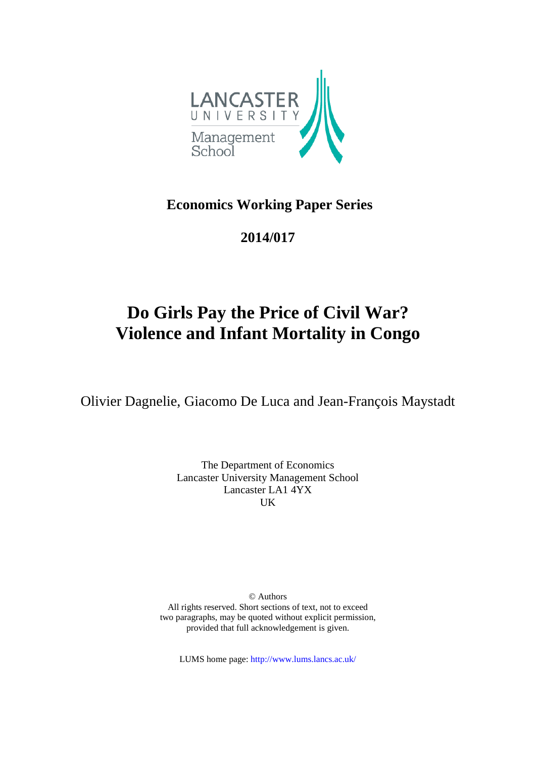LANCASTER UNIVERSITY

Management School

**Economics Working Paper Series**

**2014/017**

# Do Girls Pay the Price of Civil War? Violence and Infant Mortality in Congo

Olivier Dagnelie, Giacomo De Luca and Jean-François Maystadt

The Department of Economics
Lancaster University Management School
Lancaster LA1 4YX
UK

© Authors
All rights reserved. Short sections of text, not to exceed two paragraphs, may be quoted without explicit permission, provided that full acknowledgement is given.

LUMS home page: http://www.lums.lancs.ac.uk/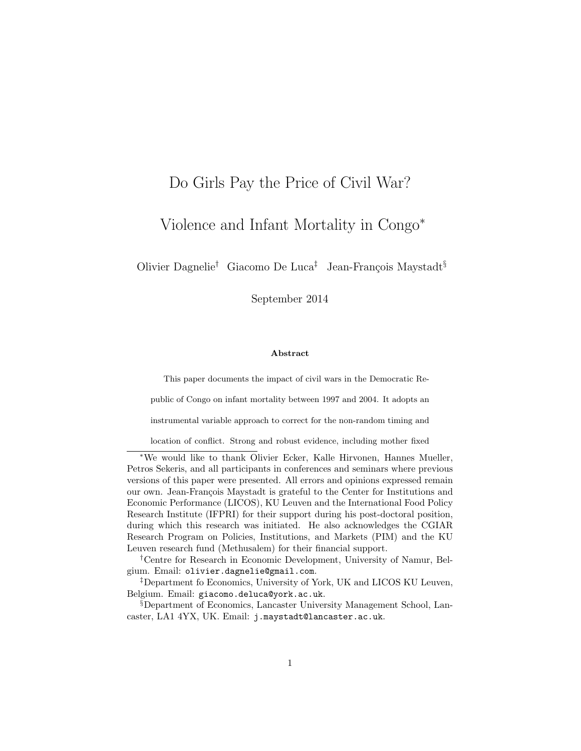# Do Girls Pay the Price of Civil War?

# Violence and Infant Mortality in Congo*

Olivier Dagnelie[†] Giacomo De Luca[‡] Jean-François Maystadt[§]

September 2014

#### Abstract

This paper documents the impact of civil wars in the Democratic Republic of Congo on infant mortality between 1997 and 2004. It adopts an instrumental variable approach to correct for the non-random timing and location of conflict. Strong and robust evidence, including mother fixed

---

*We would like to thank Olivier Ecker, Kalle Hirvonen, Hannes Mueller, Petros Sekeris, and all participants in conferences and seminars where previous versions of this paper were presented. All errors and opinions expressed remain our own. Jean-François Maystadt is grateful to the Center for Institutions and Economic Performance (LICOS), KU Leuven and the International Food Policy Research Institute (IFPRI) for their support during his post-doctoral position, during which this research was initiated. He also acknowledges the CGIAR Research Program on Policies, Institutions, and Markets (PIM) and the KU Leuven research fund (Methusalem) for their financial support.

[†]Centre for Research in Economic Development, University of Namur, Belgium. Email: olivier.dagnelie@gmail.com.

[‡]Department fo Economics, University of York, UK and LICOS KU Leuven, Belgium. Email: giacomo.deluca@york.ac.uk.

[§]Department of Economics, Lancaster University Management School, Lancaster, LA1 4YX, UK. Email: j.maystadt@lancaster.ac.uk.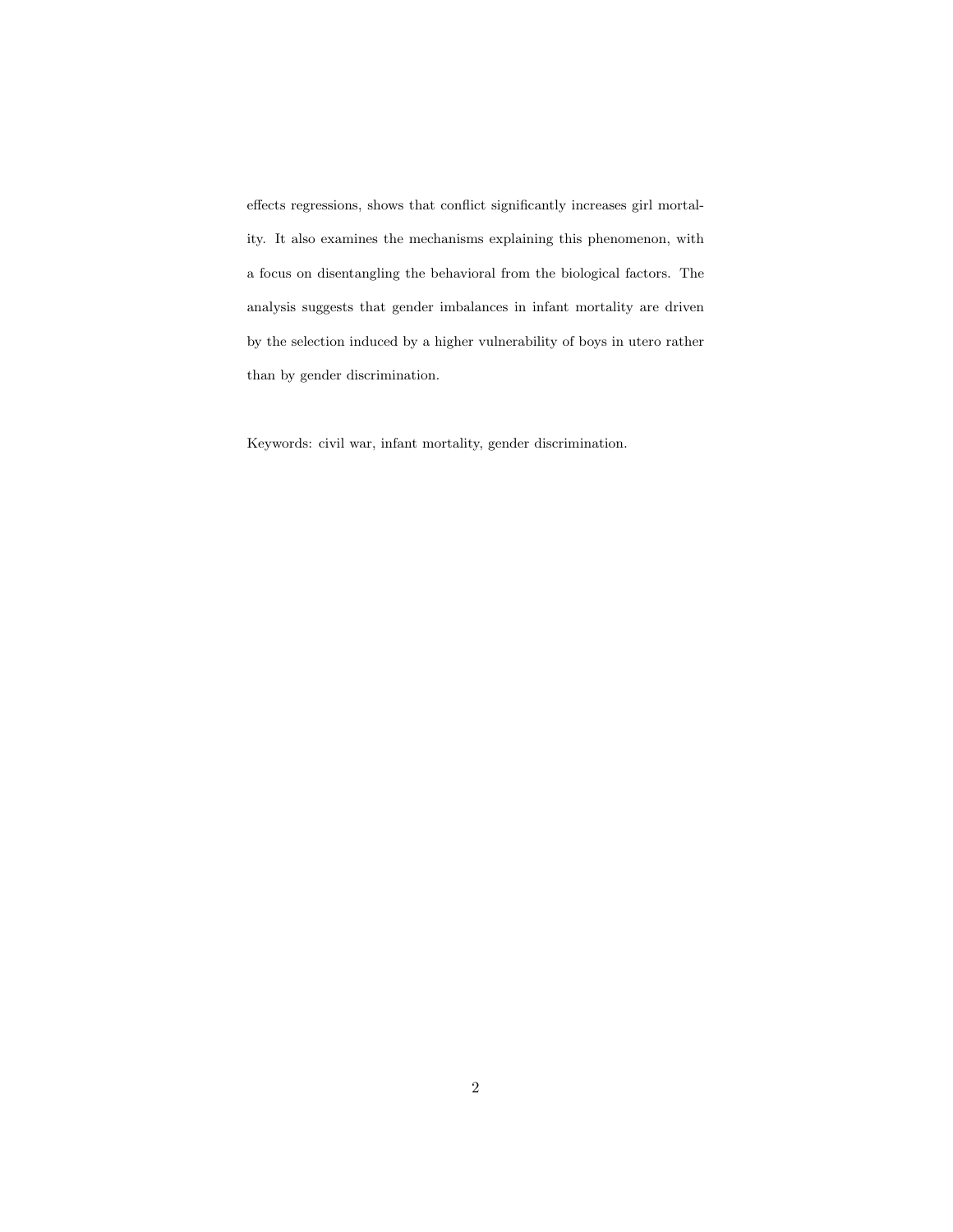effects regressions, shows that conflict significantly increases girl mortality. It also examines the mechanisms explaining this phenomenon, with a focus on disentangling the behavioral from the biological factors. The analysis suggests that gender imbalances in infant mortality are driven by the selection induced by a higher vulnerability of boys in utero rather than by gender discrimination.

Keywords: civil war, infant mortality, gender discrimination.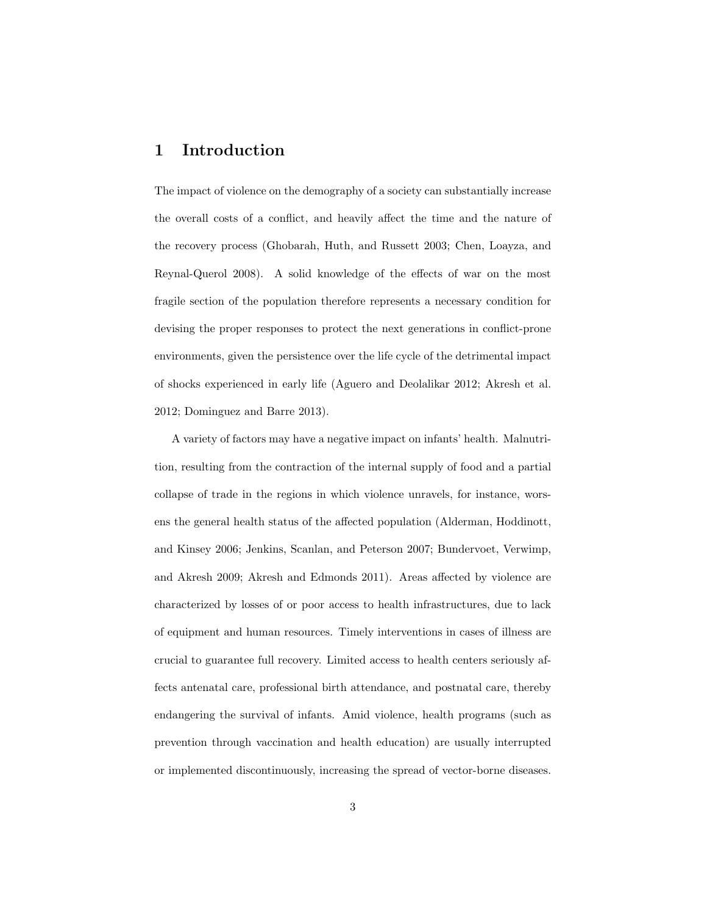# 1 Introduction

The impact of violence on the demography of a society can substantially increase the overall costs of a conflict, and heavily affect the time and the nature of the recovery process (Ghobarah, Huth, and Russett 2003; Chen, Loayza, and Reynal-Querol 2008). A solid knowledge of the effects of war on the most fragile section of the population therefore represents a necessary condition for devising the proper responses to protect the next generations in conflict-prone environments, given the persistence over the life cycle of the detrimental impact of shocks experienced in early life (Aguero and Deolalikar 2012; Akresh et al. 2012; Dominguez and Barre 2013).

A variety of factors may have a negative impact on infants' health. Malnutrition, resulting from the contraction of the internal supply of food and a partial collapse of trade in the regions in which violence unravels, for instance, worsens the general health status of the affected population (Alderman, Hoddinott, and Kinsey 2006; Jenkins, Scanlan, and Peterson 2007; Bundervoet, Verwimp, and Akresh 2009; Akresh and Edmonds 2011). Areas affected by violence are characterized by losses of or poor access to health infrastructures, due to lack of equipment and human resources. Timely interventions in cases of illness are crucial to guarantee full recovery. Limited access to health centers seriously affects antenatal care, professional birth attendance, and postnatal care, thereby endangering the survival of infants. Amid violence, health programs (such as prevention through vaccination and health education) are usually interrupted or implemented discontinuously, increasing the spread of vector-borne diseases.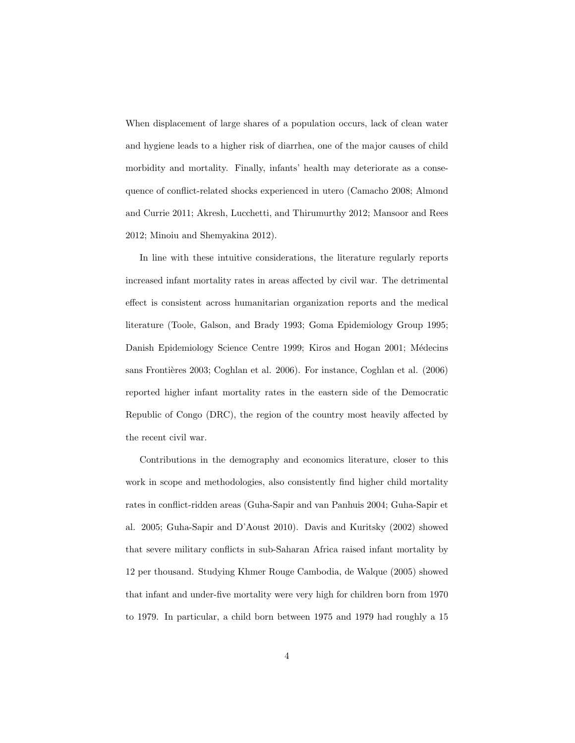When displacement of large shares of a population occurs, lack of clean water and hygiene leads to a higher risk of diarrhea, one of the major causes of child morbidity and mortality. Finally, infants' health may deteriorate as a consequence of conflict-related shocks experienced in utero (Camacho 2008; Almond and Currie 2011; Akresh, Lucchetti, and Thirumurthy 2012; Mansoor and Rees 2012; Minoiu and Shemyakina 2012).

In line with these intuitive considerations, the literature regularly reports increased infant mortality rates in areas affected by civil war. The detrimental effect is consistent across humanitarian organization reports and the medical literature (Toole, Galson, and Brady 1993; Goma Epidemiology Group 1995; Danish Epidemiology Science Centre 1999; Kiros and Hogan 2001; Médecins sans Frontières 2003; Coghlan et al. 2006). For instance, Coghlan et al. (2006) reported higher infant mortality rates in the eastern side of the Democratic Republic of Congo (DRC), the region of the country most heavily affected by the recent civil war.

Contributions in the demography and economics literature, closer to this work in scope and methodologies, also consistently find higher child mortality rates in conflict-ridden areas (Guha-Sapir and van Panhuis 2004; Guha-Sapir et al. 2005; Guha-Sapir and D'Aoust 2010). Davis and Kuritsky (2002) showed that severe military conflicts in sub-Saharan Africa raised infant mortality by 12 per thousand. Studying Khmer Rouge Cambodia, de Walque (2005) showed that infant and under-five mortality were very high for children born from 1970 to 1979. In particular, a child born between 1975 and 1979 had roughly a 15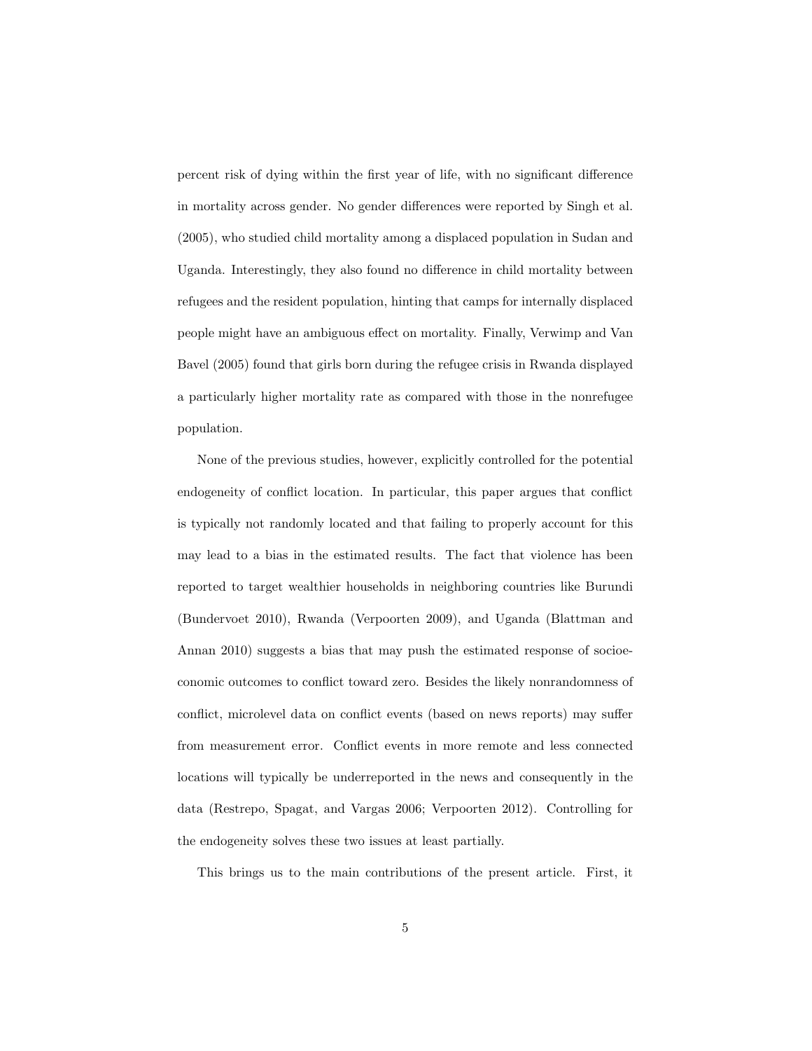percent risk of dying within the first year of life, with no significant difference in mortality across gender. No gender differences were reported by Singh et al. (2005), who studied child mortality among a displaced population in Sudan and Uganda. Interestingly, they also found no difference in child mortality between refugees and the resident population, hinting that camps for internally displaced people might have an ambiguous effect on mortality. Finally, Verwimp and Van Bavel (2005) found that girls born during the refugee crisis in Rwanda displayed a particularly higher mortality rate as compared with those in the nonrefugee population.

None of the previous studies, however, explicitly controlled for the potential endogeneity of conflict location. In particular, this paper argues that conflict is typically not randomly located and that failing to properly account for this may lead to a bias in the estimated results. The fact that violence has been reported to target wealthier households in neighboring countries like Burundi (Bundervoet 2010), Rwanda (Verpoorten 2009), and Uganda (Blattman and Annan 2010) suggests a bias that may push the estimated response of socioeconomic outcomes to conflict toward zero. Besides the likely nonrandomness of conflict, microlevel data on conflict events (based on news reports) may suffer from measurement error. Conflict events in more remote and less connected locations will typically be underreported in the news and consequently in the data (Restrepo, Spagat, and Vargas 2006; Verpoorten 2012). Controlling for the endogeneity solves these two issues at least partially.

This brings us to the main contributions of the present article. First, it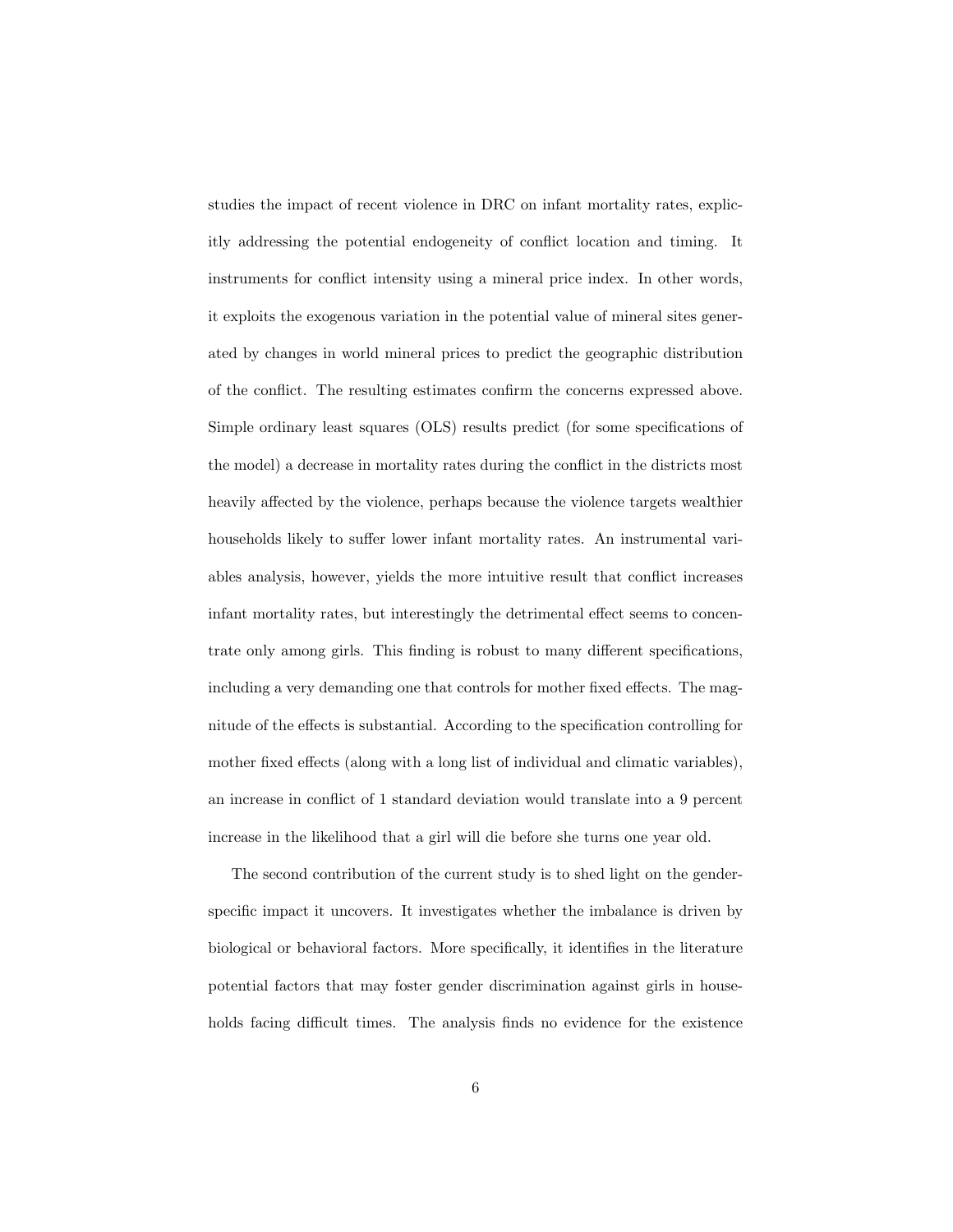studies the impact of recent violence in DRC on infant mortality rates, explicitly addressing the potential endogeneity of conflict location and timing. It instruments for conflict intensity using a mineral price index. In other words, it exploits the exogenous variation in the potential value of mineral sites generated by changes in world mineral prices to predict the geographic distribution of the conflict. The resulting estimates confirm the concerns expressed above. Simple ordinary least squares (OLS) results predict (for some specifications of the model) a decrease in mortality rates during the conflict in the districts most heavily affected by the violence, perhaps because the violence targets wealthier households likely to suffer lower infant mortality rates. An instrumental variables analysis, however, yields the more intuitive result that conflict increases infant mortality rates, but interestingly the detrimental effect seems to concentrate only among girls. This finding is robust to many different specifications, including a very demanding one that controls for mother fixed effects. The magnitude of the effects is substantial. According to the specification controlling for mother fixed effects (along with a long list of individual and climatic variables), an increase in conflict of 1 standard deviation would translate into a 9 percent increase in the likelihood that a girl will die before she turns one year old.

The second contribution of the current study is to shed light on the gender-specific impact it uncovers. It investigates whether the imbalance is driven by biological or behavioral factors. More specifically, it identifies in the literature potential factors that may foster gender discrimination against girls in households facing difficult times. The analysis finds no evidence for the existence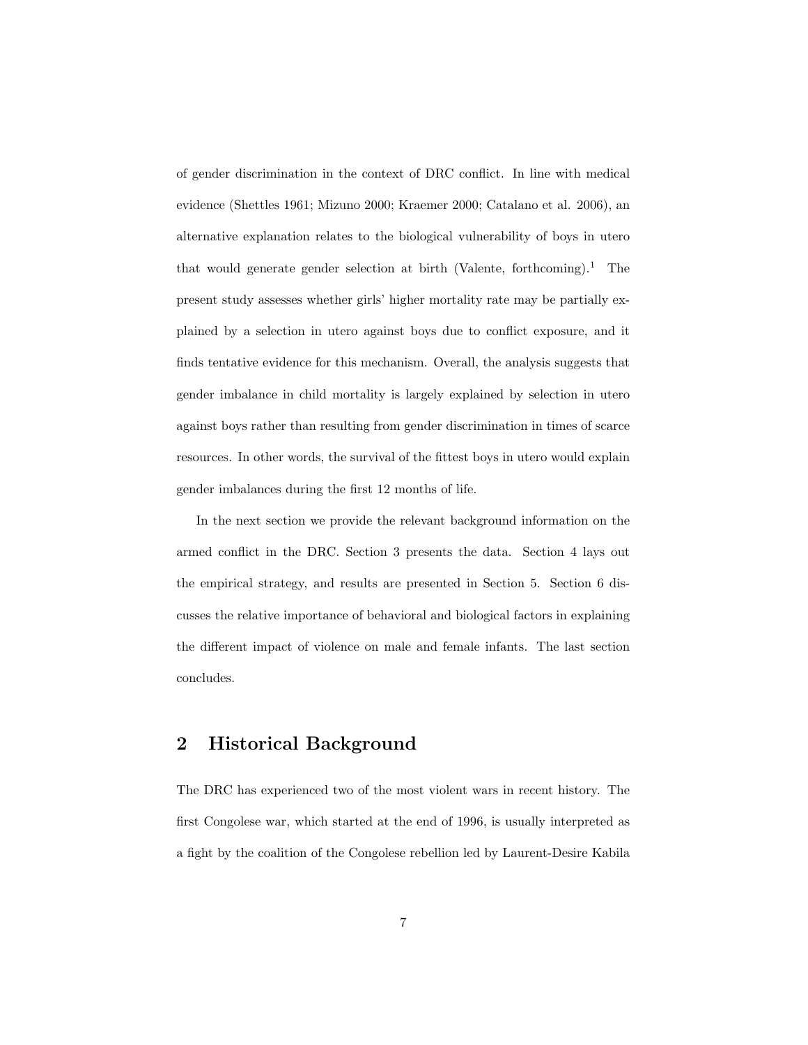of gender discrimination in the context of DRC conflict. In line with medical evidence (Shettles 1961; Mizuno 2000; Kraemer 2000; Catalano et al. 2006), an alternative explanation relates to the biological vulnerability of boys in utero that would generate gender selection at birth (Valente, forthcoming).[1] The present study assesses whether girls' higher mortality rate may be partially explained by a selection in utero against boys due to conflict exposure, and it finds tentative evidence for this mechanism. Overall, the analysis suggests that gender imbalance in child mortality is largely explained by selection in utero against boys rather than resulting from gender discrimination in times of scarce resources. In other words, the survival of the fittest boys in utero would explain gender imbalances during the first 12 months of life.

In the next section we provide the relevant background information on the armed conflict in the DRC. Section 3 presents the data. Section 4 lays out the empirical strategy, and results are presented in Section 5. Section 6 discusses the relative importance of behavioral and biological factors in explaining the different impact of violence on male and female infants. The last section concludes.

## 2 Historical Background

The DRC has experienced two of the most violent wars in recent history. The first Congolese war, which started at the end of 1996, is usually interpreted as a fight by the coalition of the Congolese rebellion led by Laurent-Desire Kabila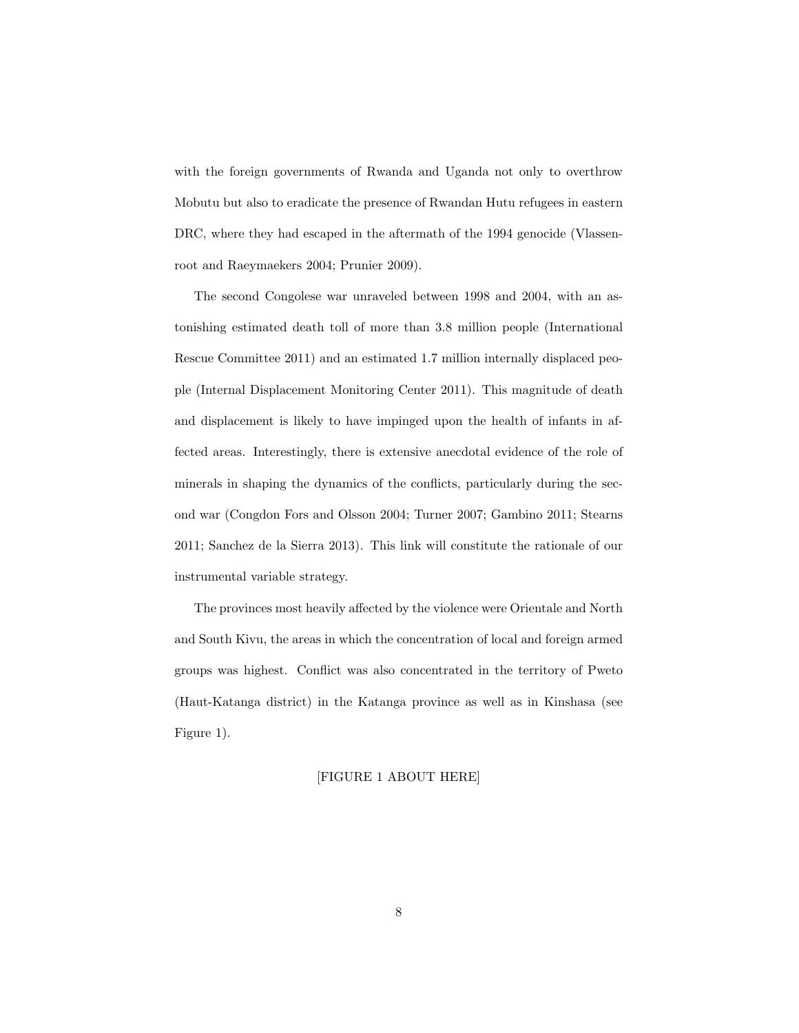with the foreign governments of Rwanda and Uganda not only to overthrow Mobutu but also to eradicate the presence of Rwandan Hutu refugees in eastern DRC, where they had escaped in the aftermath of the 1994 genocide (Vlassenroot and Raeymaekers 2004; Prunier 2009).

The second Congolese war unraveled between 1998 and 2004, with an astonishing estimated death toll of more than 3.8 million people (International Rescue Committee 2011) and an estimated 1.7 million internally displaced people (Internal Displacement Monitoring Center 2011). This magnitude of death and displacement is likely to have impinged upon the health of infants in affected areas. Interestingly, there is extensive anecdotal evidence of the role of minerals in shaping the dynamics of the conflicts, particularly during the second war (Congdon Fors and Olsson 2004; Turner 2007; Gambino 2011; Stearns 2011; Sanchez de la Sierra 2013). This link will constitute the rationale of our instrumental variable strategy.

The provinces most heavily affected by the violence were Orientale and North and South Kivu, the areas in which the concentration of local and foreign armed groups was highest. Conflict was also concentrated in the territory of Pweto (Haut-Katanga district) in the Katanga province as well as in Kinshasa (see Figure 1).

[FIGURE 1 ABOUT HERE]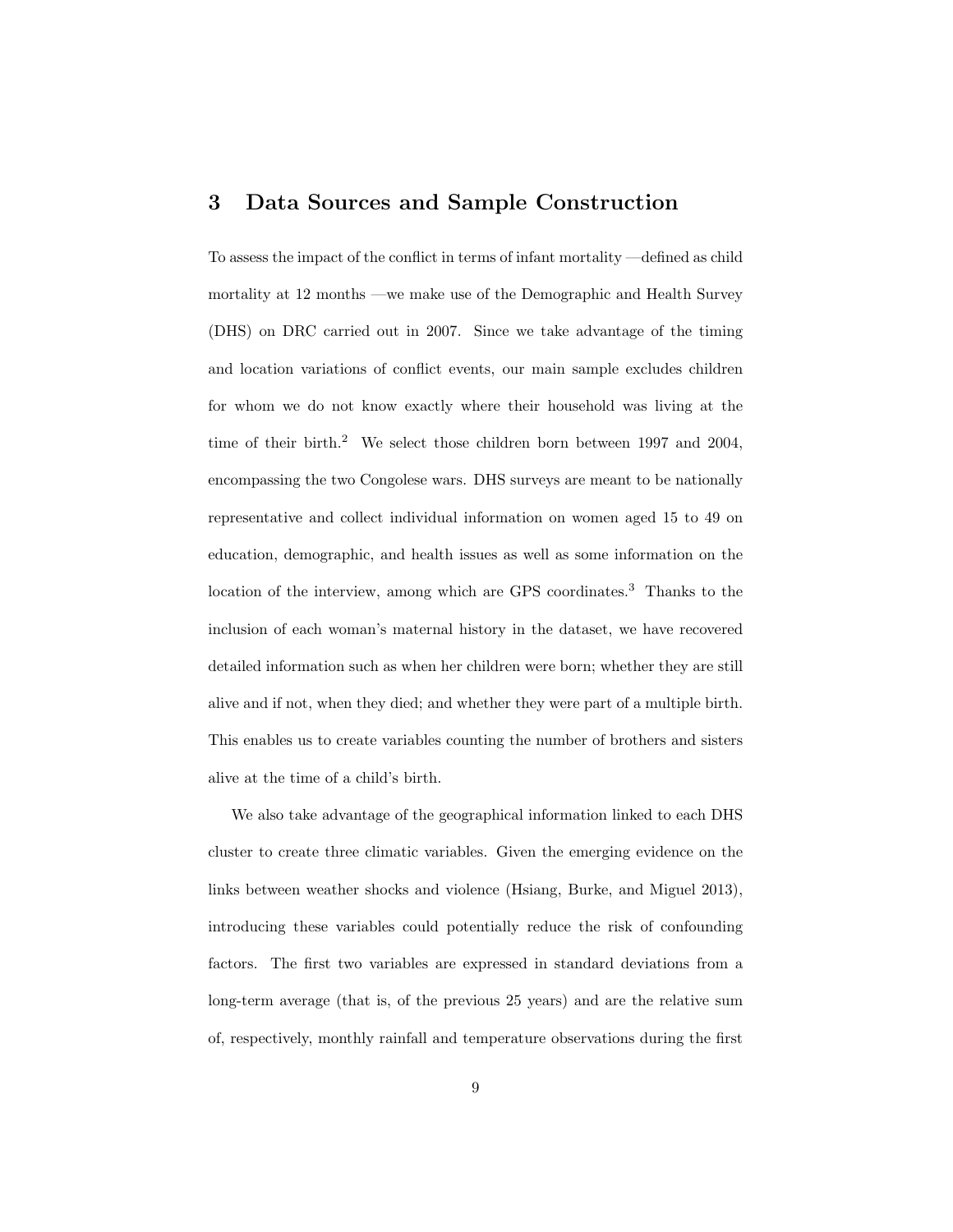## 3 Data Sources and Sample Construction

To assess the impact of the conflict in terms of infant mortality —defined as child mortality at 12 months —we make use of the Demographic and Health Survey (DHS) on DRC carried out in 2007. Since we take advantage of the timing and location variations of conflict events, our main sample excludes children for whom we do not know exactly where their household was living at the time of their birth.[2] We select those children born between 1997 and 2004, encompassing the two Congolese wars. DHS surveys are meant to be nationally representative and collect individual information on women aged 15 to 49 on education, demographic, and health issues as well as some information on the location of the interview, among which are GPS coordinates.[3] Thanks to the inclusion of each woman's maternal history in the dataset, we have recovered detailed information such as when her children were born; whether they are still alive and if not, when they died; and whether they were part of a multiple birth. This enables us to create variables counting the number of brothers and sisters alive at the time of a child's birth.

We also take advantage of the geographical information linked to each DHS cluster to create three climatic variables. Given the emerging evidence on the links between weather shocks and violence (Hsiang, Burke, and Miguel 2013), introducing these variables could potentially reduce the risk of confounding factors. The first two variables are expressed in standard deviations from a long-term average (that is, of the previous 25 years) and are the relative sum of, respectively, monthly rainfall and temperature observations during the first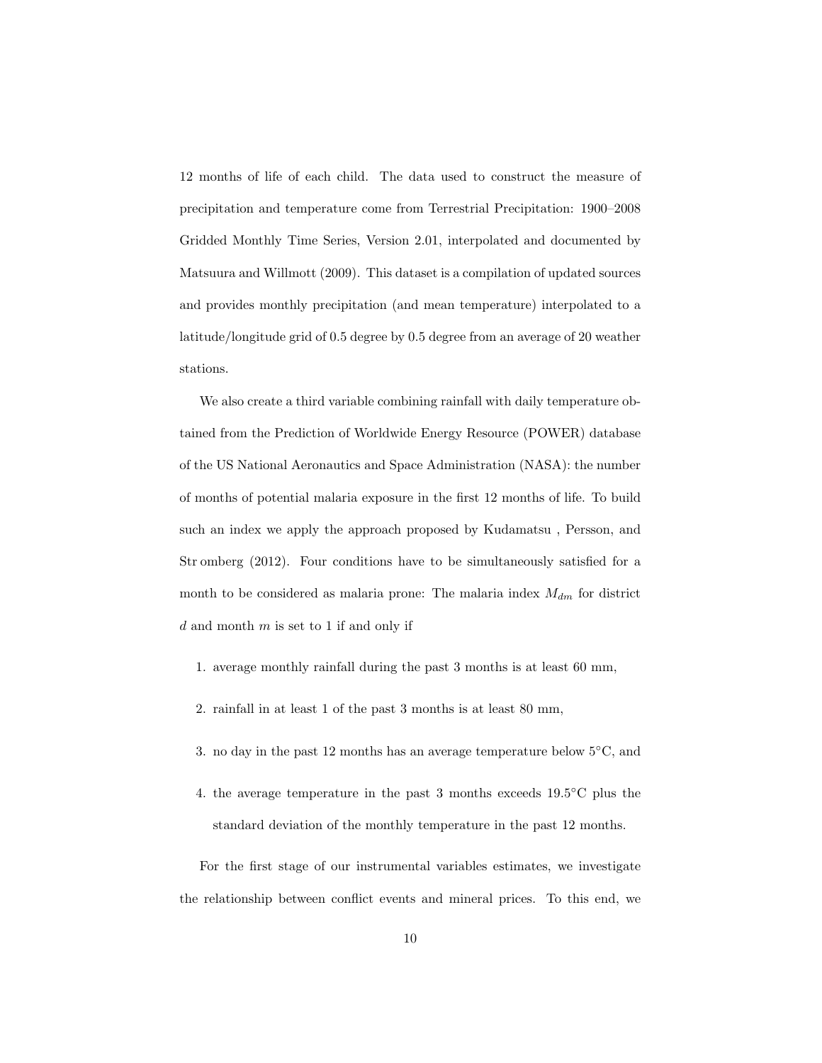12 months of life of each child. The data used to construct the measure of precipitation and temperature come from Terrestrial Precipitation: 1900–2008 Gridded Monthly Time Series, Version 2.01, interpolated and documented by Matsuura and Willmott (2009). This dataset is a compilation of updated sources and provides monthly precipitation (and mean temperature) interpolated to a latitude/longitude grid of 0.5 degree by 0.5 degree from an average of 20 weather stations.

We also create a third variable combining rainfall with daily temperature obtained from the Prediction of Worldwide Energy Resource (POWER) database of the US National Aeronautics and Space Administration (NASA): the number of months of potential malaria exposure in the first 12 months of life. To build such an index we apply the approach proposed by Kudamatsu , Persson, and Str omberg (2012). Four conditions have to be simultaneously satisfied for a month to be considered as malaria prone: The malaria index $M_{dm}$ for district $d$ and month $m$ is set to 1 if and only if

1. average monthly rainfall during the past 3 months is at least 60 mm,
2. rainfall in at least 1 of the past 3 months is at least 80 mm,
3. no day in the past 12 months has an average temperature below 5°C, and
4. the average temperature in the past 3 months exceeds 19.5°C plus the standard deviation of the monthly temperature in the past 12 months.

For the first stage of our instrumental variables estimates, we investigate the relationship between conflict events and mineral prices. To this end, we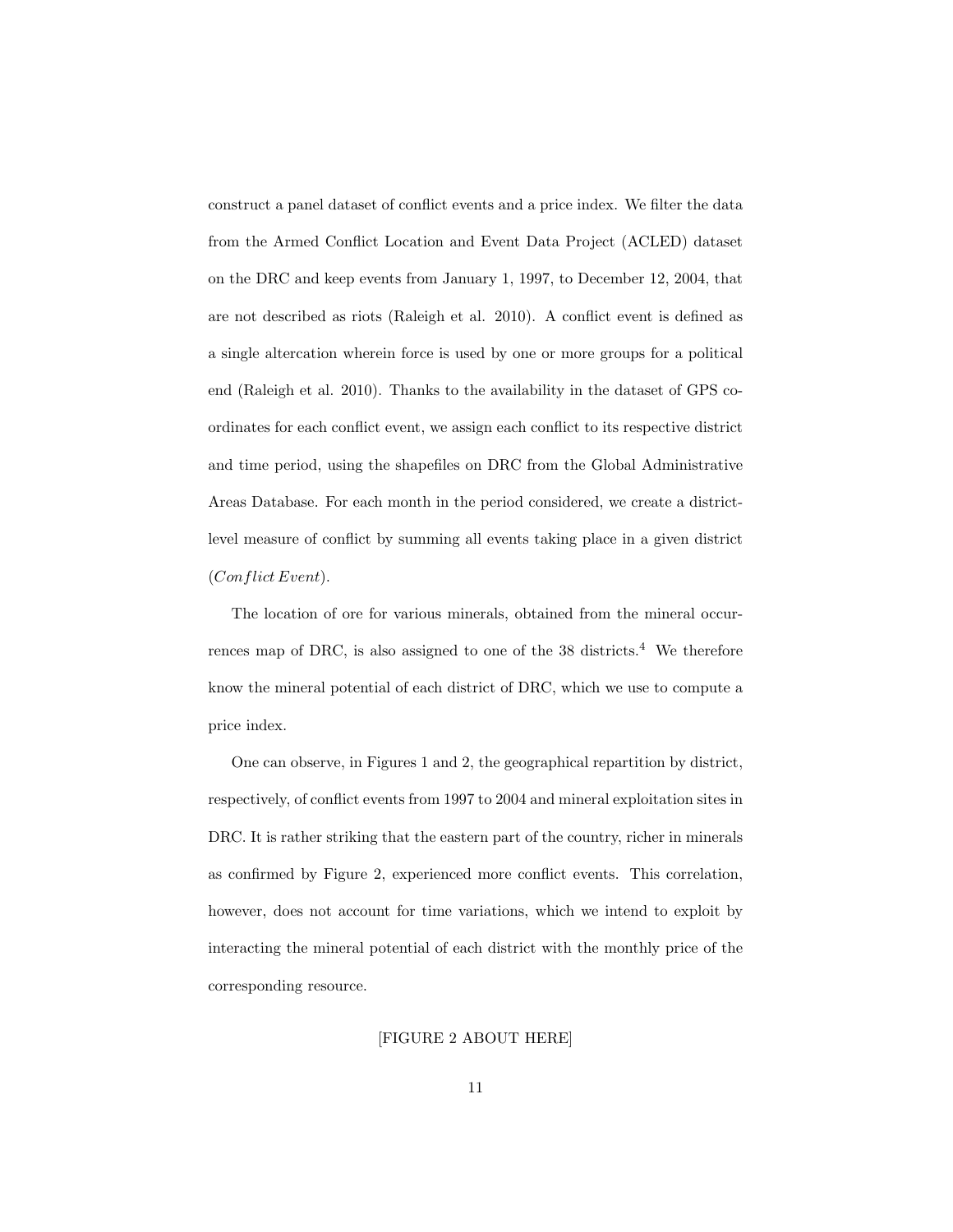construct a panel dataset of conflict events and a price index. We filter the data from the Armed Conflict Location and Event Data Project (ACLED) dataset on the DRC and keep events from January 1, 1997, to December 12, 2004, that are not described as riots (Raleigh et al. 2010). A conflict event is defined as a single altercation wherein force is used by one or more groups for a political end (Raleigh et al. 2010). Thanks to the availability in the dataset of GPS coordinates for each conflict event, we assign each conflict to its respective district and time period, using the shapefiles on DRC from the Global Administrative Areas Database. For each month in the period considered, we create a district-level measure of conflict by summing all events taking place in a given district ($Conflict\,Event$).

The location of ore for various minerals, obtained from the mineral occurrences map of DRC, is also assigned to one of the 38 districts.[4] We therefore know the mineral potential of each district of DRC, which we use to compute a price index.

One can observe, in Figures 1 and 2, the geographical repartition by district, respectively, of conflict events from 1997 to 2004 and mineral exploitation sites in DRC. It is rather striking that the eastern part of the country, richer in minerals as confirmed by Figure 2, experienced more conflict events. This correlation, however, does not account for time variations, which we intend to exploit by interacting the mineral potential of each district with the monthly price of the corresponding resource.

[FIGURE 2 ABOUT HERE]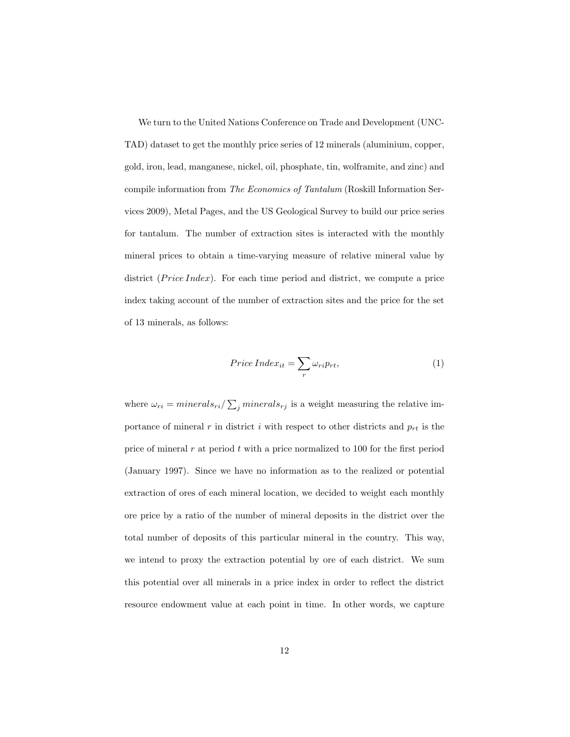We turn to the United Nations Conference on Trade and Development (UNCTAD) dataset to get the monthly price series of 12 minerals (aluminium, copper, gold, iron, lead, manganese, nickel, oil, phosphate, tin, wolframite, and zinc) and compile information from *The Economics of Tantalum* (Roskill Information Services 2009), Metal Pages, and the US Geological Survey to build our price series for tantalum. The number of extraction sites is interacted with the monthly mineral prices to obtain a time-varying measure of relative mineral value by district ($Price\,Index$). For each time period and district, we compute a price index taking account of the number of extraction sites and the price for the set of 13 minerals, as follows:

$$Price\,Index_{it} = \sum_{r} \omega_{ri} p_{rt}, \tag{1}$$

where $\omega_{ri} = minerals_{ri} / \sum_{j} minerals_{rj}$ is a weight measuring the relative importance of mineral $r$ in district $i$ with respect to other districts and $p_{rt}$ is the price of mineral $r$ at period $t$ with a price normalized to 100 for the first period (January 1997). Since we have no information as to the realized or potential extraction of ores of each mineral location, we decided to weight each monthly ore price by a ratio of the number of mineral deposits in the district over the total number of deposits of this particular mineral in the country. This way, we intend to proxy the extraction potential by ore of each district. We sum this potential over all minerals in a price index in order to reflect the district resource endowment value at each point in time. In other words, we capture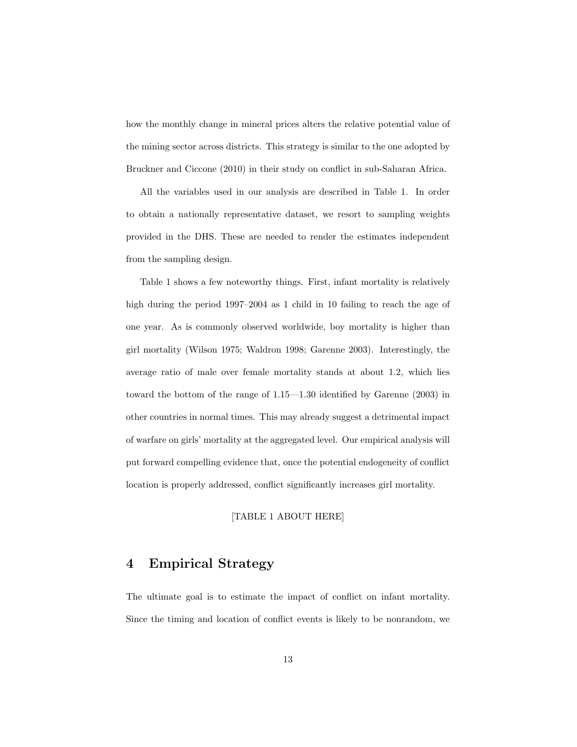how the monthly change in mineral prices alters the relative potential value of the mining sector across districts. This strategy is similar to the one adopted by Bruckner and Ciccone (2010) in their study on conflict in sub-Saharan Africa.

All the variables used in our analysis are described in Table 1. In order to obtain a nationally representative dataset, we resort to sampling weights provided in the DHS. These are needed to render the estimates independent from the sampling design.

Table 1 shows a few noteworthy things. First, infant mortality is relatively high during the period 1997–2004 as 1 child in 10 failing to reach the age of one year. As is commonly observed worldwide, boy mortality is higher than girl mortality (Wilson 1975; Waldron 1998; Garenne 2003). Interestingly, the average ratio of male over female mortality stands at about 1.2, which lies toward the bottom of the range of 1.15—1.30 identified by Garenne (2003) in other countries in normal times. This may already suggest a detrimental impact of warfare on girls' mortality at the aggregated level. Our empirical analysis will put forward compelling evidence that, once the potential endogeneity of conflict location is properly addressed, conflict significantly increases girl mortality.

[TABLE 1 ABOUT HERE]

# 4 Empirical Strategy

The ultimate goal is to estimate the impact of conflict on infant mortality. Since the timing and location of conflict events is likely to be nonrandom, we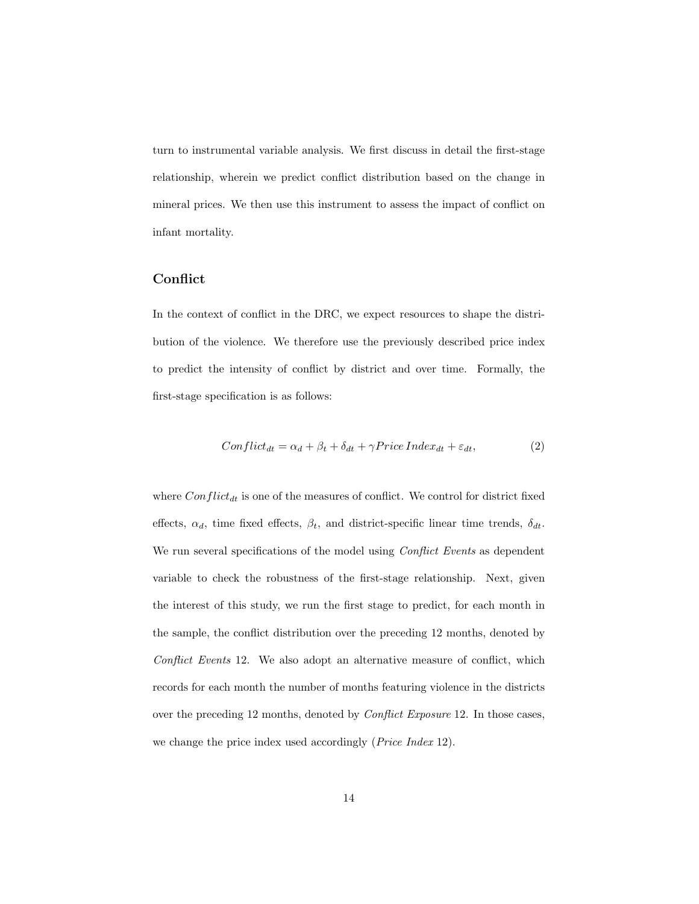turn to instrumental variable analysis. We first discuss in detail the first-stage relationship, wherein we predict conflict distribution based on the change in mineral prices. We then use this instrument to assess the impact of conflict on infant mortality.

## Conflict

In the context of conflict in the DRC, we expect resources to shape the distribution of the violence. We therefore use the previously described price index to predict the intensity of conflict by district and over time. Formally, the first-stage specification is as follows:

$$Conflict_{dt} = \alpha_d + \beta_t + \delta_{dt} + \gamma Price\,Index_{dt} + \varepsilon_{dt}, \tag{2}$$

where $Conflict_{dt}$ is one of the measures of conflict. We control for district fixed effects, $\alpha_d$, time fixed effects, $\beta_t$, and district-specific linear time trends, $\delta_{dt}$. We run several specifications of the model using *Conflict Events* as dependent variable to check the robustness of the first-stage relationship. Next, given the interest of this study, we run the first stage to predict, for each month in the sample, the conflict distribution over the preceding 12 months, denoted by *Conflict Events* 12. We also adopt an alternative measure of conflict, which records for each month the number of months featuring violence in the districts over the preceding 12 months, denoted by *Conflict Exposure* 12. In those cases, we change the price index used accordingly (*Price Index* 12).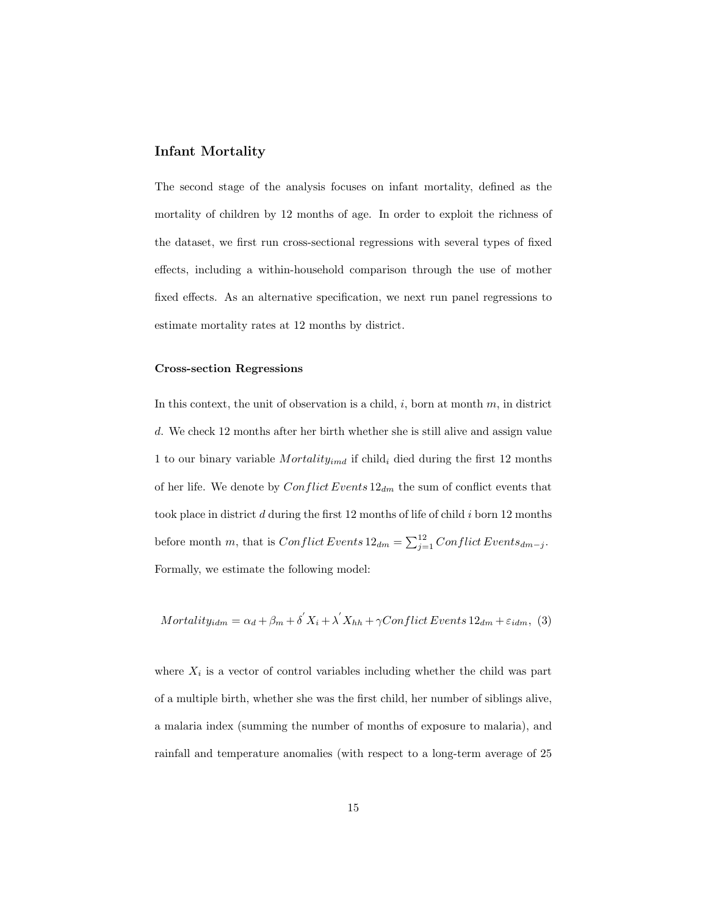## Infant Mortality

The second stage of the analysis focuses on infant mortality, defined as the mortality of children by 12 months of age. In order to exploit the richness of the dataset, we first run cross-sectional regressions with several types of fixed effects, including a within-household comparison through the use of mother fixed effects. As an alternative specification, we next run panel regressions to estimate mortality rates at 12 months by district.

### Cross-section Regressions

In this context, the unit of observation is a child, $i$, born at month $m$, in district $d$. We check 12 months after her birth whether she is still alive and assign value 1 to our binary variable $Mortality_{imd}$ if child$_i$ died during the first 12 months of her life. We denote by $Conflict\,Events\,12_{dm}$ the sum of conflict events that took place in district $d$ during the first 12 months of life of child $i$ born 12 months before month $m$, that is $Conflict\,Events\,12_{dm} = \sum_{j=1}^{12} Conflict\,Events_{dm-j}$. Formally, we estimate the following model:

$$Mortality_{idm} = \alpha_d + \beta_m + \delta^{'} X_i + \lambda^{'} X_{hh} + \gamma Conflict\,Events\,12_{dm} + \varepsilon_{idm}, \quad (3)$$

where $X_i$ is a vector of control variables including whether the child was part of a multiple birth, whether she was the first child, her number of siblings alive, a malaria index (summing the number of months of exposure to malaria), and rainfall and temperature anomalies (with respect to a long-term average of 25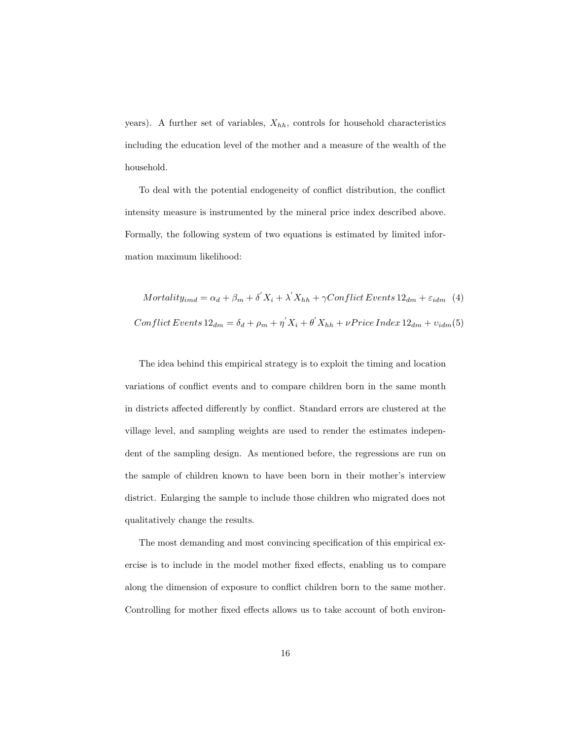years). A further set of variables, $X_{hh}$, controls for household characteristics including the education level of the mother and a measure of the wealth of the household.

To deal with the potential endogeneity of conflict distribution, the conflict intensity measure is instrumented by the mineral price index described above. Formally, the following system of two equations is estimated by limited information maximum likelihood:

$$Mortality_{imd} = \alpha_d + \beta_m + \delta^{'} X_i + \lambda^{'} X_{hh} + \gamma Conflict\, Events\, 12_{dm} + \varepsilon_{idm} \quad (4)$$

$$Conflict\, Events\, 12_{dm} = \delta_d + \rho_m + \eta^{'} X_i + \theta^{'} X_{hh} + \nu Price\, Index\, 12_{dm} + \upsilon_{idm} \quad (5)$$

The idea behind this empirical strategy is to exploit the timing and location variations of conflict events and to compare children born in the same month in districts affected differently by conflict. Standard errors are clustered at the village level, and sampling weights are used to render the estimates independent of the sampling design. As mentioned before, the regressions are run on the sample of children known to have been born in their mother's interview district. Enlarging the sample to include those children who migrated does not qualitatively change the results.

The most demanding and most convincing specification of this empirical exercise is to include in the model mother fixed effects, enabling us to compare along the dimension of exposure to conflict children born to the same mother. Controlling for mother fixed effects allows us to take account of both environ-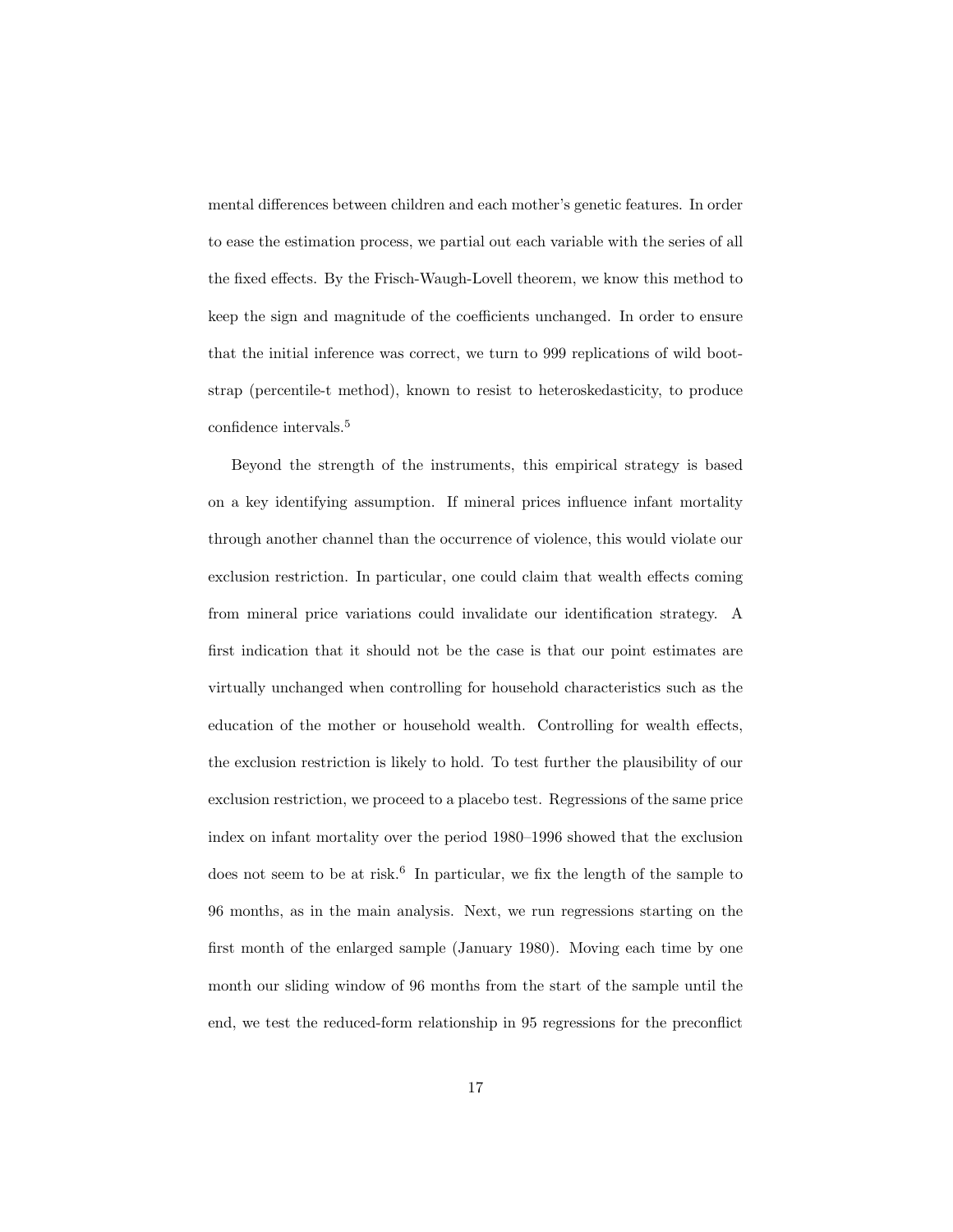mental differences between children and each mother's genetic features. In order to ease the estimation process, we partial out each variable with the series of all the fixed effects. By the Frisch-Waugh-Lovell theorem, we know this method to keep the sign and magnitude of the coefficients unchanged. In order to ensure that the initial inference was correct, we turn to 999 replications of wild bootstrap (percentile-t method), known to resist to heteroskedasticity, to produce confidence intervals.[5]

Beyond the strength of the instruments, this empirical strategy is based on a key identifying assumption. If mineral prices influence infant mortality through another channel than the occurrence of violence, this would violate our exclusion restriction. In particular, one could claim that wealth effects coming from mineral price variations could invalidate our identification strategy. A first indication that it should not be the case is that our point estimates are virtually unchanged when controlling for household characteristics such as the education of the mother or household wealth. Controlling for wealth effects, the exclusion restriction is likely to hold. To test further the plausibility of our exclusion restriction, we proceed to a placebo test. Regressions of the same price index on infant mortality over the period 1980–1996 showed that the exclusion does not seem to be at risk.[6] In particular, we fix the length of the sample to 96 months, as in the main analysis. Next, we run regressions starting on the first month of the enlarged sample (January 1980). Moving each time by one month our sliding window of 96 months from the start of the sample until the end, we test the reduced-form relationship in 95 regressions for the preconflict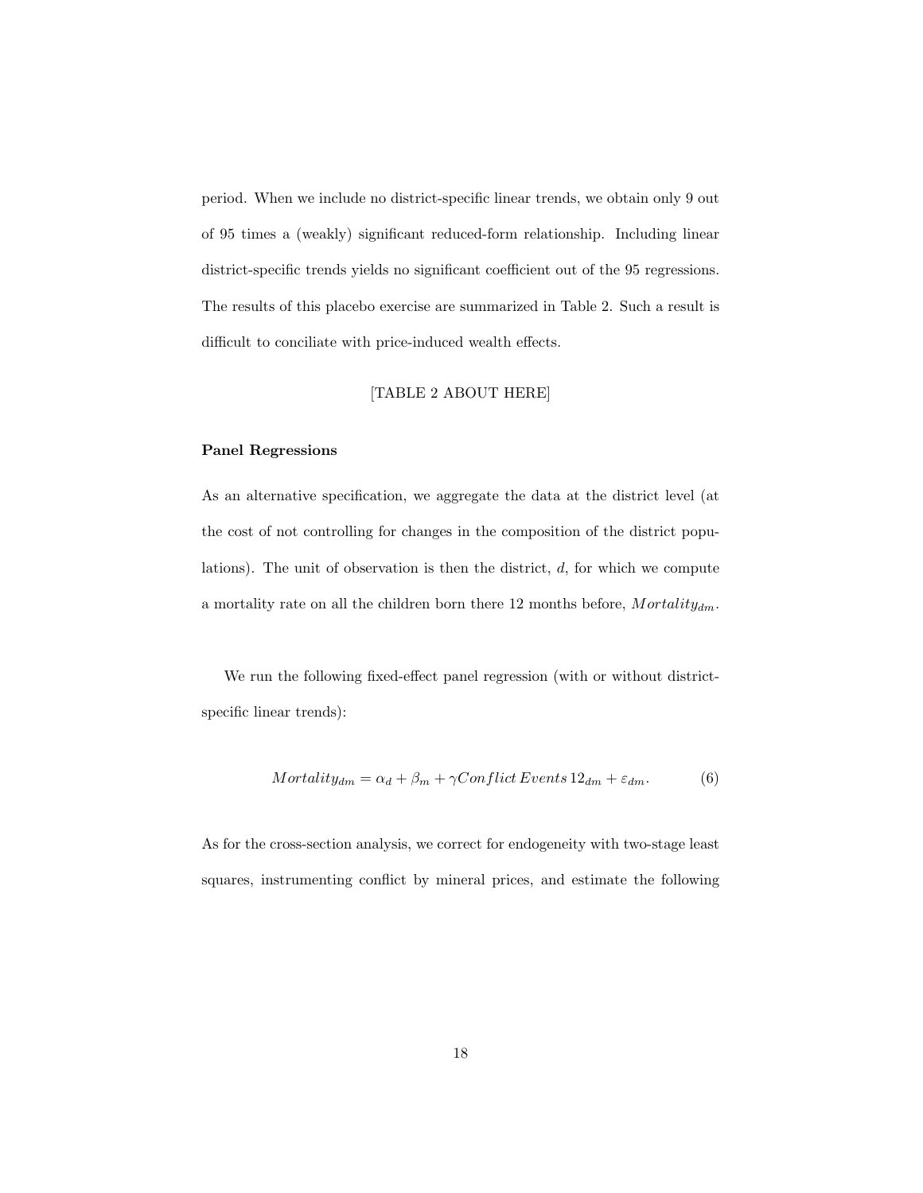period. When we include no district-specific linear trends, we obtain only 9 out of 95 times a (weakly) significant reduced-form relationship. Including linear district-specific trends yields no significant coefficient out of the 95 regressions. The results of this placebo exercise are summarized in Table 2. Such a result is difficult to conciliate with price-induced wealth effects.

[TABLE 2 ABOUT HERE]

**Panel Regressions**

As an alternative specification, we aggregate the data at the district level (at the cost of not controlling for changes in the composition of the district populations). The unit of observation is then the district, $d$, for which we compute a mortality rate on all the children born there 12 months before, $Mortality_{dm}$.

We run the following fixed-effect panel regression (with or without district-specific linear trends):

$$Mortality_{dm} = \alpha_d + \beta_m + \gamma Conflict\,Events\,12_{dm} + \varepsilon_{dm}. \tag{6}$$

As for the cross-section analysis, we correct for endogeneity with two-stage least squares, instrumenting conflict by mineral prices, and estimate the following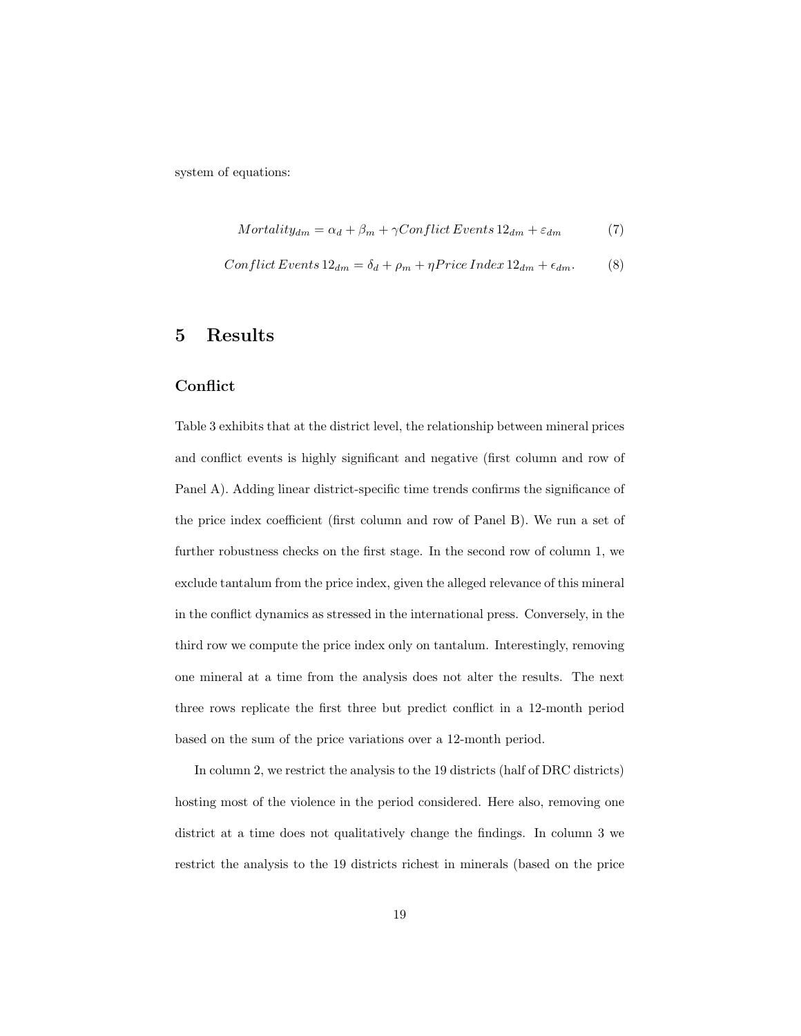system of equations:

$$Mortality_{dm} = \alpha_d + \beta_m + \gamma Conflict\,Events\,12_{dm} + \varepsilon_{dm} \tag{7}$$

$$Conflict\,Events\,12_{dm} = \delta_d + \rho_m + \eta Price\,Index\,12_{dm} + \epsilon_{dm}. \tag{8}$$

# 5 Results

### Conflict

Table 3 exhibits that at the district level, the relationship between mineral prices and conflict events is highly significant and negative (first column and row of Panel A). Adding linear district-specific time trends confirms the significance of the price index coefficient (first column and row of Panel B). We run a set of further robustness checks on the first stage. In the second row of column 1, we exclude tantalum from the price index, given the alleged relevance of this mineral in the conflict dynamics as stressed in the international press. Conversely, in the third row we compute the price index only on tantalum. Interestingly, removing one mineral at a time from the analysis does not alter the results. The next three rows replicate the first three but predict conflict in a 12-month period based on the sum of the price variations over a 12-month period.

In column 2, we restrict the analysis to the 19 districts (half of DRC districts) hosting most of the violence in the period considered. Here also, removing one district at a time does not qualitatively change the findings. In column 3 we restrict the analysis to the 19 districts richest in minerals (based on the price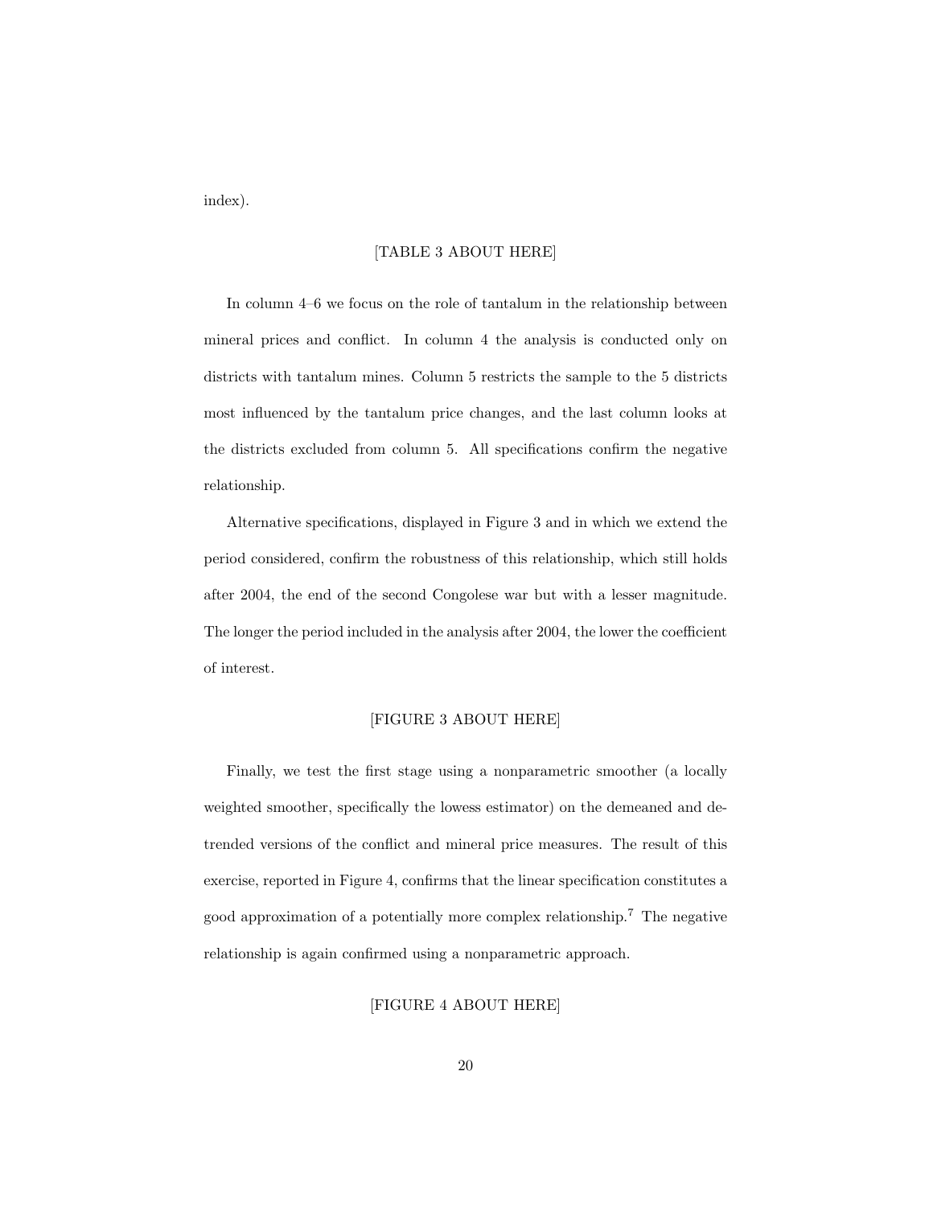index).

[TABLE 3 ABOUT HERE]

In column 4–6 we focus on the role of tantalum in the relationship between mineral prices and conflict. In column 4 the analysis is conducted only on districts with tantalum mines. Column 5 restricts the sample to the 5 districts most influenced by the tantalum price changes, and the last column looks at the districts excluded from column 5. All specifications confirm the negative relationship.

Alternative specifications, displayed in Figure 3 and in which we extend the period considered, confirm the robustness of this relationship, which still holds after 2004, the end of the second Congolese war but with a lesser magnitude. The longer the period included in the analysis after 2004, the lower the coefficient of interest.

[FIGURE 3 ABOUT HERE]

Finally, we test the first stage using a nonparametric smoother (a locally weighted smoother, specifically the lowess estimator) on the demeaned and detrended versions of the conflict and mineral price measures. The result of this exercise, reported in Figure 4, confirms that the linear specification constitutes a good approximation of a potentially more complex relationship.[7] The negative relationship is again confirmed using a nonparametric approach.

[FIGURE 4 ABOUT HERE]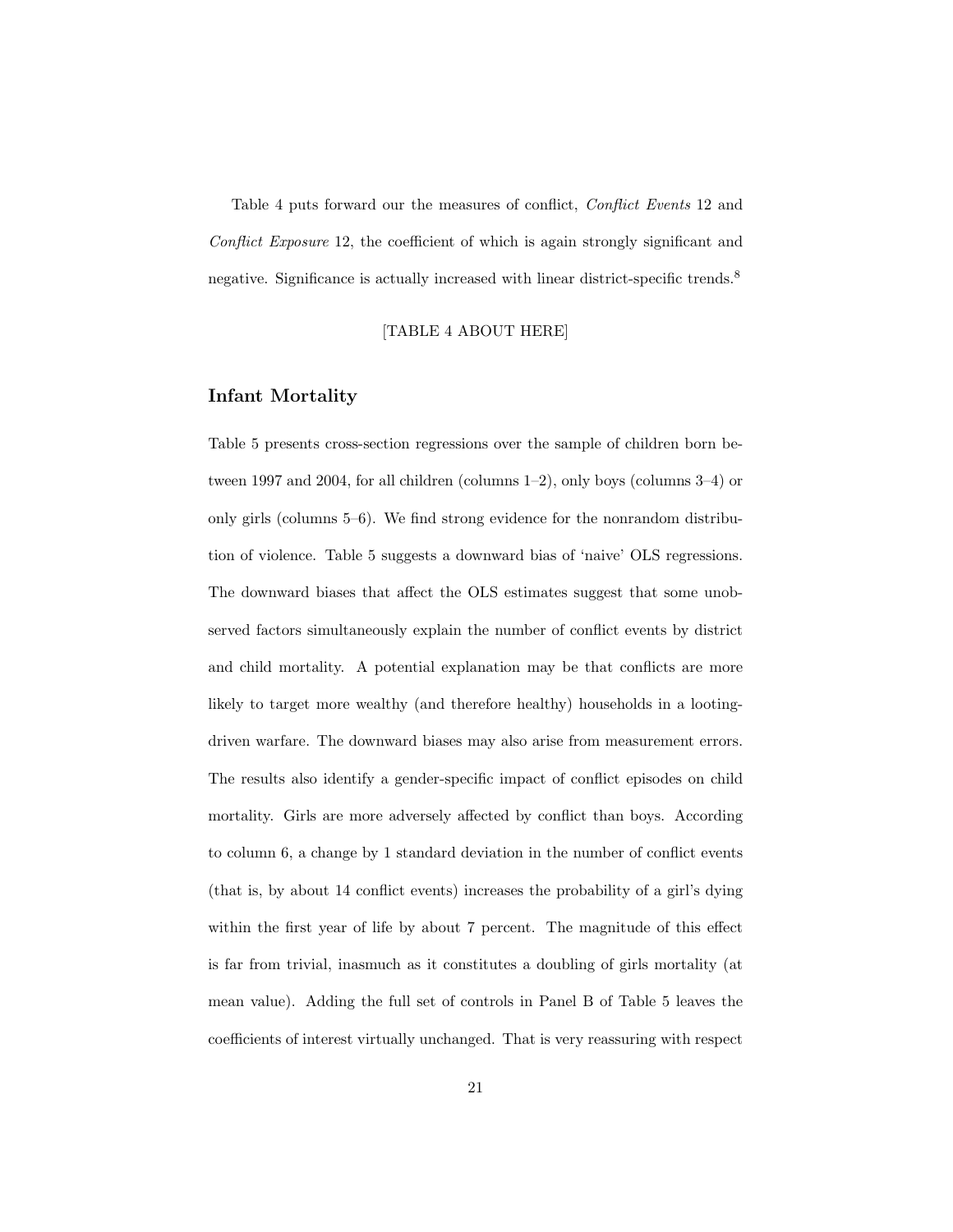Table 4 puts forward our the measures of conflict, *Conflict Events* 12 and *Conflict Exposure* 12, the coefficient of which is again strongly significant and negative. Significance is actually increased with linear district-specific trends.[8]

[TABLE 4 ABOUT HERE]

## Infant Mortality

Table 5 presents cross-section regressions over the sample of children born between 1997 and 2004, for all children (columns 1–2), only boys (columns 3–4) or only girls (columns 5–6). We find strong evidence for the nonrandom distribution of violence. Table 5 suggests a downward bias of 'naive' OLS regressions. The downward biases that affect the OLS estimates suggest that some unobserved factors simultaneously explain the number of conflict events by district and child mortality. A potential explanation may be that conflicts are more likely to target more wealthy (and therefore healthy) households in a looting-driven warfare. The downward biases may also arise from measurement errors. The results also identify a gender-specific impact of conflict episodes on child mortality. Girls are more adversely affected by conflict than boys. According to column 6, a change by 1 standard deviation in the number of conflict events (that is, by about 14 conflict events) increases the probability of a girl's dying within the first year of life by about 7 percent. The magnitude of this effect is far from trivial, inasmuch as it constitutes a doubling of girls mortality (at mean value). Adding the full set of controls in Panel B of Table 5 leaves the coefficients of interest virtually unchanged. That is very reassuring with respect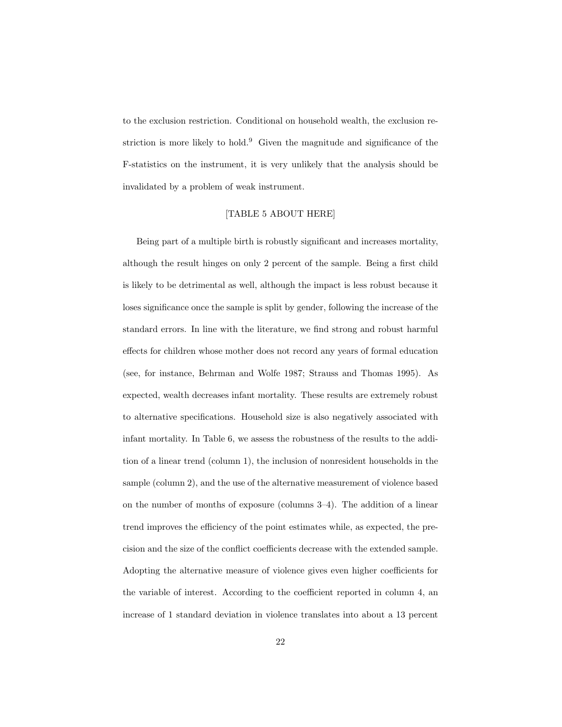to the exclusion restriction. Conditional on household wealth, the exclusion restriction is more likely to hold.[9] Given the magnitude and significance of the F-statistics on the instrument, it is very unlikely that the analysis should be invalidated by a problem of weak instrument.

[TABLE 5 ABOUT HERE]

Being part of a multiple birth is robustly significant and increases mortality, although the result hinges on only 2 percent of the sample. Being a first child is likely to be detrimental as well, although the impact is less robust because it loses significance once the sample is split by gender, following the increase of the standard errors. In line with the literature, we find strong and robust harmful effects for children whose mother does not record any years of formal education (see, for instance, Behrman and Wolfe 1987; Strauss and Thomas 1995). As expected, wealth decreases infant mortality. These results are extremely robust to alternative specifications. Household size is also negatively associated with infant mortality. In Table 6, we assess the robustness of the results to the addition of a linear trend (column 1), the inclusion of nonresident households in the sample (column 2), and the use of the alternative measurement of violence based on the number of months of exposure (columns 3–4). The addition of a linear trend improves the efficiency of the point estimates while, as expected, the precision and the size of the conflict coefficients decrease with the extended sample. Adopting the alternative measure of violence gives even higher coefficients for the variable of interest. According to the coefficient reported in column 4, an increase of 1 standard deviation in violence translates into about a 13 percent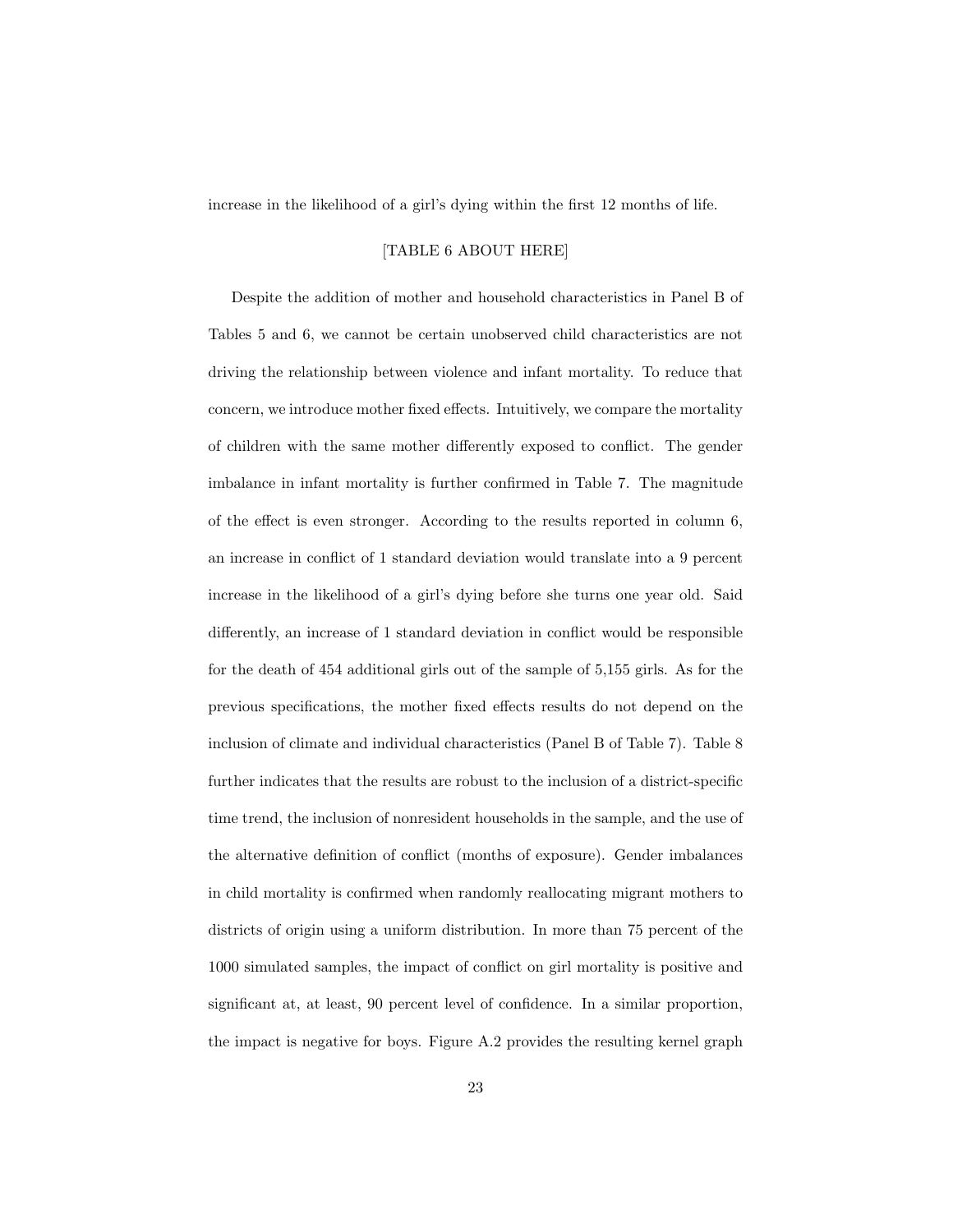increase in the likelihood of a girl's dying within the first 12 months of life.

[TABLE 6 ABOUT HERE]

Despite the addition of mother and household characteristics in Panel B of Tables 5 and 6, we cannot be certain unobserved child characteristics are not driving the relationship between violence and infant mortality. To reduce that concern, we introduce mother fixed effects. Intuitively, we compare the mortality of children with the same mother differently exposed to conflict. The gender imbalance in infant mortality is further confirmed in Table 7. The magnitude of the effect is even stronger. According to the results reported in column 6, an increase in conflict of 1 standard deviation would translate into a 9 percent increase in the likelihood of a girl's dying before she turns one year old. Said differently, an increase of 1 standard deviation in conflict would be responsible for the death of 454 additional girls out of the sample of 5,155 girls. As for the previous specifications, the mother fixed effects results do not depend on the inclusion of climate and individual characteristics (Panel B of Table 7). Table 8 further indicates that the results are robust to the inclusion of a district-specific time trend, the inclusion of nonresident households in the sample, and the use of the alternative definition of conflict (months of exposure). Gender imbalances in child mortality is confirmed when randomly reallocating migrant mothers to districts of origin using a uniform distribution. In more than 75 percent of the 1000 simulated samples, the impact of conflict on girl mortality is positive and significant at, at least, 90 percent level of confidence. In a similar proportion, the impact is negative for boys. Figure A.2 provides the resulting kernel graph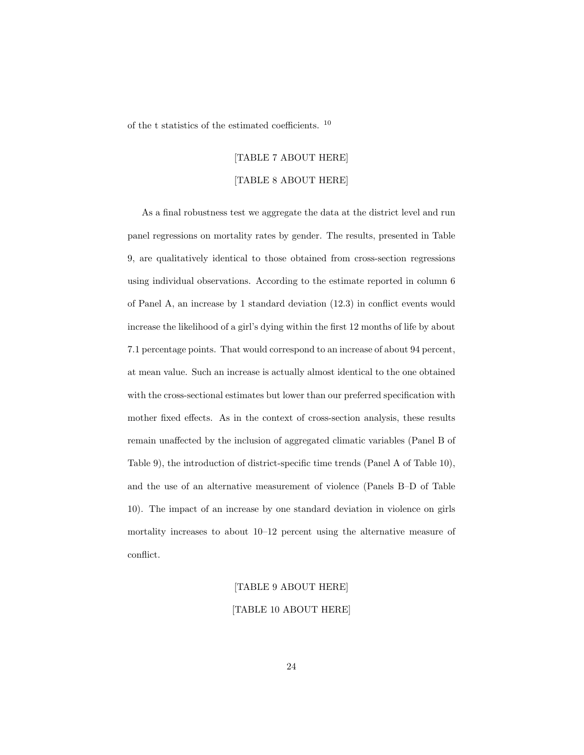of the t statistics of the estimated coefficients. [10]

[TABLE 7 ABOUT HERE]

[TABLE 8 ABOUT HERE]

As a final robustness test we aggregate the data at the district level and run panel regressions on mortality rates by gender. The results, presented in Table 9, are qualitatively identical to those obtained from cross-section regressions using individual observations. According to the estimate reported in column 6 of Panel A, an increase by 1 standard deviation (12.3) in conflict events would increase the likelihood of a girl's dying within the first 12 months of life by about 7.1 percentage points. That would correspond to an increase of about 94 percent, at mean value. Such an increase is actually almost identical to the one obtained with the cross-sectional estimates but lower than our preferred specification with mother fixed effects. As in the context of cross-section analysis, these results remain unaffected by the inclusion of aggregated climatic variables (Panel B of Table 9), the introduction of district-specific time trends (Panel A of Table 10), and the use of an alternative measurement of violence (Panels B–D of Table 10). The impact of an increase by one standard deviation in violence on girls mortality increases to about 10–12 percent using the alternative measure of conflict.

[TABLE 9 ABOUT HERE]

[TABLE 10 ABOUT HERE]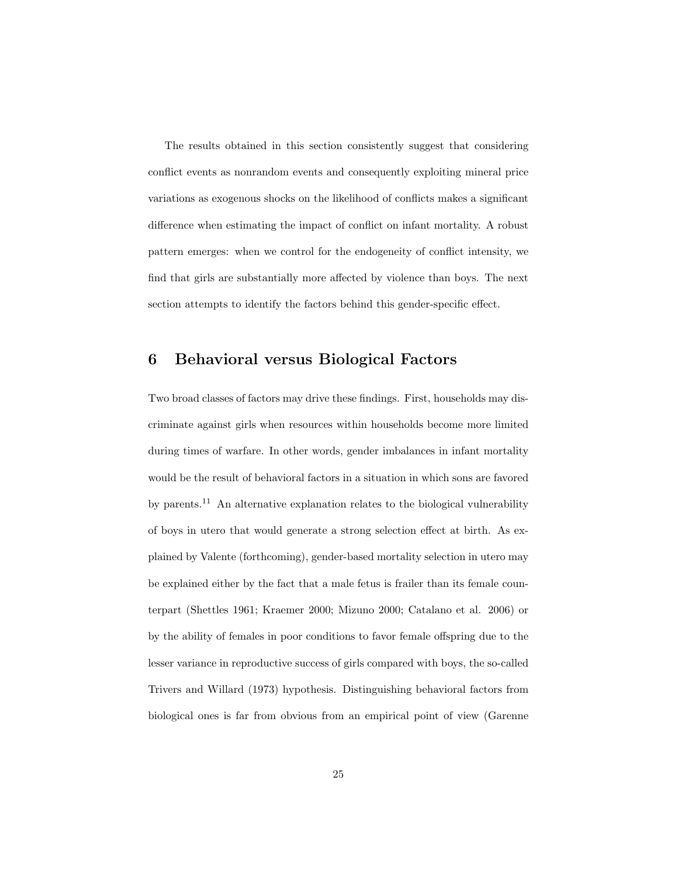The results obtained in this section consistently suggest that considering conflict events as nonrandom events and consequently exploiting mineral price variations as exogenous shocks on the likelihood of conflicts makes a significant difference when estimating the impact of conflict on infant mortality. A robust pattern emerges: when we control for the endogeneity of conflict intensity, we find that girls are substantially more affected by violence than boys. The next section attempts to identify the factors behind this gender-specific effect.

## 6 Behavioral versus Biological Factors

Two broad classes of factors may drive these findings. First, households may discriminate against girls when resources within households become more limited during times of warfare. In other words, gender imbalances in infant mortality would be the result of behavioral factors in a situation in which sons are favored by parents.[11] An alternative explanation relates to the biological vulnerability of boys in utero that would generate a strong selection effect at birth. As explained by Valente (forthcoming), gender-based mortality selection in utero may be explained either by the fact that a male fetus is frailer than its female counterpart (Shettles 1961; Kraemer 2000; Mizuno 2000; Catalano et al. 2006) or by the ability of females in poor conditions to favor female offspring due to the lesser variance in reproductive success of girls compared with boys, the so-called Trivers and Willard (1973) hypothesis. Distinguishing behavioral factors from biological ones is far from obvious from an empirical point of view (Garenne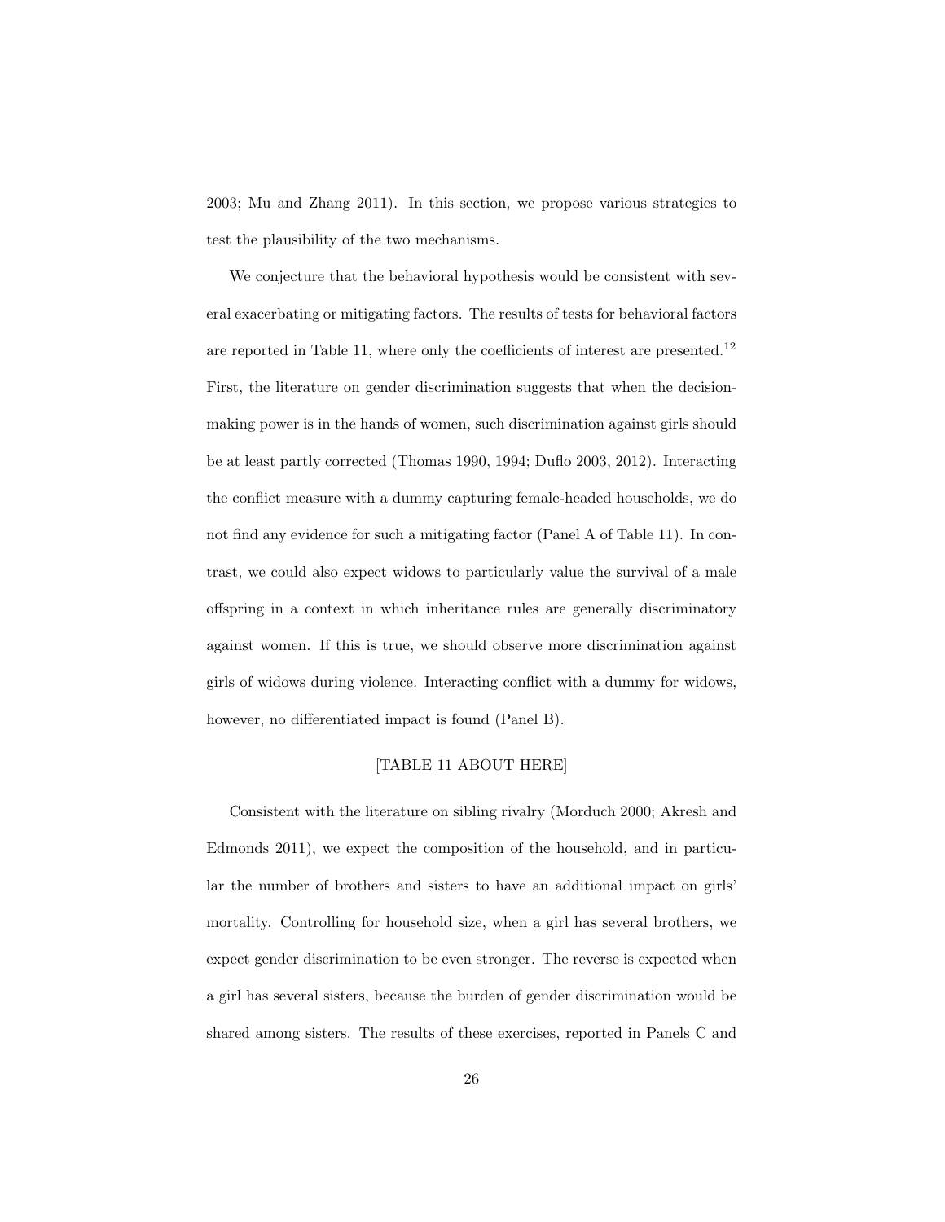2003; Mu and Zhang 2011). In this section, we propose various strategies to test the plausibility of the two mechanisms.

We conjecture that the behavioral hypothesis would be consistent with several exacerbating or mitigating factors. The results of tests for behavioral factors are reported in Table 11, where only the coefficients of interest are presented.[12] First, the literature on gender discrimination suggests that when the decision-making power is in the hands of women, such discrimination against girls should be at least partly corrected (Thomas 1990, 1994; Duflo 2003, 2012). Interacting the conflict measure with a dummy capturing female-headed households, we do not find any evidence for such a mitigating factor (Panel A of Table 11). In contrast, we could also expect widows to particularly value the survival of a male offspring in a context in which inheritance rules are generally discriminatory against women. If this is true, we should observe more discrimination against girls of widows during violence. Interacting conflict with a dummy for widows, however, no differentiated impact is found (Panel B).

[TABLE 11 ABOUT HERE]

Consistent with the literature on sibling rivalry (Morduch 2000; Akresh and Edmonds 2011), we expect the composition of the household, and in particular the number of brothers and sisters to have an additional impact on girls' mortality. Controlling for household size, when a girl has several brothers, we expect gender discrimination to be even stronger. The reverse is expected when a girl has several sisters, because the burden of gender discrimination would be shared among sisters. The results of these exercises, reported in Panels C and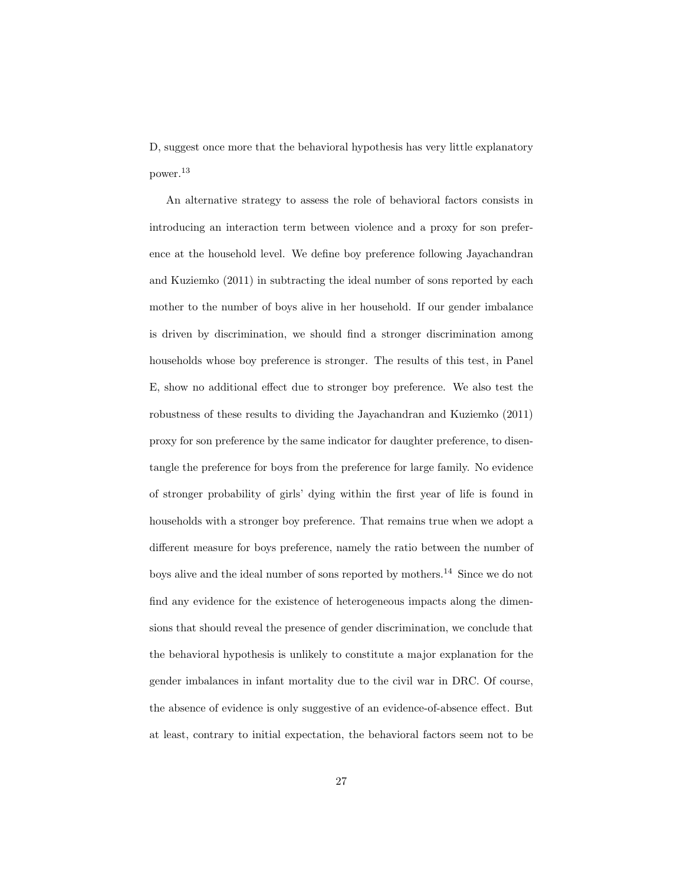D, suggest once more that the behavioral hypothesis has very little explanatory power.[13]

An alternative strategy to assess the role of behavioral factors consists in introducing an interaction term between violence and a proxy for son preference at the household level. We define boy preference following Jayachandran and Kuziemko (2011) in subtracting the ideal number of sons reported by each mother to the number of boys alive in her household. If our gender imbalance is driven by discrimination, we should find a stronger discrimination among households whose boy preference is stronger. The results of this test, in Panel E, show no additional effect due to stronger boy preference. We also test the robustness of these results to dividing the Jayachandran and Kuziemko (2011) proxy for son preference by the same indicator for daughter preference, to disentangle the preference for boys from the preference for large family. No evidence of stronger probability of girls' dying within the first year of life is found in households with a stronger boy preference. That remains true when we adopt a different measure for boys preference, namely the ratio between the number of boys alive and the ideal number of sons reported by mothers.[14] Since we do not find any evidence for the existence of heterogeneous impacts along the dimensions that should reveal the presence of gender discrimination, we conclude that the behavioral hypothesis is unlikely to constitute a major explanation for the gender imbalances in infant mortality due to the civil war in DRC. Of course, the absence of evidence is only suggestive of an evidence-of-absence effect. But at least, contrary to initial expectation, the behavioral factors seem not to be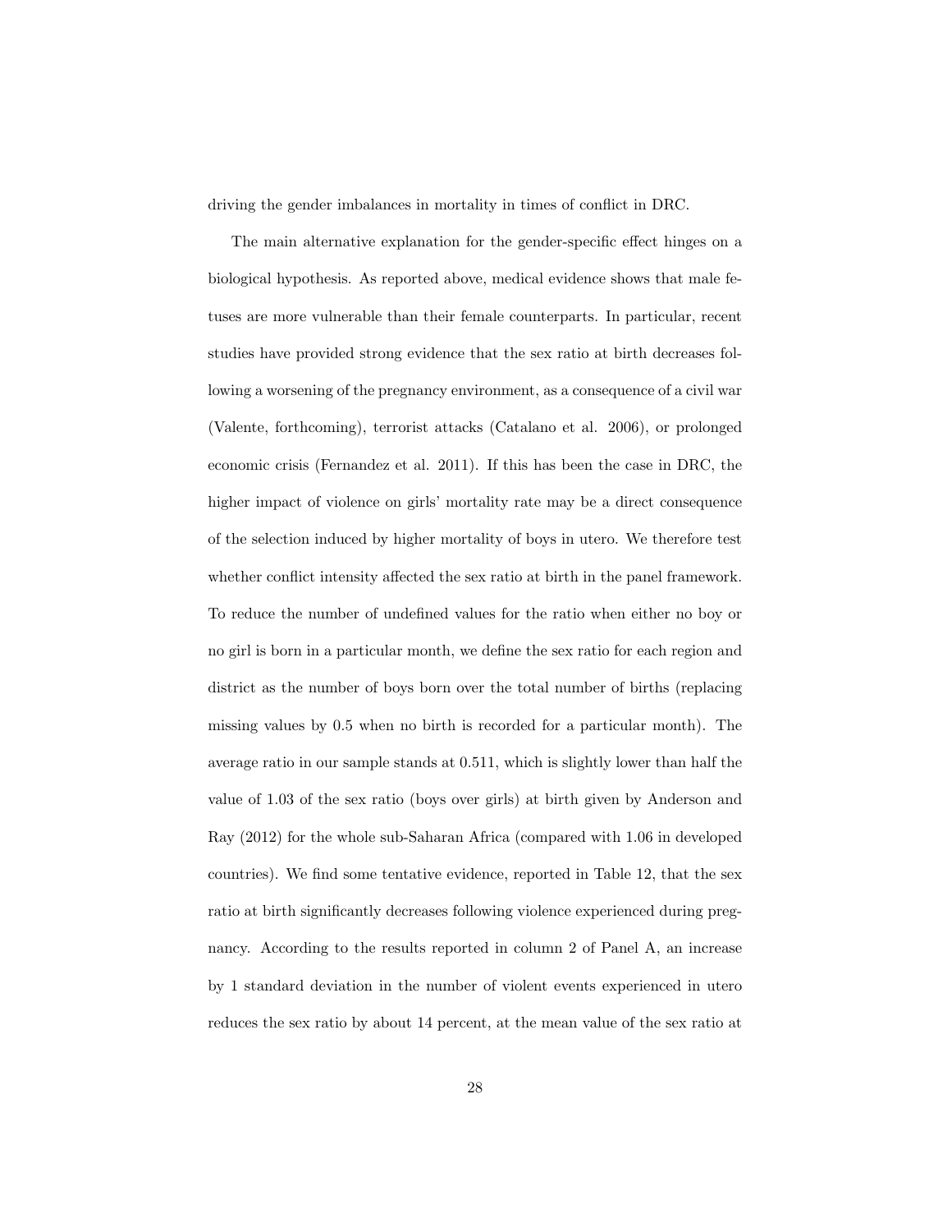driving the gender imbalances in mortality in times of conflict in DRC.

The main alternative explanation for the gender-specific effect hinges on a biological hypothesis. As reported above, medical evidence shows that male fetuses are more vulnerable than their female counterparts. In particular, recent studies have provided strong evidence that the sex ratio at birth decreases following a worsening of the pregnancy environment, as a consequence of a civil war (Valente, forthcoming), terrorist attacks (Catalano et al. 2006), or prolonged economic crisis (Fernandez et al. 2011). If this has been the case in DRC, the higher impact of violence on girls' mortality rate may be a direct consequence of the selection induced by higher mortality of boys in utero. We therefore test whether conflict intensity affected the sex ratio at birth in the panel framework. To reduce the number of undefined values for the ratio when either no boy or no girl is born in a particular month, we define the sex ratio for each region and district as the number of boys born over the total number of births (replacing missing values by 0.5 when no birth is recorded for a particular month). The average ratio in our sample stands at 0.511, which is slightly lower than half the value of 1.03 of the sex ratio (boys over girls) at birth given by Anderson and Ray (2012) for the whole sub-Saharan Africa (compared with 1.06 in developed countries). We find some tentative evidence, reported in Table 12, that the sex ratio at birth significantly decreases following violence experienced during pregnancy. According to the results reported in column 2 of Panel A, an increase by 1 standard deviation in the number of violent events experienced in utero reduces the sex ratio by about 14 percent, at the mean value of the sex ratio at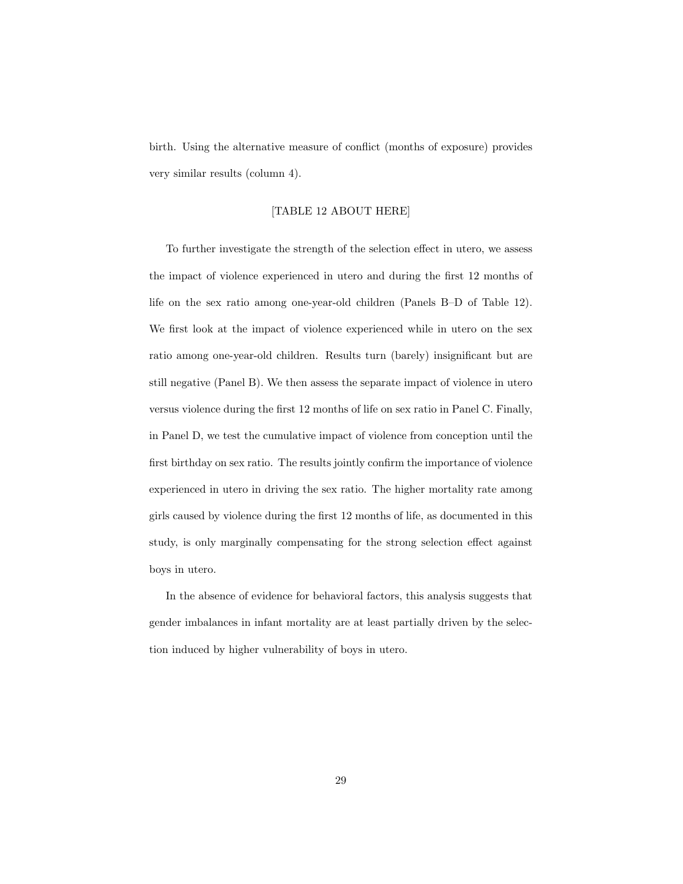birth. Using the alternative measure of conflict (months of exposure) provides very similar results (column 4).

[TABLE 12 ABOUT HERE]

To further investigate the strength of the selection effect in utero, we assess the impact of violence experienced in utero and during the first 12 months of life on the sex ratio among one-year-old children (Panels B–D of Table 12). We first look at the impact of violence experienced while in utero on the sex ratio among one-year-old children. Results turn (barely) insignificant but are still negative (Panel B). We then assess the separate impact of violence in utero versus violence during the first 12 months of life on sex ratio in Panel C. Finally, in Panel D, we test the cumulative impact of violence from conception until the first birthday on sex ratio. The results jointly confirm the importance of violence experienced in utero in driving the sex ratio. The higher mortality rate among girls caused by violence during the first 12 months of life, as documented in this study, is only marginally compensating for the strong selection effect against boys in utero.

In the absence of evidence for behavioral factors, this analysis suggests that gender imbalances in infant mortality are at least partially driven by the selection induced by higher vulnerability of boys in utero.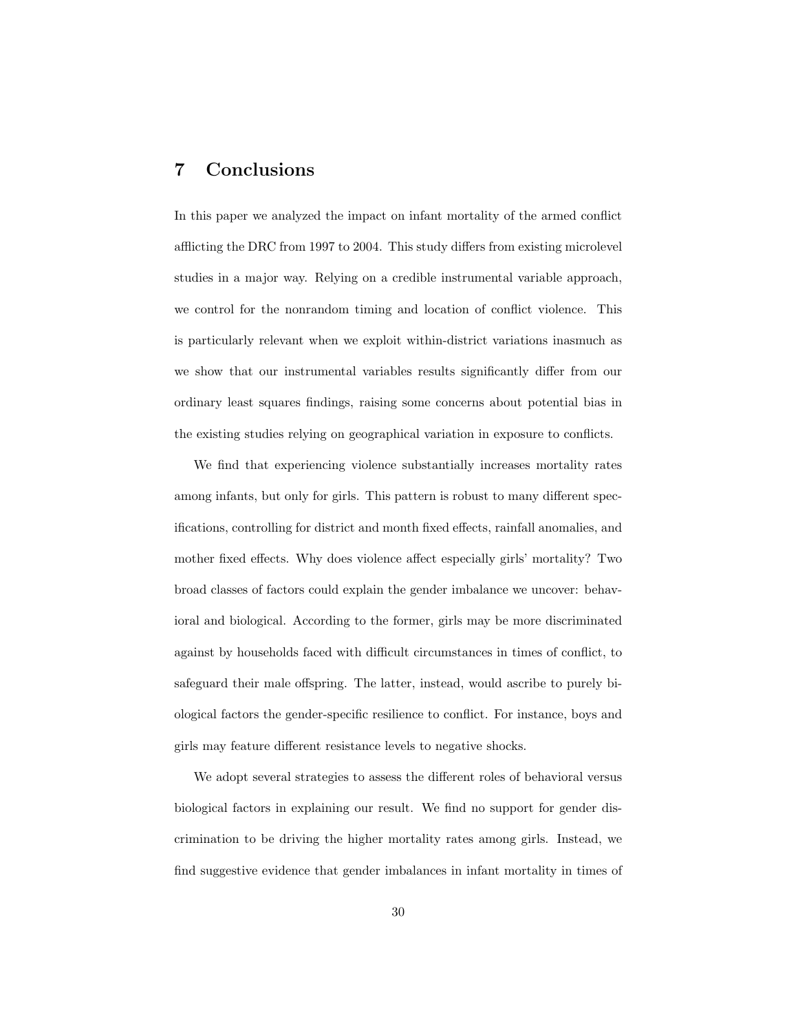# 7 Conclusions

In this paper we analyzed the impact on infant mortality of the armed conflict afflicting the DRC from 1997 to 2004. This study differs from existing microlevel studies in a major way. Relying on a credible instrumental variable approach, we control for the nonrandom timing and location of conflict violence. This is particularly relevant when we exploit within-district variations inasmuch as we show that our instrumental variables results significantly differ from our ordinary least squares findings, raising some concerns about potential bias in the existing studies relying on geographical variation in exposure to conflicts.

We find that experiencing violence substantially increases mortality rates among infants, but only for girls. This pattern is robust to many different specifications, controlling for district and month fixed effects, rainfall anomalies, and mother fixed effects. Why does violence affect especially girls' mortality? Two broad classes of factors could explain the gender imbalance we uncover: behavioral and biological. According to the former, girls may be more discriminated against by households faced with difficult circumstances in times of conflict, to safeguard their male offspring. The latter, instead, would ascribe to purely biological factors the gender-specific resilience to conflict. For instance, boys and girls may feature different resistance levels to negative shocks.

We adopt several strategies to assess the different roles of behavioral versus biological factors in explaining our result. We find no support for gender discrimination to be driving the higher mortality rates among girls. Instead, we find suggestive evidence that gender imbalances in infant mortality in times of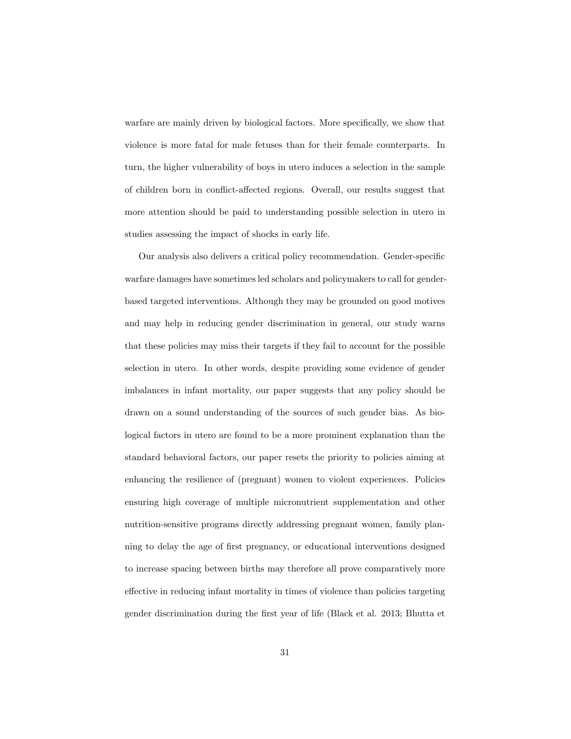warfare are mainly driven by biological factors. More specifically, we show that violence is more fatal for male fetuses than for their female counterparts. In turn, the higher vulnerability of boys in utero induces a selection in the sample of children born in conflict-affected regions. Overall, our results suggest that more attention should be paid to understanding possible selection in utero in studies assessing the impact of shocks in early life.

Our analysis also delivers a critical policy recommendation. Gender-specific warfare damages have sometimes led scholars and policymakers to call for gender-based targeted interventions. Although they may be grounded on good motives and may help in reducing gender discrimination in general, our study warns that these policies may miss their targets if they fail to account for the possible selection in utero. In other words, despite providing some evidence of gender imbalances in infant mortality, our paper suggests that any policy should be drawn on a sound understanding of the sources of such gender bias. As biological factors in utero are found to be a more prominent explanation than the standard behavioral factors, our paper resets the priority to policies aiming at enhancing the resilience of (pregnant) women to violent experiences. Policies ensuring high coverage of multiple micronutrient supplementation and other nutrition-sensitive programs directly addressing pregnant women, family planning to delay the age of first pregnancy, or educational interventions designed to increase spacing between births may therefore all prove comparatively more effective in reducing infant mortality in times of violence than policies targeting gender discrimination during the first year of life (Black et al. 2013; Bhutta et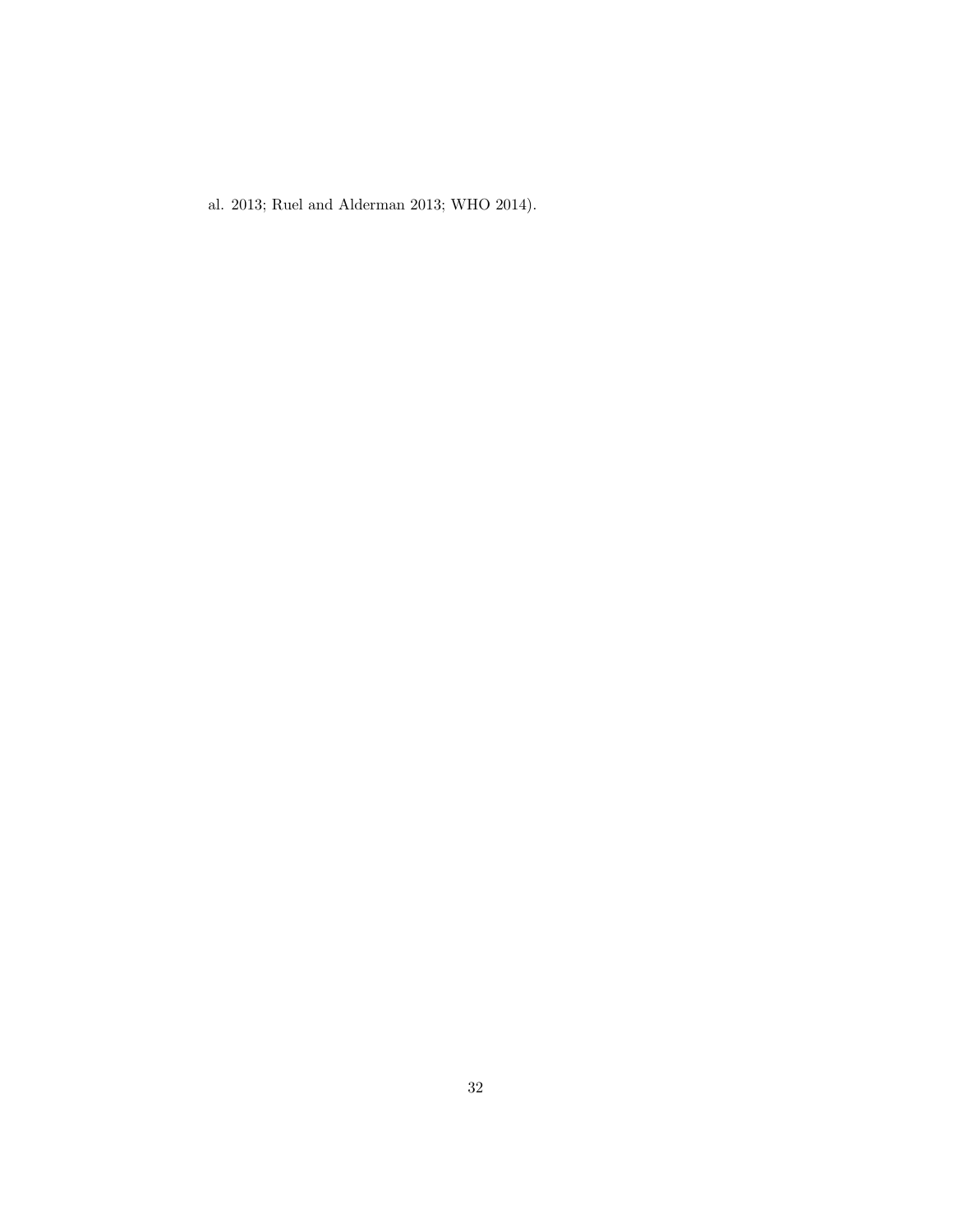al. 2013; Ruel and Alderman 2013; WHO 2014).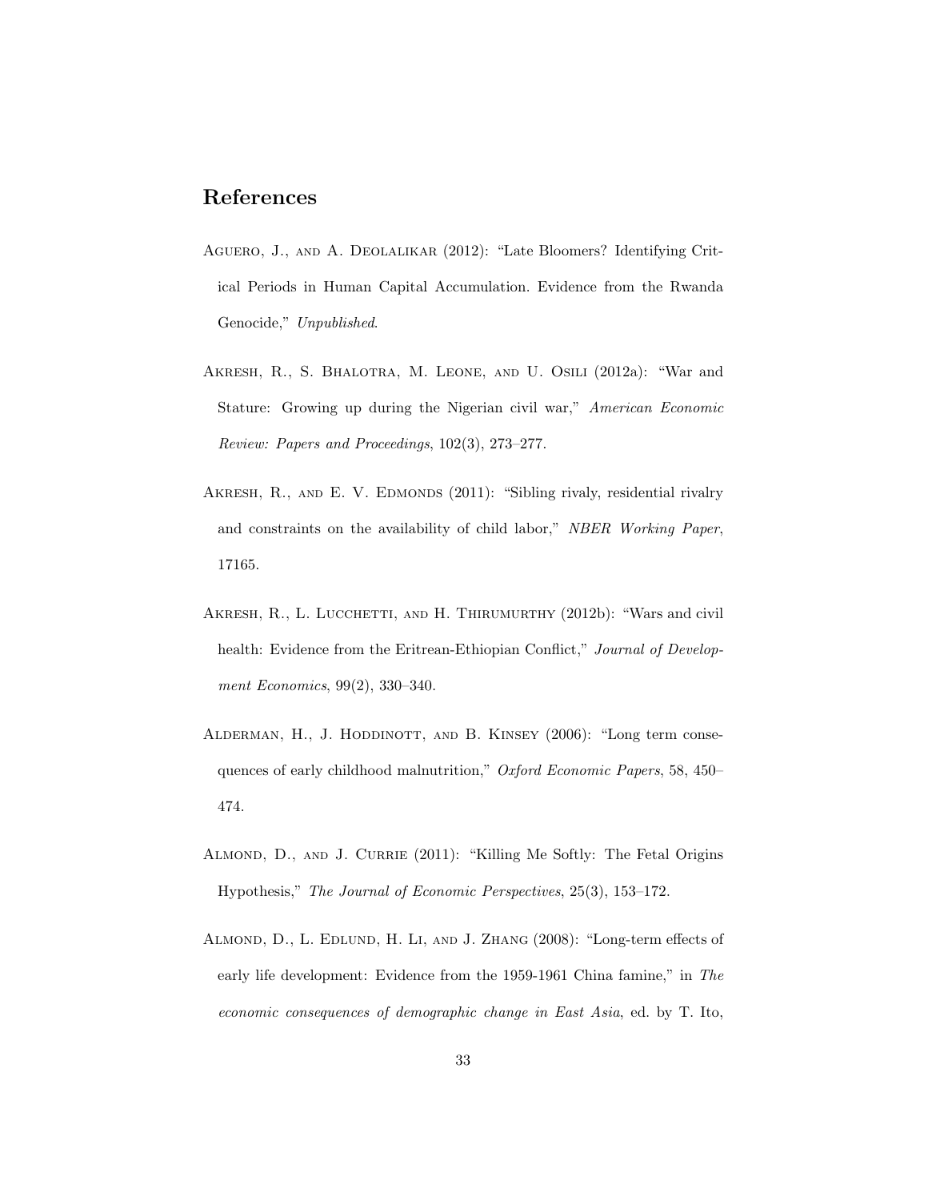## References

Aguero, J., and A. Deolalikar (2012): "Late Bloomers? Identifying Critical Periods in Human Capital Accumulation. Evidence from the Rwanda Genocide," *Unpublished*.

Akresh, R., S. Bhalotra, M. Leone, and U. Osili (2012a): "War and Stature: Growing up during the Nigerian civil war," *American Economic Review: Papers and Proceedings*, 102(3), 273–277.

Akresh, R., and E. V. Edmonds (2011): "Sibling rivaly, residential rivalry and constraints on the availability of child labor," *NBER Working Paper*, 17165.

Akresh, R., L. Lucchetti, and H. Thirumurthy (2012b): "Wars and civil health: Evidence from the Eritrean-Ethiopian Conflict," *Journal of Development Economics*, 99(2), 330–340.

Alderman, H., J. Hoddinott, and B. Kinsey (2006): "Long term consequences of early childhood malnutrition," *Oxford Economic Papers*, 58, 450–474.

Almond, D., and J. Currie (2011): "Killing Me Softly: The Fetal Origins Hypothesis," *The Journal of Economic Perspectives*, 25(3), 153–172.

Almond, D., L. Edlund, H. Li, and J. Zhang (2008): "Long-term effects of early life development: Evidence from the 1959-1961 China famine," in *The economic consequences of demographic change in East Asia*, ed. by T. Ito,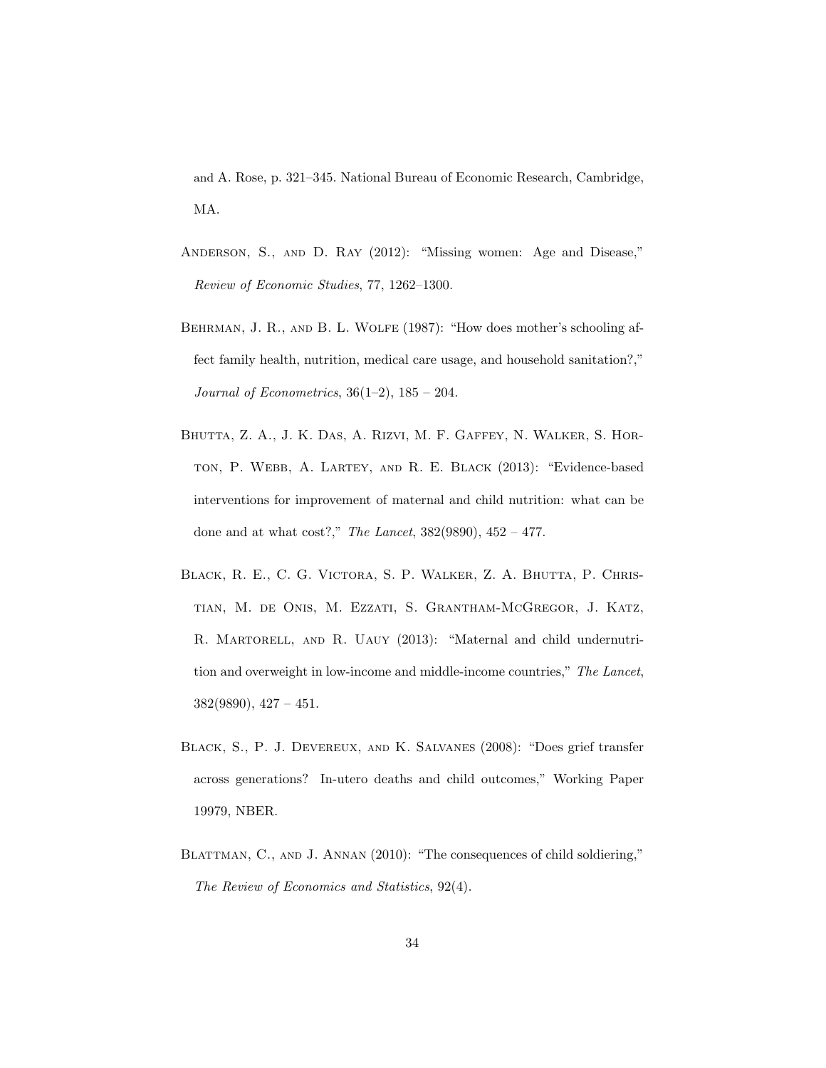and A. Rose, p. 321–345. National Bureau of Economic Research, Cambridge, MA.

Anderson, S., and D. Ray (2012): "Missing women: Age and Disease," *Review of Economic Studies*, 77, 1262–1300.

Behrman, J. R., and B. L. Wolfe (1987): "How does mother's schooling affect family health, nutrition, medical care usage, and household sanitation?," *Journal of Econometrics*, 36(1–2), 185 – 204.

Bhutta, Z. A., J. K. Das, A. Rizvi, M. F. Gaffey, N. Walker, S. Horton, P. Webb, A. Lartey, and R. E. Black (2013): "Evidence-based interventions for improvement of maternal and child nutrition: what can be done and at what cost?," *The Lancet*, 382(9890), 452 – 477.

Black, R. E., C. G. Victora, S. P. Walker, Z. A. Bhutta, P. Christian, M. de Onis, M. Ezzati, S. Grantham-McGregor, J. Katz, R. Martorell, and R. Uauy (2013): "Maternal and child undernutrition and overweight in low-income and middle-income countries," *The Lancet*, 382(9890), 427 – 451.

Black, S., P. J. Devereux, and K. Salvanes (2008): "Does grief transfer across generations? In-utero deaths and child outcomes," Working Paper 19979, NBER.

Blattman, C., and J. Annan (2010): "The consequences of child soldiering," *The Review of Economics and Statistics*, 92(4).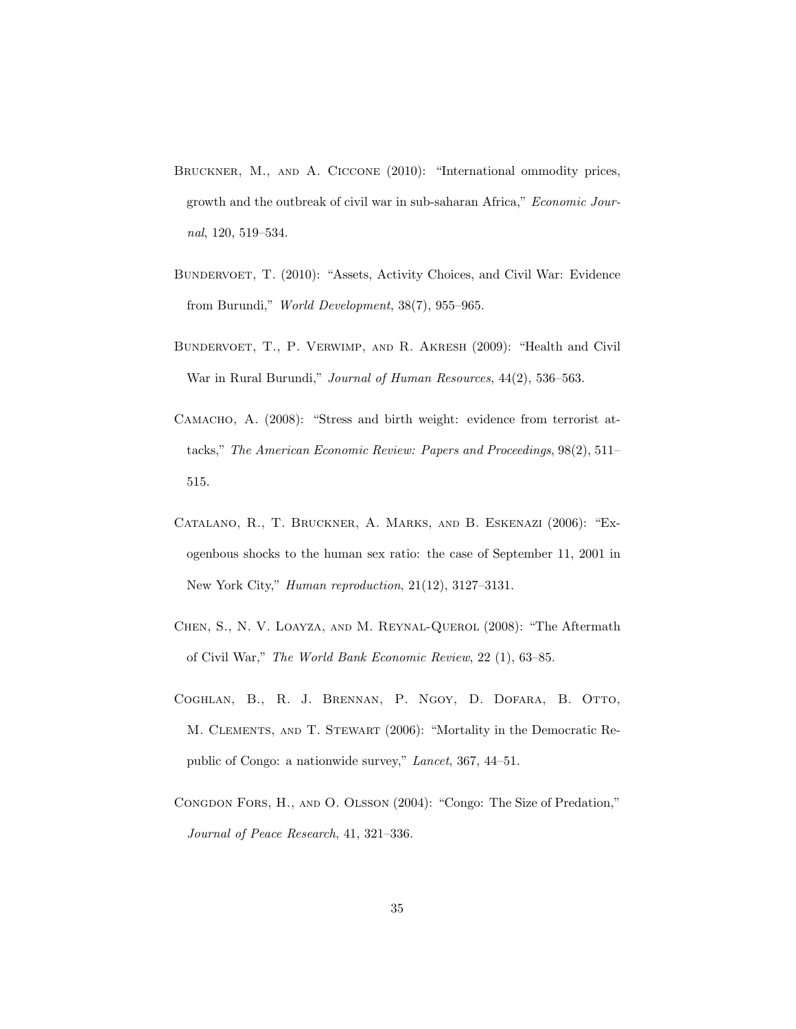Bruckner, M., and A. Ciccone (2010): "International ommodity prices, growth and the outbreak of civil war in sub-saharan Africa," *Economic Journal*, 120, 519–534.

Bundervoet, T. (2010): "Assets, Activity Choices, and Civil War: Evidence from Burundi," *World Development*, 38(7), 955–965.

Bundervoet, T., P. Verwimp, and R. Akresh (2009): "Health and Civil War in Rural Burundi," *Journal of Human Resources*, 44(2), 536–563.

Camacho, A. (2008): "Stress and birth weight: evidence from terrorist attacks," *The American Economic Review: Papers and Proceedings*, 98(2), 511–515.

Catalano, R., T. Bruckner, A. Marks, and B. Eskenazi (2006): "Exogenbous shocks to the human sex ratio: the case of September 11, 2001 in New York City," *Human reproduction*, 21(12), 3127–3131.

Chen, S., N. V. Loayza, and M. Reynal-Querol (2008): "The Aftermath of Civil War," *The World Bank Economic Review*, 22 (1), 63–85.

Coghlan, B., R. J. Brennan, P. Ngoy, D. Dofara, B. Otto, M. Clements, and T. Stewart (2006): "Mortality in the Democratic Republic of Congo: a nationwide survey," *Lancet*, 367, 44–51.

Congdon Fors, H., and O. Olsson (2004): "Congo: The Size of Predation," *Journal of Peace Research*, 41, 321–336.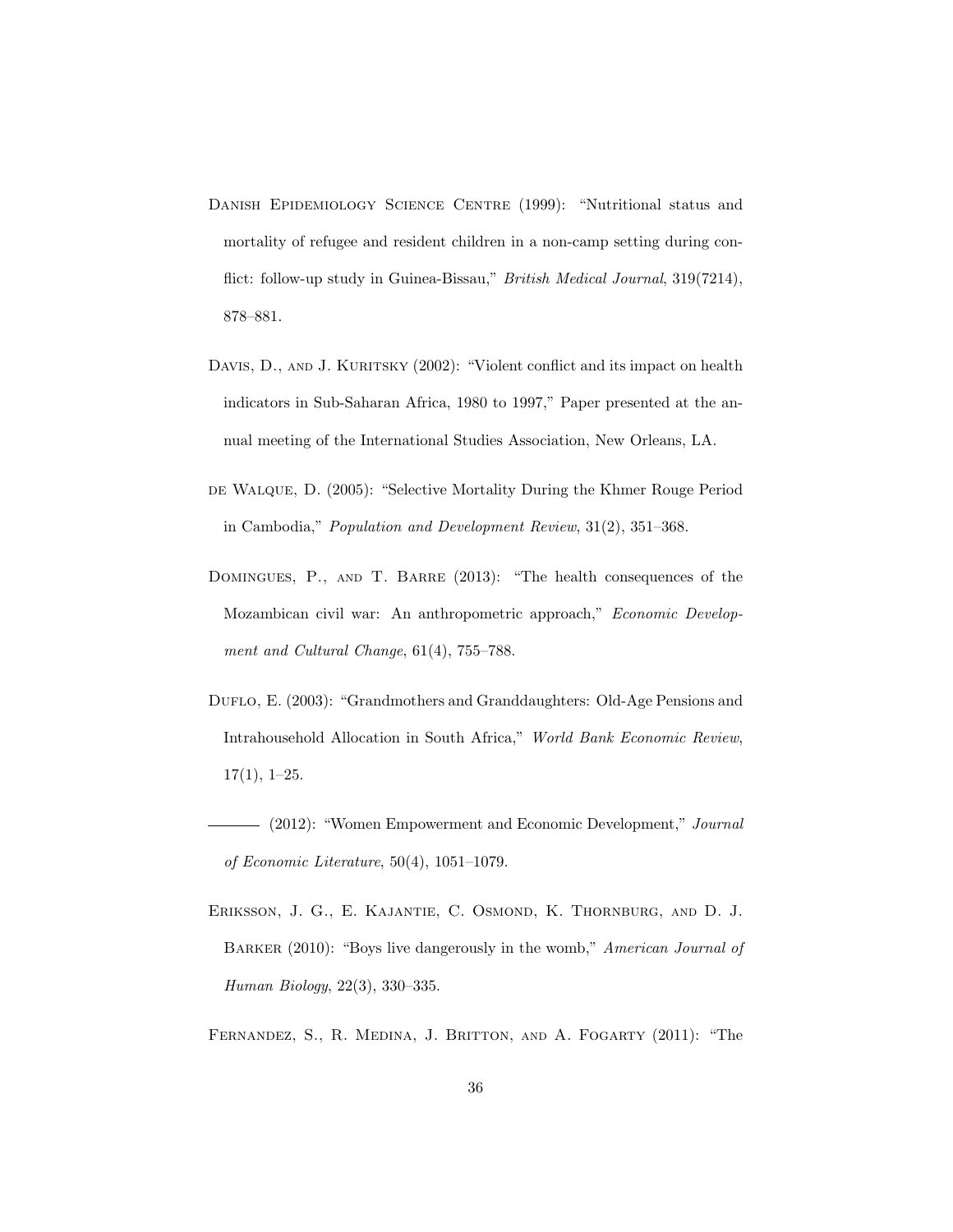Danish Epidemiology Science Centre (1999): "Nutritional status and mortality of refugee and resident children in a non-camp setting during conflict: follow-up study in Guinea-Bissau," *British Medical Journal*, 319(7214), 878–881.

Davis, D., and J. Kuritsky (2002): "Violent conflict and its impact on health indicators in Sub-Saharan Africa, 1980 to 1997," Paper presented at the annual meeting of the International Studies Association, New Orleans, LA.

de Walque, D. (2005): "Selective Mortality During the Khmer Rouge Period in Cambodia," *Population and Development Review*, 31(2), 351–368.

Domingues, P., and T. Barre (2013): "The health consequences of the Mozambican civil war: An anthropometric approach," *Economic Development and Cultural Change*, 61(4), 755–788.

Duflo, E. (2003): "Grandmothers and Granddaughters: Old-Age Pensions and Intrahousehold Allocation in South Africa," *World Bank Economic Review*, 17(1), 1–25.

——— (2012): "Women Empowerment and Economic Development," *Journal of Economic Literature*, 50(4), 1051–1079.

Eriksson, J. G., E. Kajantie, C. Osmond, K. Thornburg, and D. J. Barker (2010): "Boys live dangerously in the womb," *American Journal of Human Biology*, 22(3), 330–335.

Fernandez, S., R. Medina, J. Britton, and A. Fogarty (2011): "The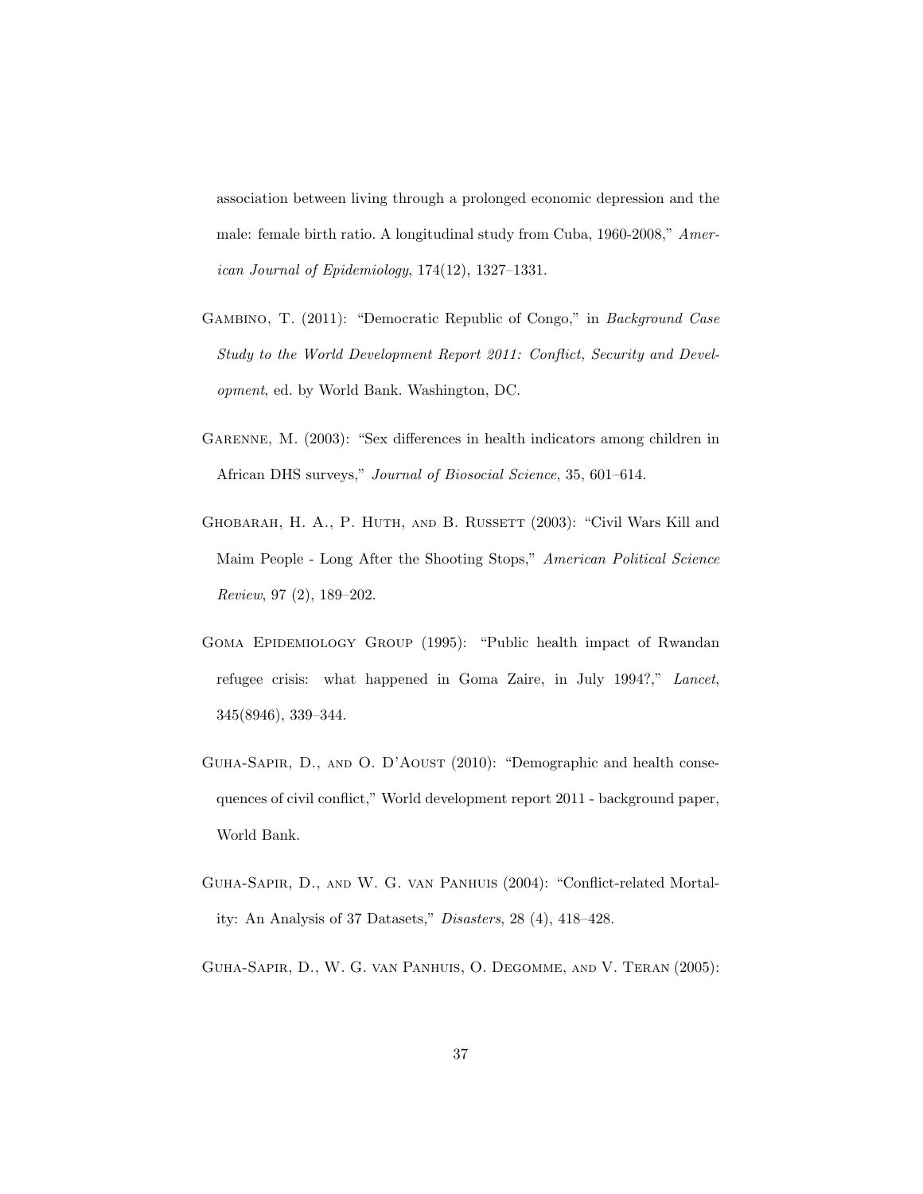association between living through a prolonged economic depression and the male: female birth ratio. A longitudinal study from Cuba, 1960-2008," *American Journal of Epidemiology*, 174(12), 1327–1331.

Gambino, T. (2011): "Democratic Republic of Congo," in *Background Case Study to the World Development Report 2011: Conflict, Security and Development*, ed. by World Bank. Washington, DC.

Garenne, M. (2003): "Sex differences in health indicators among children in African DHS surveys," *Journal of Biosocial Science*, 35, 601–614.

Ghobarah, H. A., P. Huth, and B. Russett (2003): "Civil Wars Kill and Maim People - Long After the Shooting Stops," *American Political Science Review*, 97 (2), 189–202.

Goma Epidemiology Group (1995): "Public health impact of Rwandan refugee crisis: what happened in Goma Zaire, in July 1994?," *Lancet*, 345(8946), 339–344.

Guha-Sapir, D., and O. D'Aoust (2010): "Demographic and health consequences of civil conflict," World development report 2011 - background paper, World Bank.

Guha-Sapir, D., and W. G. van Panhuis (2004): "Conflict-related Mortality: An Analysis of 37 Datasets," *Disasters*, 28 (4), 418–428.

Guha-Sapir, D., W. G. van Panhuis, O. Degomme, and V. Teran (2005):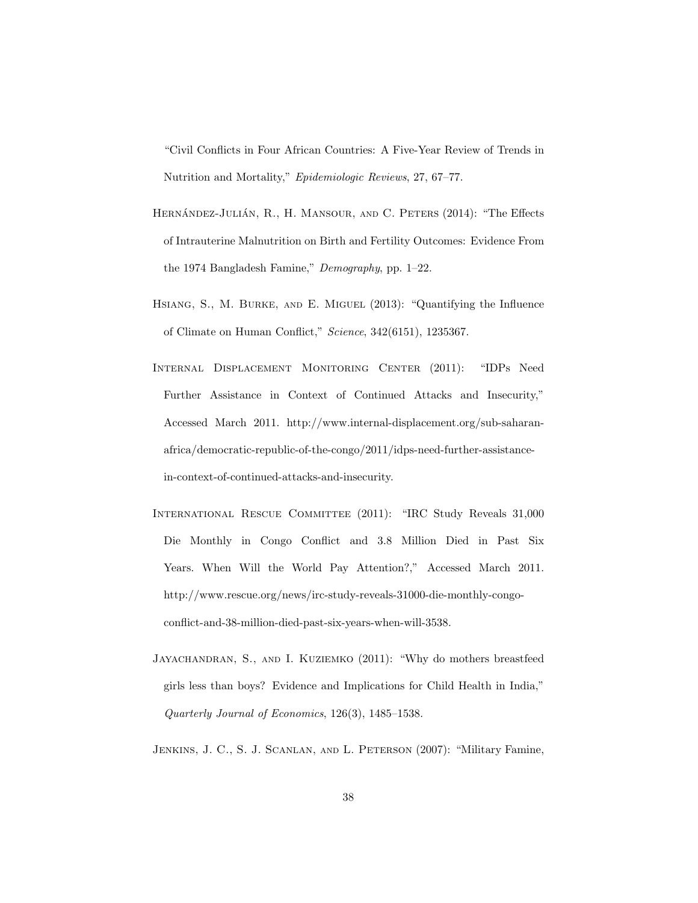"Civil Conflicts in Four African Countries: A Five-Year Review of Trends in Nutrition and Mortality," *Epidemiologic Reviews*, 27, 67–77.

Hernández-Julián, R., H. Mansour, and C. Peters (2014): "The Effects of Intrauterine Malnutrition on Birth and Fertility Outcomes: Evidence From the 1974 Bangladesh Famine," *Demography*, pp. 1–22.

Hsiang, S., M. Burke, and E. Miguel (2013): "Quantifying the Influence of Climate on Human Conflict," *Science*, 342(6151), 1235367.

Internal Displacement Monitoring Center (2011): "IDPs Need Further Assistance in Context of Continued Attacks and Insecurity," Accessed March 2011. http://www.internal-displacement.org/sub-saharan-africa/democratic-republic-of-the-congo/2011/idps-need-further-assistance-in-context-of-continued-attacks-and-insecurity.

International Rescue Committee (2011): "IRC Study Reveals 31,000 Die Monthly in Congo Conflict and 3.8 Million Died in Past Six Years. When Will the World Pay Attention?," Accessed March 2011. http://www.rescue.org/news/irc-study-reveals-31000-die-monthly-congo-conflict-and-38-million-died-past-six-years-when-will-3538.

Jayachandran, S., and I. Kuziemko (2011): "Why do mothers breastfeed girls less than boys? Evidence and Implications for Child Health in India," *Quarterly Journal of Economics*, 126(3), 1485–1538.

Jenkins, J. C., S. J. Scanlan, and L. Peterson (2007): "Military Famine,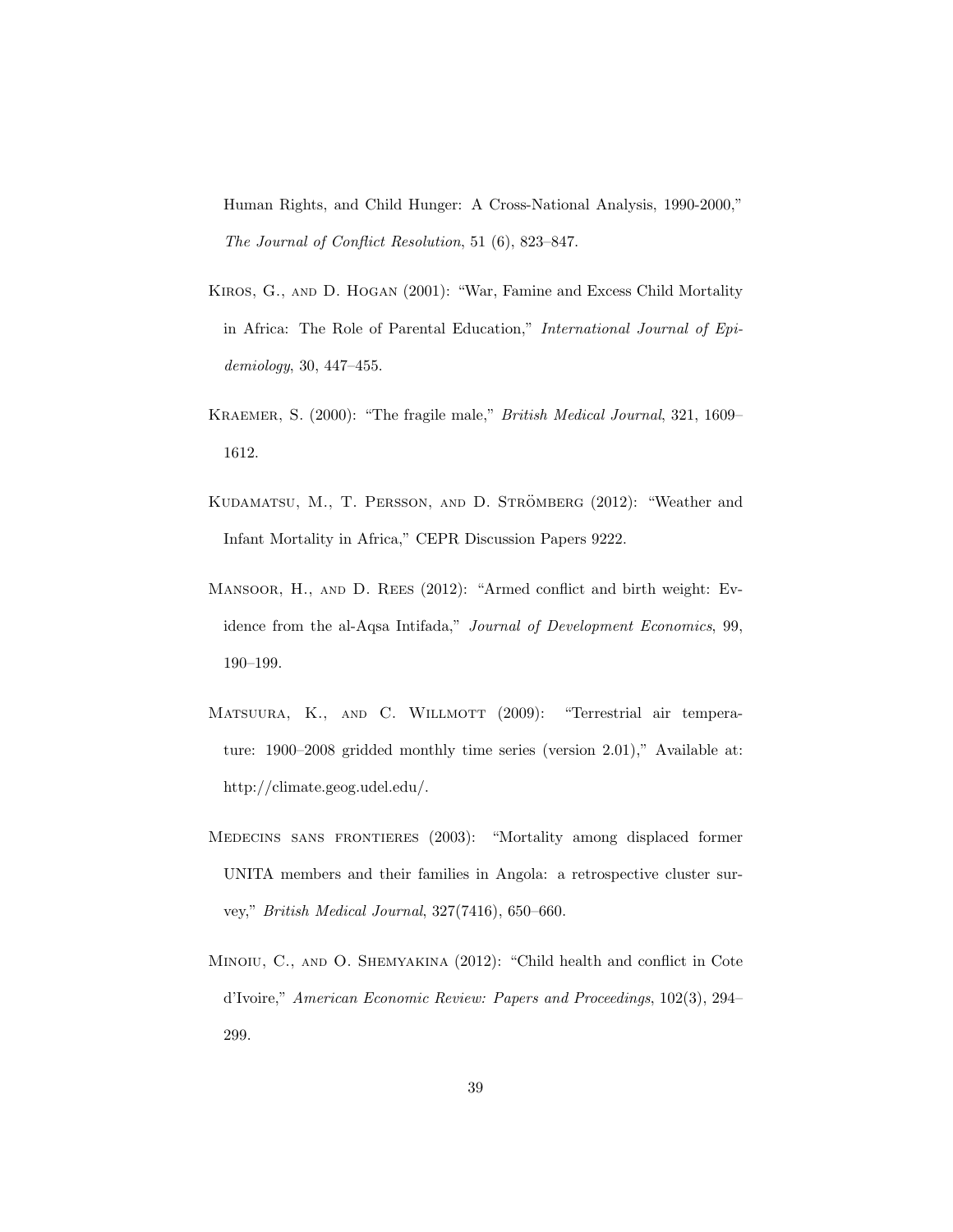Human Rights, and Child Hunger: A Cross-National Analysis, 1990-2000," *The Journal of Conflict Resolution*, 51 (6), 823–847.

Kiros, G., and D. Hogan (2001): "War, Famine and Excess Child Mortality in Africa: The Role of Parental Education," *International Journal of Epidemiology*, 30, 447–455.

Kraemer, S. (2000): "The fragile male," *British Medical Journal*, 321, 1609–1612.

Kudamatsu, M., T. Persson, and D. Strömberg (2012): "Weather and Infant Mortality in Africa," CEPR Discussion Papers 9222.

Mansoor, H., and D. Rees (2012): "Armed conflict and birth weight: Evidence from the al-Aqsa Intifada," *Journal of Development Economics*, 99, 190–199.

Matsuura, K., and C. Willmott (2009): "Terrestrial air temperature: 1900–2008 gridded monthly time series (version 2.01)," Available at: http://climate.geog.udel.edu/.

Medecins sans frontieres (2003): "Mortality among displaced former UNITA members and their families in Angola: a retrospective cluster survey," *British Medical Journal*, 327(7416), 650–660.

Minoiu, C., and O. Shemyakina (2012): "Child health and conflict in Cote d'Ivoire," *American Economic Review: Papers and Proceedings*, 102(3), 294–299.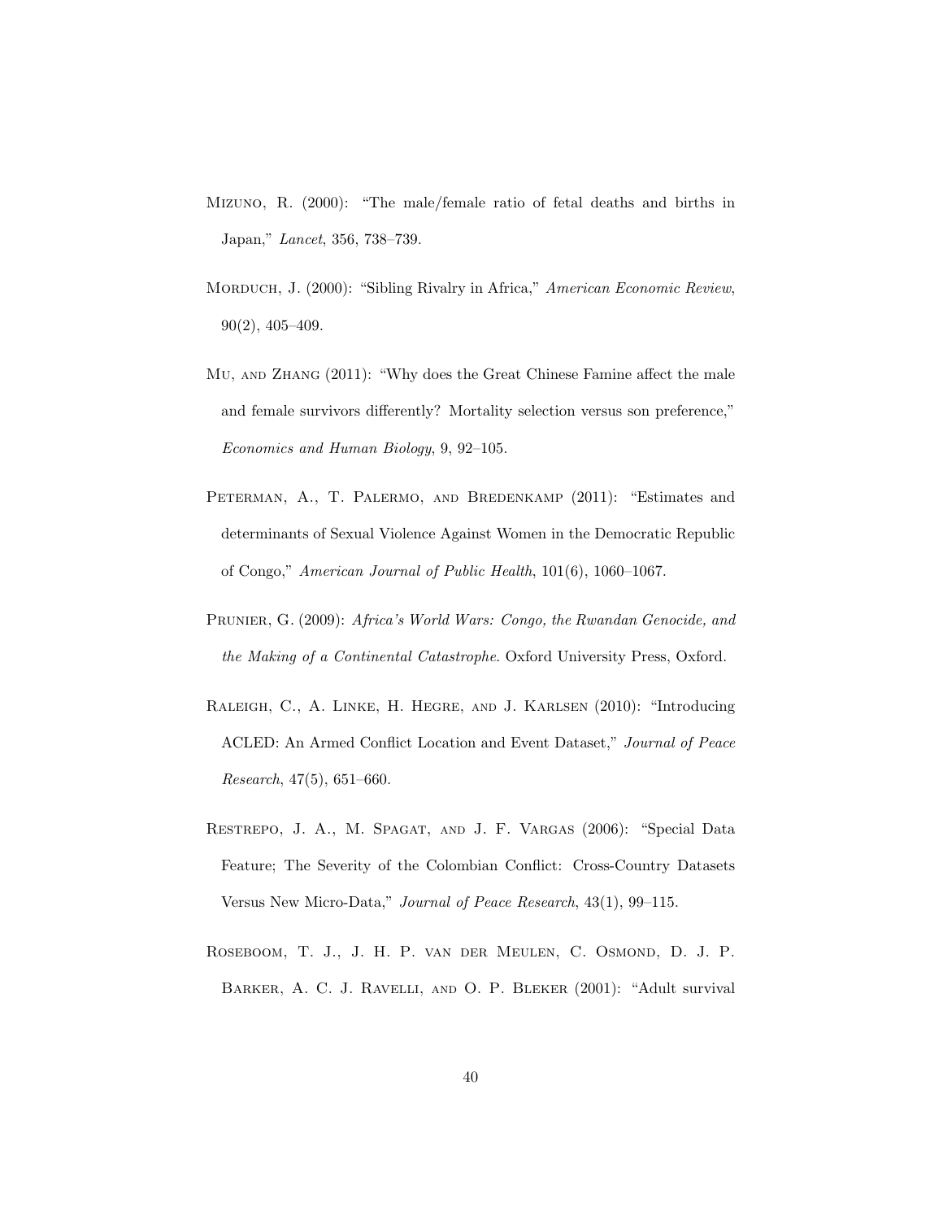Mizuno, R. (2000): "The male/female ratio of fetal deaths and births in Japan," *Lancet*, 356, 738–739.

Morduch, J. (2000): "Sibling Rivalry in Africa," *American Economic Review*, 90(2), 405–409.

Mu, and Zhang (2011): "Why does the Great Chinese Famine affect the male and female survivors differently? Mortality selection versus son preference," *Economics and Human Biology*, 9, 92–105.

Peterman, A., T. Palermo, and Bredenkamp (2011): "Estimates and determinants of Sexual Violence Against Women in the Democratic Republic of Congo," *American Journal of Public Health*, 101(6), 1060–1067.

Prunier, G. (2009): *Africa's World Wars: Congo, the Rwandan Genocide, and the Making of a Continental Catastrophe*. Oxford University Press, Oxford.

Raleigh, C., A. Linke, H. Hegre, and J. Karlsen (2010): "Introducing ACLED: An Armed Conflict Location and Event Dataset," *Journal of Peace Research*, 47(5), 651–660.

Restrepo, J. A., M. Spagat, and J. F. Vargas (2006): "Special Data Feature; The Severity of the Colombian Conflict: Cross-Country Datasets Versus New Micro-Data," *Journal of Peace Research*, 43(1), 99–115.

Roseboom, T. J., J. H. P. van der Meulen, C. Osmond, D. J. P. Barker, A. C. J. Ravelli, and O. P. Bleker (2001): "Adult survival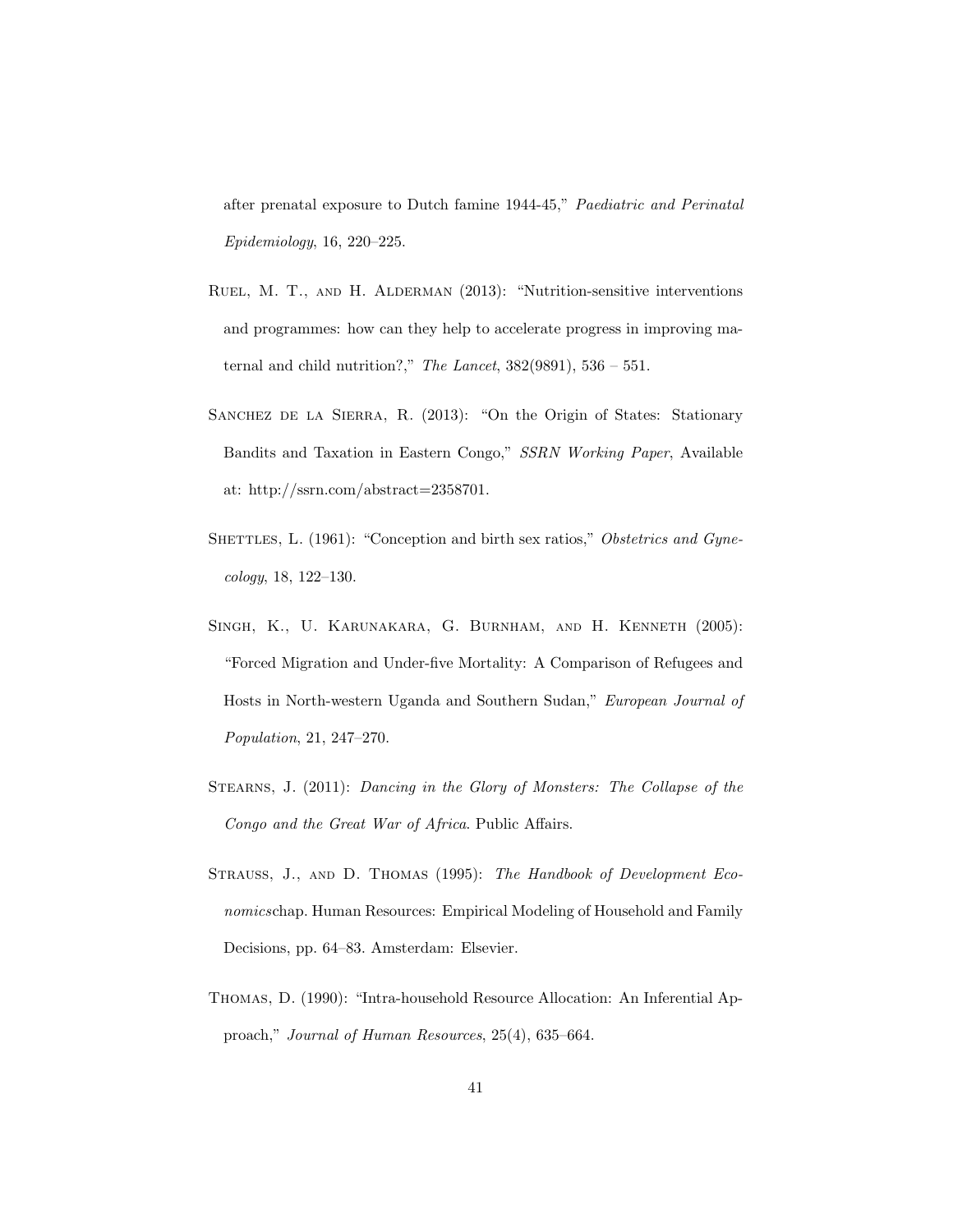after prenatal exposure to Dutch famine 1944-45," *Paediatric and Perinatal Epidemiology*, 16, 220–225.

Ruel, M. T., and H. Alderman (2013): "Nutrition-sensitive interventions and programmes: how can they help to accelerate progress in improving maternal and child nutrition?," *The Lancet*, 382(9891), 536 – 551.

Sanchez de la Sierra, R. (2013): "On the Origin of States: Stationary Bandits and Taxation in Eastern Congo," *SSRN Working Paper*, Available at: http://ssrn.com/abstract=2358701.

Shettles, L. (1961): "Conception and birth sex ratios," *Obstetrics and Gynecology*, 18, 122–130.

Singh, K., U. Karunakara, G. Burnham, and H. Kenneth (2005): "Forced Migration and Under-five Mortality: A Comparison of Refugees and Hosts in North-western Uganda and Southern Sudan," *European Journal of Population*, 21, 247–270.

Stearns, J. (2011): *Dancing in the Glory of Monsters: The Collapse of the Congo and the Great War of Africa*. Public Affairs.

Strauss, J., and D. Thomas (1995): *The Handbook of Development Economics*chap. Human Resources: Empirical Modeling of Household and Family Decisions, pp. 64–83. Amsterdam: Elsevier.

Thomas, D. (1990): "Intra-household Resource Allocation: An Inferential Approach," *Journal of Human Resources*, 25(4), 635–664.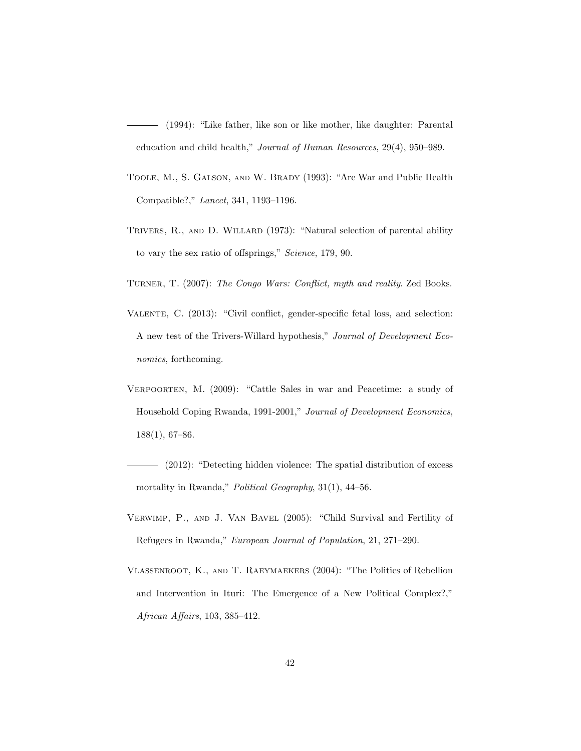——— (1994): "Like father, like son or like mother, like daughter: Parental education and child health," *Journal of Human Resources*, 29(4), 950–989.

Toole, M., S. Galson, and W. Brady (1993): "Are War and Public Health Compatible?," *Lancet*, 341, 1193–1196.

Trivers, R., and D. Willard (1973): "Natural selection of parental ability to vary the sex ratio of offsprings," *Science*, 179, 90.

Turner, T. (2007): *The Congo Wars: Conflict, myth and reality*. Zed Books.

Valente, C. (2013): "Civil conflict, gender-specific fetal loss, and selection: A new test of the Trivers-Willard hypothesis," *Journal of Development Economics*, forthcoming.

Verpoorten, M. (2009): "Cattle Sales in war and Peacetime: a study of Household Coping Rwanda, 1991-2001," *Journal of Development Economics*, 188(1), 67–86.

——— (2012): "Detecting hidden violence: The spatial distribution of excess mortality in Rwanda," *Political Geography*, 31(1), 44–56.

Verwimp, P., and J. Van Bavel (2005): "Child Survival and Fertility of Refugees in Rwanda," *European Journal of Population*, 21, 271–290.

Vlassenroot, K., and T. Raeymaekers (2004): "The Politics of Rebellion and Intervention in Ituri: The Emergence of a New Political Complex?," *African Affairs*, 103, 385–412.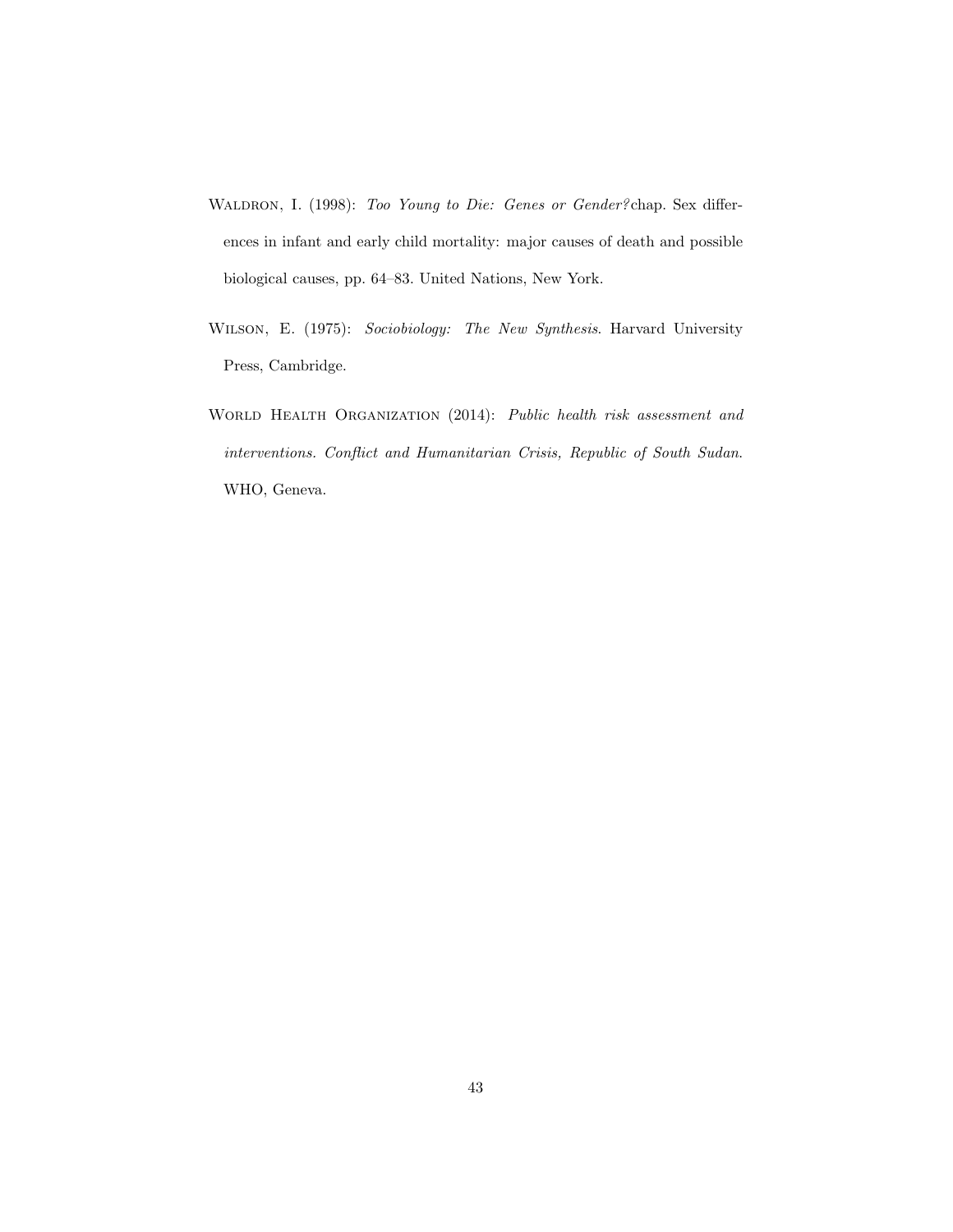Waldron, I. (1998): *Too Young to Die: Genes or Gender?* chap. Sex differences in infant and early child mortality: major causes of death and possible biological causes, pp. 64–83. United Nations, New York.

Wilson, E. (1975): *Sociobiology: The New Synthesis*. Harvard University Press, Cambridge.

World Health Organization (2014): *Public health risk assessment and interventions. Conflict and Humanitarian Crisis, Republic of South Sudan*. WHO, Geneva.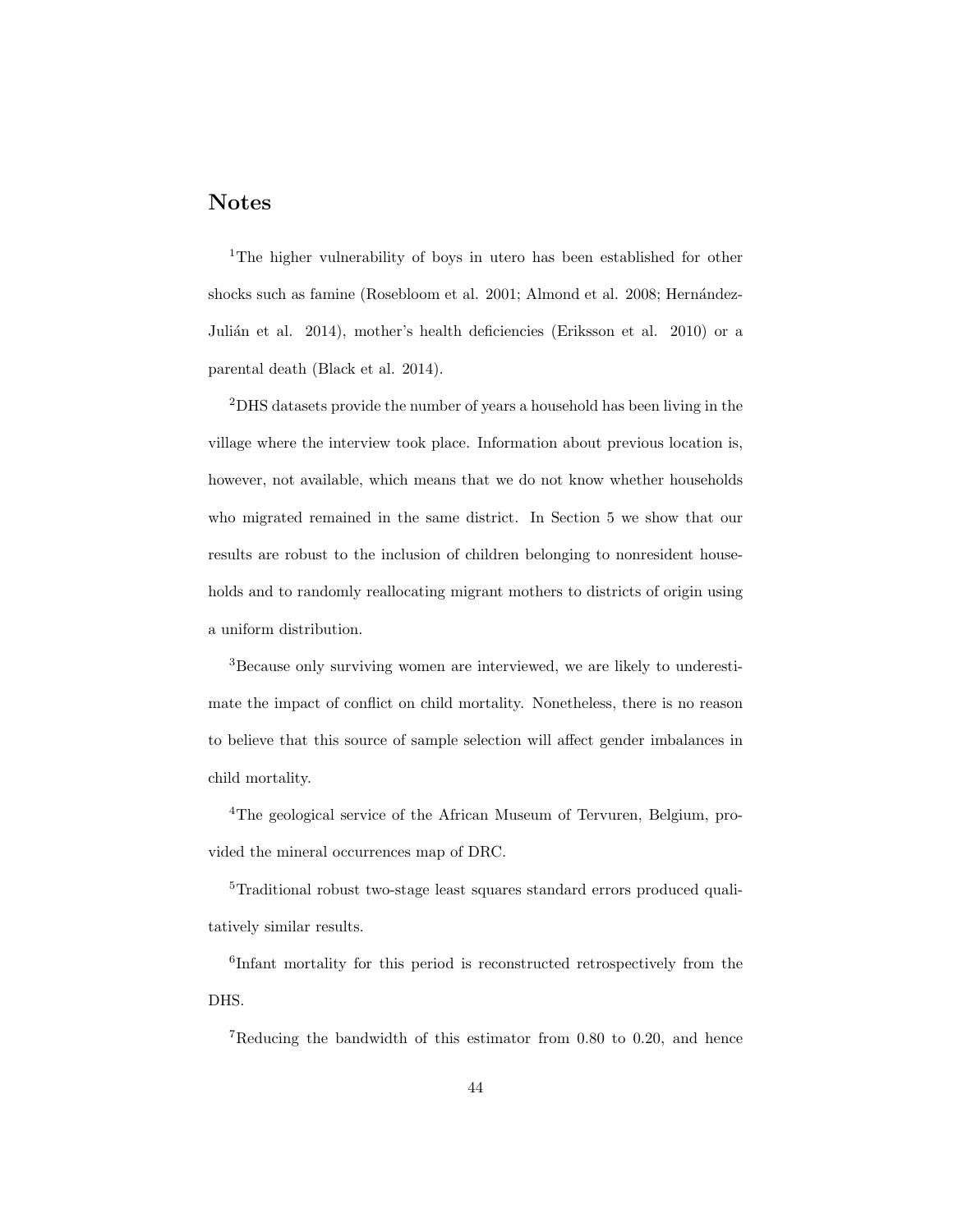## Notes

[1]The higher vulnerability of boys in utero has been established for other shocks such as famine (Rosebloom et al. 2001; Almond et al. 2008; Hernández-Julián et al. 2014), mother's health deficiencies (Eriksson et al. 2010) or a parental death (Black et al. 2014).

[2]DHS datasets provide the number of years a household has been living in the village where the interview took place. Information about previous location is, however, not available, which means that we do not know whether households who migrated remained in the same district. In Section 5 we show that our results are robust to the inclusion of children belonging to nonresident households and to randomly reallocating migrant mothers to districts of origin using a uniform distribution.

[3]Because only surviving women are interviewed, we are likely to underestimate the impact of conflict on child mortality. Nonetheless, there is no reason to believe that this source of sample selection will affect gender imbalances in child mortality.

[4]The geological service of the African Museum of Tervuren, Belgium, provided the mineral occurrences map of DRC.

[5]Traditional robust two-stage least squares standard errors produced qualitatively similar results.

[6]Infant mortality for this period is reconstructed retrospectively from the DHS.

[7]Reducing the bandwidth of this estimator from 0.80 to 0.20, and hence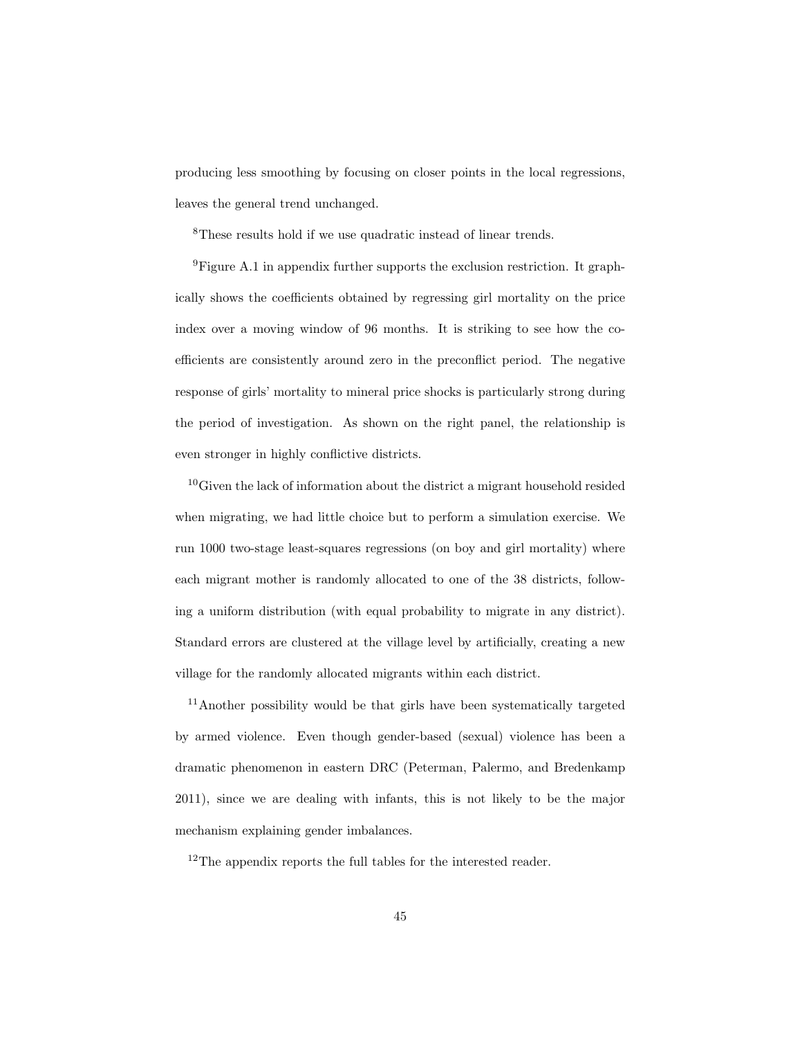producing less smoothing by focusing on closer points in the local regressions, leaves the general trend unchanged.

[8]These results hold if we use quadratic instead of linear trends.

[9]Figure A.1 in appendix further supports the exclusion restriction. It graphically shows the coefficients obtained by regressing girl mortality on the price index over a moving window of 96 months. It is striking to see how the coefficients are consistently around zero in the preconflict period. The negative response of girls' mortality to mineral price shocks is particularly strong during the period of investigation. As shown on the right panel, the relationship is even stronger in highly conflictive districts.

[10]Given the lack of information about the district a migrant household resided when migrating, we had little choice but to perform a simulation exercise. We run 1000 two-stage least-squares regressions (on boy and girl mortality) where each migrant mother is randomly allocated to one of the 38 districts, following a uniform distribution (with equal probability to migrate in any district). Standard errors are clustered at the village level by artificially, creating a new village for the randomly allocated migrants within each district.

[11]Another possibility would be that girls have been systematically targeted by armed violence. Even though gender-based (sexual) violence has been a dramatic phenomenon in eastern DRC (Peterman, Palermo, and Bredenkamp 2011), since we are dealing with infants, this is not likely to be the major mechanism explaining gender imbalances.

[12]The appendix reports the full tables for the interested reader.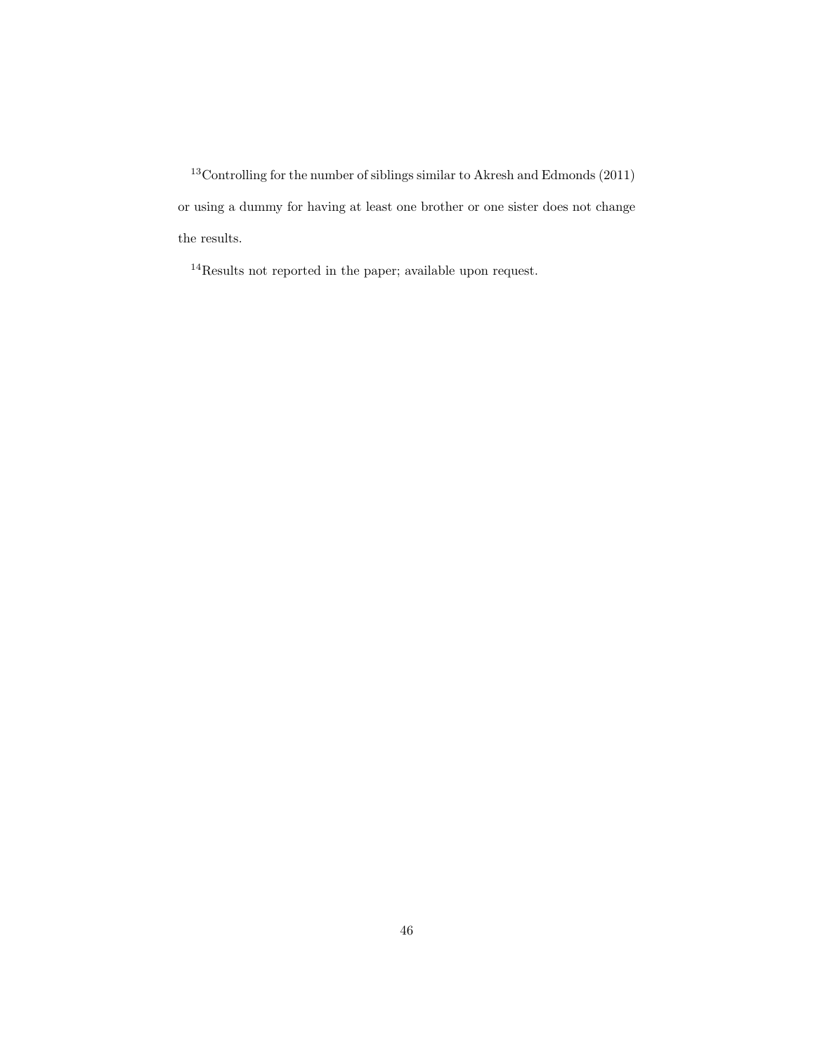[13]Controlling for the number of siblings similar to Akresh and Edmonds (2011) or using a dummy for having at least one brother or one sister does not change the results.

[14]Results not reported in the paper; available upon request.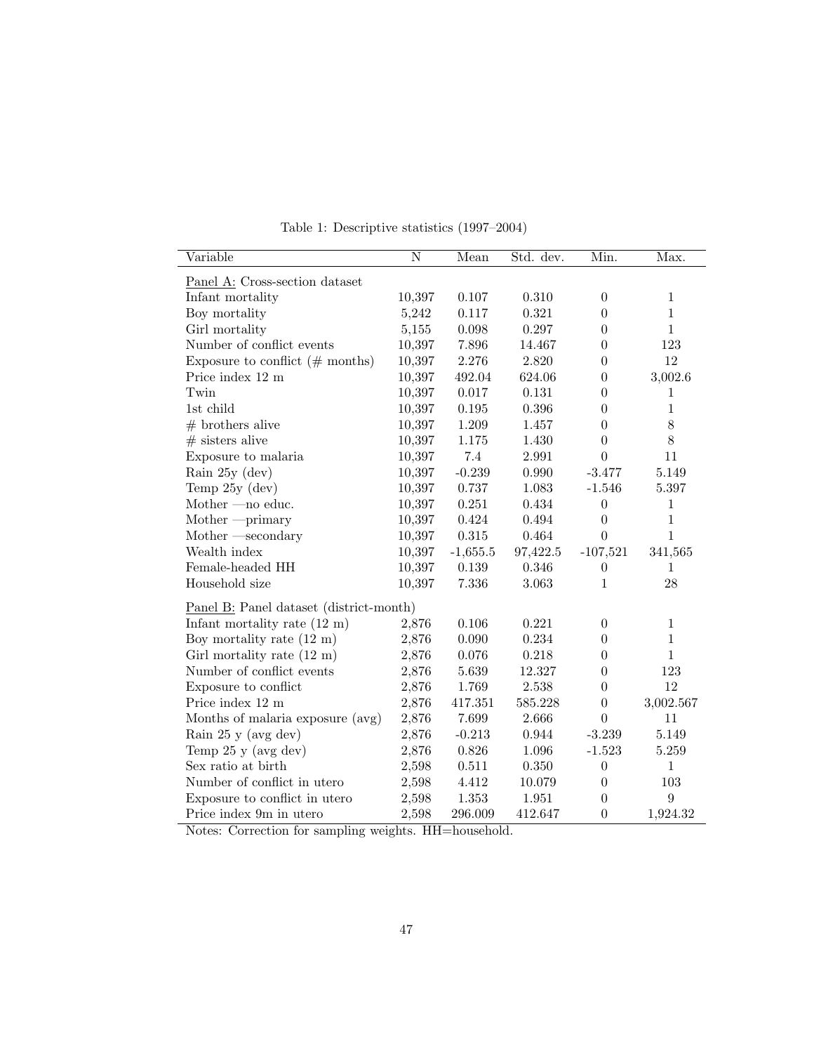Table 1: Descriptive statistics (1997–2004)

| Variable | N | Mean | Std. dev. | Min. | Max. |
|---|---|---|---|---|---|
| Panel A: Cross-section dataset | | | | | |
| Infant mortality | 10,397 | 0.107 | 0.310 | 0 | 1 |
| Boy mortality | 5,242 | 0.117 | 0.321 | 0 | 1 |
| Girl mortality | 5,155 | 0.098 | 0.297 | 0 | 1 |
| Number of conflict events | 10,397 | 7.896 | 14.467 | 0 | 123 |
| Exposure to conflict (# months) | 10,397 | 2.276 | 2.820 | 0 | 12 |
| Price index 12 m | 10,397 | 492.04 | 624.06 | 0 | 3,002.6 |
| Twin | 10,397 | 0.017 | 0.131 | 0 | 1 |
| 1st child | 10,397 | 0.195 | 0.396 | 0 | 1 |
| # brothers alive | 10,397 | 1.209 | 1.457 | 0 | 8 |
| # sisters alive | 10,397 | 1.175 | 1.430 | 0 | 8 |
| Exposure to malaria | 10,397 | 7.4 | 2.991 | 0 | 11 |
| Rain 25y (dev) | 10,397 | -0.239 | 0.990 | -3.477 | 5.149 |
| Temp 25y (dev) | 10,397 | 0.737 | 1.083 | -1.546 | 5.397 |
| Mother —no educ. | 10,397 | 0.251 | 0.434 | 0 | 1 |
| Mother —primary | 10,397 | 0.424 | 0.494 | 0 | 1 |
| Mother —secondary | 10,397 | 0.315 | 0.464 | 0 | 1 |
| Wealth index | 10,397 | -1,655.5 | 97,422.5 | -107,521 | 341,565 |
| Female-headed HH | 10,397 | 0.139 | 0.346 | 0 | 1 |
| Household size | 10,397 | 7.336 | 3.063 | 1 | 28 |
| Panel B: Panel dataset (district-month) | | | | | |
| Infant mortality rate (12 m) | 2,876 | 0.106 | 0.221 | 0 | 1 |
| Boy mortality rate (12 m) | 2,876 | 0.090 | 0.234 | 0 | 1 |
| Girl mortality rate (12 m) | 2,876 | 0.076 | 0.218 | 0 | 1 |
| Number of conflict events | 2,876 | 5.639 | 12.327 | 0 | 123 |
| Exposure to conflict | 2,876 | 1.769 | 2.538 | 0 | 12 |
| Price index 12 m | 2,876 | 417.351 | 585.228 | 0 | 3,002.567 |
| Months of malaria exposure (avg) | 2,876 | 7.699 | 2.666 | 0 | 11 |
| Rain 25 y (avg dev) | 2,876 | -0.213 | 0.944 | -3.239 | 5.149 |
| Temp 25 y (avg dev) | 2,876 | 0.826 | 1.096 | -1.523 | 5.259 |
| Sex ratio at birth | 2,598 | 0.511 | 0.350 | 0 | 1 |
| Number of conflict in utero | 2,598 | 4.412 | 10.079 | 0 | 103 |
| Exposure to conflict in utero | 2,598 | 1.353 | 1.951 | 0 | 9 |
| Price index 9m in utero | 2,598 | 296.009 | 412.647 | 0 | 1,924.32 |

Notes: Correction for sampling weights. HH=household.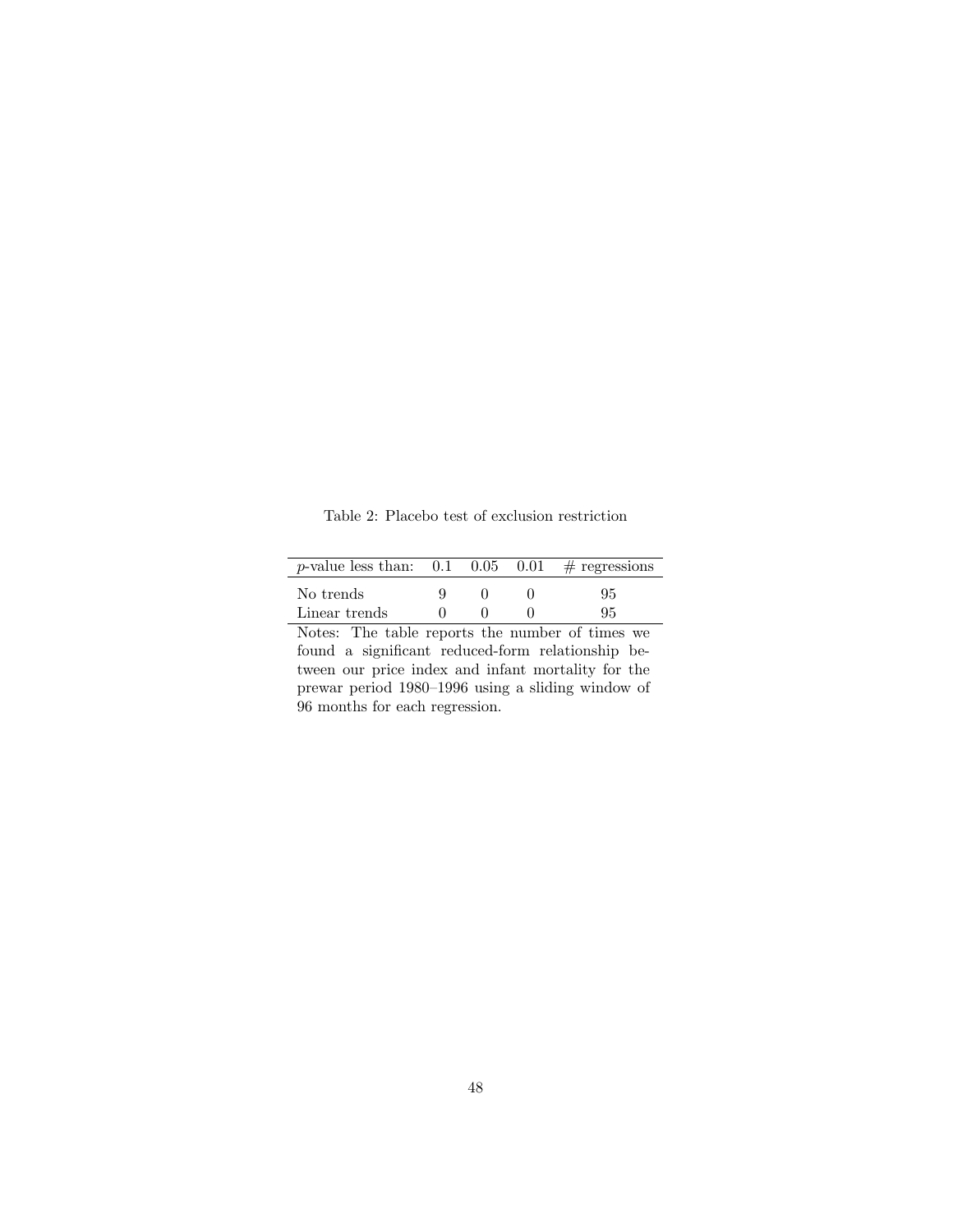Table 2: Placebo test of exclusion restriction

| $p$-value less than: | 0.1 | 0.05 | 0.01 | # regressions |
|---|---|---|---|---|
| No trends | 9 | 0 | 0 | 95 |
| Linear trends | 0 | 0 | 0 | 95 |

Notes: The table reports the number of times we found a significant reduced-form relationship between our price index and infant mortality for the prewar period 1980–1996 using a sliding window of 96 months for each regression.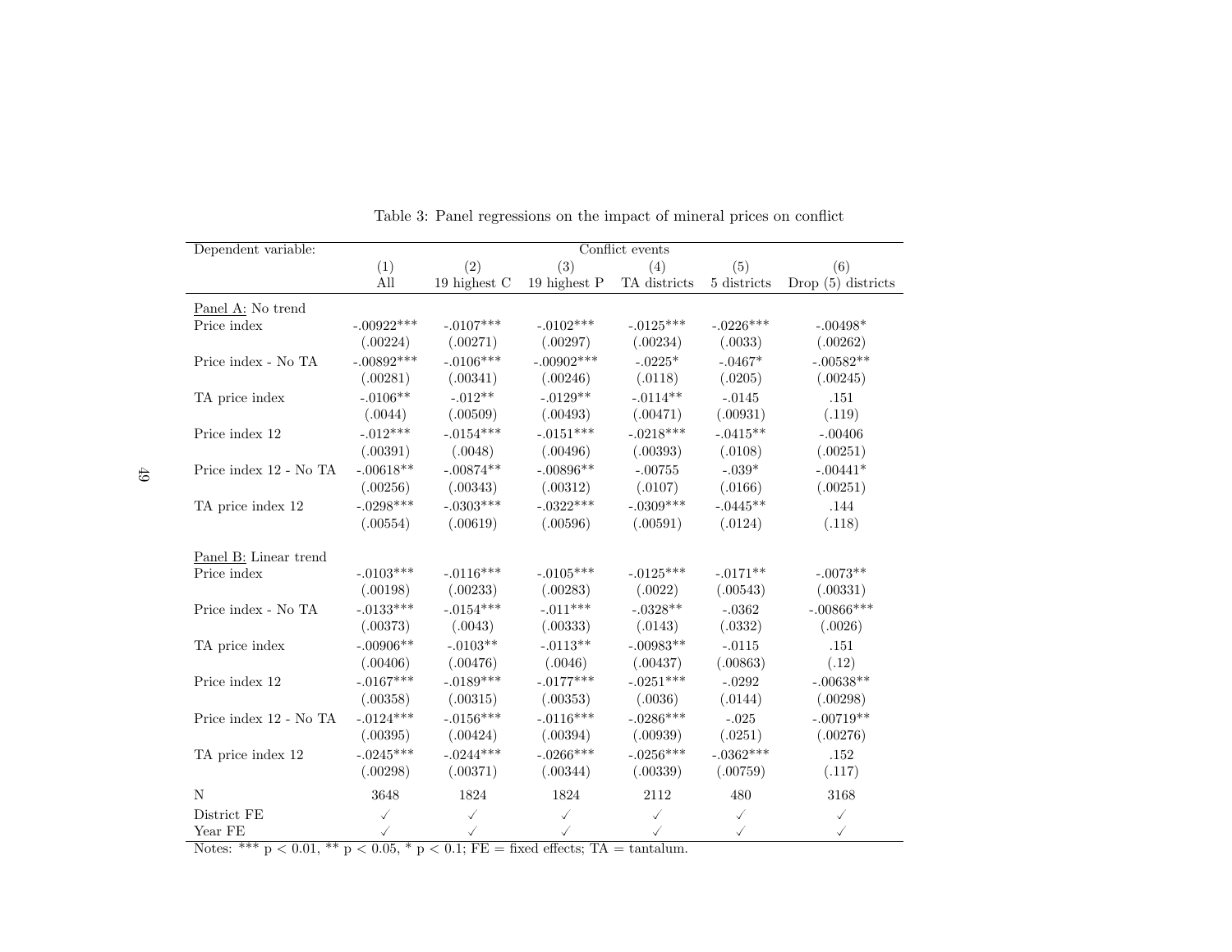Table 3: Panel regressions on the impact of mineral prices on conflict

| Dependent variable: | Conflict events | | | | | |
|---|---|---|---|---|---|---|
| | (1) | (2) | (3) | (4) | (5) | (6) |
| | All | 19 highest C | 19 highest P | TA districts | 5 districts | Drop (5) districts |
| Panel A: No trend | | | | | | |
| Price index | -.00922*** | -.0107*** | -.0102*** | -.0125*** | -.0226*** | -.00498* |
| | (.00224) | (.00271) | (.00297) | (.00234) | (.0033) | (.00262) |
| Price index - No TA | -.00892*** | -.0106*** | -.00902*** | -.0225* | -.0467* | -.00582** |
| | (.00281) | (.00341) | (.00246) | (.0118) | (.0205) | (.00245) |
| TA price index | -.0106** | -.012** | -.0129** | -.0114** | -.0145 | .151 |
| | (.0044) | (.00509) | (.00493) | (.00471) | (.00931) | (.119) |
| Price index 12 | -.012*** | -.0154*** | -.0151*** | -.0218*** | -.0415** | -.00406 |
| | (.00391) | (.0048) | (.00496) | (.00393) | (.0108) | (.00251) |
| Price index 12 - No TA | -.00618** | -.00874** | -.00896** | -.00755 | -.039* | -.00441* |
| | (.00256) | (.00343) | (.00312) | (.0107) | (.0166) | (.00251) |
| TA price index 12 | -.0298*** | -.0303*** | -.0322*** | -.0309*** | -.0445** | .144 |
| | (.00554) | (.00619) | (.00596) | (.00591) | (.0124) | (.118) |
| Panel B: Linear trend | | | | | | |
| Price index | -.0103*** | -.0116*** | -.0105*** | -.0125*** | -.0171** | -.0073** |
| | (.00198) | (.00233) | (.00283) | (.0022) | (.00543) | (.00331) |
| Price index - No TA | -.0133*** | -.0154*** | -.011*** | -.0328** | -.0362 | -.00866*** |
| | (.00373) | (.0043) | (.00333) | (.0143) | (.0332) | (.0026) |
| TA price index | -.00906** | -.0103** | -.0113** | -.00983** | -.0115 | .151 |
| | (.00406) | (.00476) | (.0046) | (.00437) | (.00863) | (.12) |
| Price index 12 | -.0167*** | -.0189*** | -.0177*** | -.0251*** | -.0292 | -.00638** |
| | (.00358) | (.00315) | (.00353) | (.0036) | (.0144) | (.00298) |
| Price index 12 - No TA | -.0124*** | -.0156*** | -.0116*** | -.0286*** | -.025 | -.00719** |
| | (.00395) | (.00424) | (.00394) | (.00939) | (.0251) | (.00276) |
| TA price index 12 | -.0245*** | -.0244*** | -.0266*** | -.0256*** | -.0362*** | .152 |
| | (.00298) | (.00371) | (.00344) | (.00339) | (.00759) | (.117) |
| N | 3648 | 1824 | 1824 | 2112 | 480 | 3168 |
| District FE | ✓ | ✓ | ✓ | ✓ | ✓ | ✓ |
| Year FE | ✓ | ✓ | ✓ | ✓ | ✓ | ✓ |

Notes: *** $p < 0.01$, ** $p < 0.05$, * $p < 0.1$; FE = fixed effects; TA = tantalum.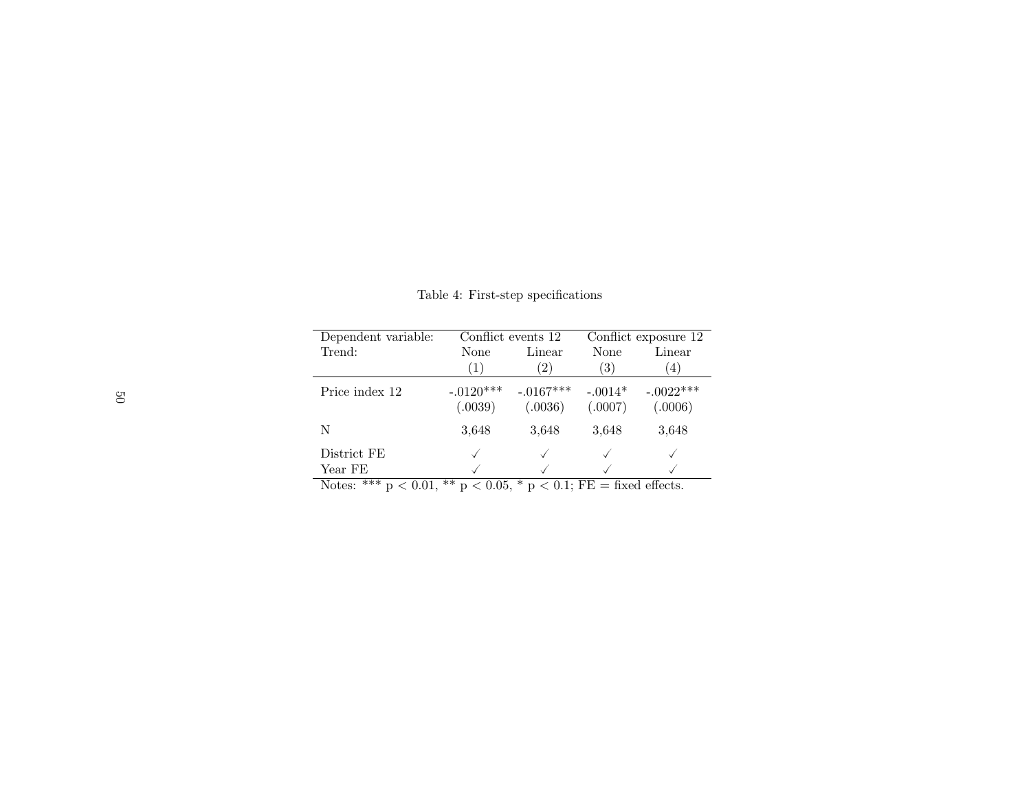Table 4: First-step specifications

| Dependent variable: | Conflict events 12 | | Conflict exposure 12 | |
|---|---|---|---|---|
| Trend: | None | Linear | None | Linear |
| | (1) | (2) | (3) | (4) |
| Price index 12 | -.0120*** | -.0167*** | -.0014* | -.0022*** |
| | (.0039) | (.0036) | (.0007) | (.0006) |
| N | 3,648 | 3,648 | 3,648 | 3,648 |
| District FE | ✓ | ✓ | ✓ | ✓ |
| Year FE | ✓ | ✓ | ✓ | ✓ |

Notes: *** $p < 0.01$, ** $p < 0.05$, * $p < 0.1$; FE = fixed effects.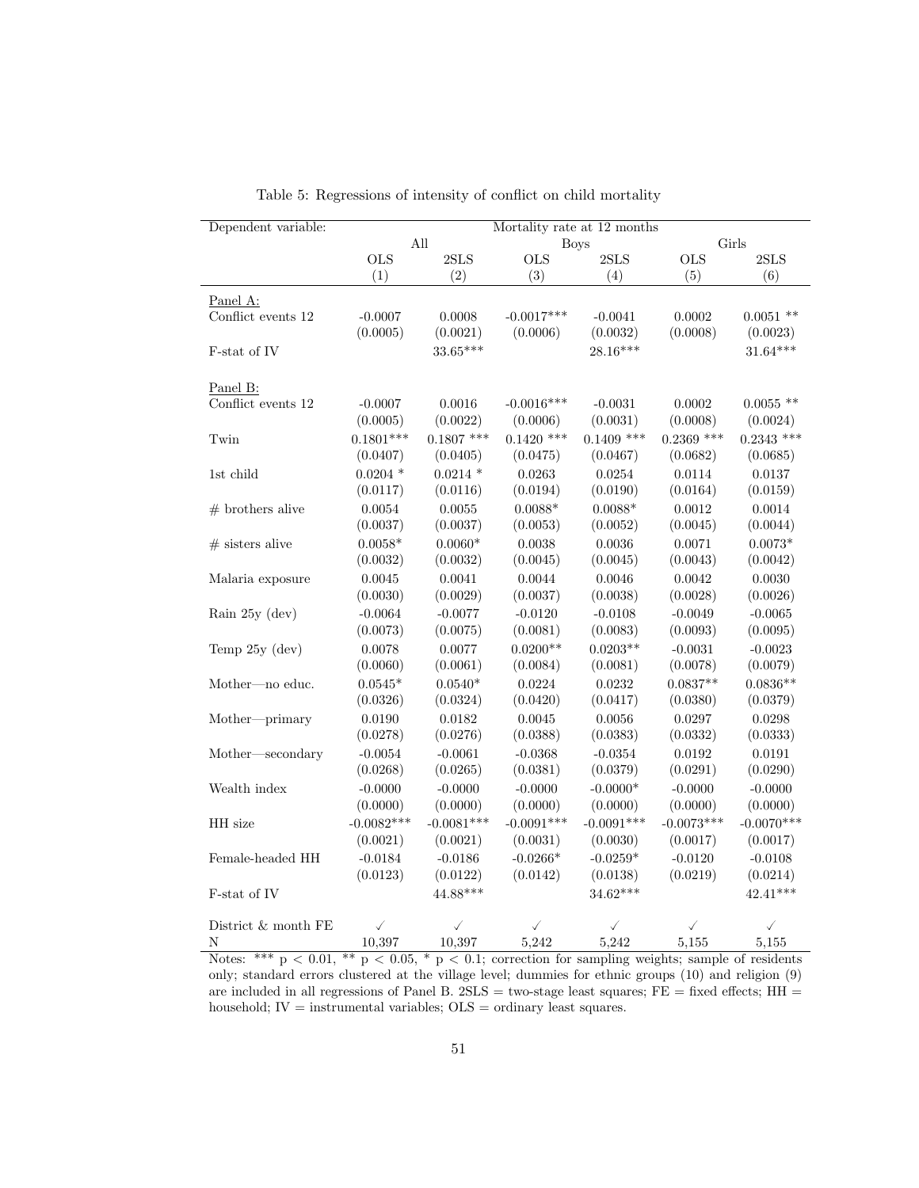Table 5: Regressions of intensity of conflict on child mortality

| Dependent variable: | Mortality rate at 12 months | | | | | |
|---|---|---|---|---|---|---|
| | All | | Boys | | Girls | |
| | OLS | 2SLS | OLS | 2SLS | OLS | 2SLS |
| | (1) | (2) | (3) | (4) | (5) | (6) |
| Panel A: | | | | | | |
| Conflict events 12 | -0.0007 | 0.0008 | -0.0017*** | -0.0041 | 0.0002 | 0.0051 ** |
| | (0.0005) | (0.0021) | (0.0006) | (0.0032) | (0.0008) | (0.0023) |
| F-stat of IV | | 33.65*** | | 28.16*** | | 31.64*** |
| Panel B: | | | | | | |
| Conflict events 12 | -0.0007 | 0.0016 | -0.0016*** | -0.0031 | 0.0002 | 0.0055 ** |
| | (0.0005) | (0.0022) | (0.0006) | (0.0031) | (0.0008) | (0.0024) |
| Twin | 0.1801*** | 0.1807 *** | 0.1420 *** | 0.1409 *** | 0.2369 *** | 0.2343 *** |
| | (0.0407) | (0.0405) | (0.0475) | (0.0467) | (0.0682) | (0.0685) |
| 1st child | 0.0204 * | 0.0214 * | 0.0263 | 0.0254 | 0.0114 | 0.0137 |
| | (0.0117) | (0.0116) | (0.0194) | (0.0190) | (0.0164) | (0.0159) |
| # brothers alive | 0.0054 | 0.0055 | 0.0088* | 0.0088* | 0.0012 | 0.0014 |
| | (0.0037) | (0.0037) | (0.0053) | (0.0052) | (0.0045) | (0.0044) |
| # sisters alive | 0.0058* | 0.0060* | 0.0038 | 0.0036 | 0.0071 | 0.0073* |
| | (0.0032) | (0.0032) | (0.0045) | (0.0045) | (0.0043) | (0.0042) |
| Malaria exposure | 0.0045 | 0.0041 | 0.0044 | 0.0046 | 0.0042 | 0.0030 |
| | (0.0030) | (0.0029) | (0.0037) | (0.0038) | (0.0028) | (0.0026) |
| Rain 25y (dev) | -0.0064 | -0.0077 | -0.0120 | -0.0108 | -0.0049 | -0.0065 |
| | (0.0073) | (0.0075) | (0.0081) | (0.0083) | (0.0093) | (0.0095) |
| Temp 25y (dev) | 0.0078 | 0.0077 | 0.0200** | 0.0203** | -0.0031 | -0.0023 |
| | (0.0060) | (0.0061) | (0.0084) | (0.0081) | (0.0078) | (0.0079) |
| Mother—no educ. | 0.0545* | 0.0540* | 0.0224 | 0.0232 | 0.0837** | 0.0836** |
| | (0.0326) | (0.0324) | (0.0420) | (0.0417) | (0.0380) | (0.0379) |
| Mother—primary | 0.0190 | 0.0182 | 0.0045 | 0.0056 | 0.0297 | 0.0298 |
| | (0.0278) | (0.0276) | (0.0388) | (0.0383) | (0.0332) | (0.0333) |
| Mother—secondary | -0.0054 | -0.0061 | -0.0368 | -0.0354 | 0.0192 | 0.0191 |
| | (0.0268) | (0.0265) | (0.0381) | (0.0379) | (0.0291) | (0.0290) |
| Wealth index | -0.0000 | -0.0000 | -0.0000 | -0.0000* | -0.0000 | -0.0000 |
| | (0.0000) | (0.0000) | (0.0000) | (0.0000) | (0.0000) | (0.0000) |
| HH size | -0.0082*** | -0.0081*** | -0.0091*** | -0.0091*** | -0.0073*** | -0.0070*** |
| | (0.0021) | (0.0021) | (0.0031) | (0.0030) | (0.0017) | (0.0017) |
| Female-headed HH | -0.0184 | -0.0186 | -0.0266* | -0.0259* | -0.0120 | -0.0108 |
| | (0.0123) | (0.0122) | (0.0142) | (0.0138) | (0.0219) | (0.0214) |
| F-stat of IV | | 44.88*** | | 34.62*** | | 42.41*** |
| District & month FE | ✓ | ✓ | ✓ | ✓ | ✓ | ✓ |
| N | 10,397 | 10,397 | 5,242 | 5,242 | 5,155 | 5,155 |

Notes: *** $p < 0.01$, ** $p < 0.05$, * $p < 0.1$; correction for sampling weights; sample of residents only; standard errors clustered at the village level; dummies for ethnic groups (10) and religion (9) are included in all regressions of Panel B. 2SLS = two-stage least squares; FE = fixed effects; HH = household; IV = instrumental variables; OLS = ordinary least squares.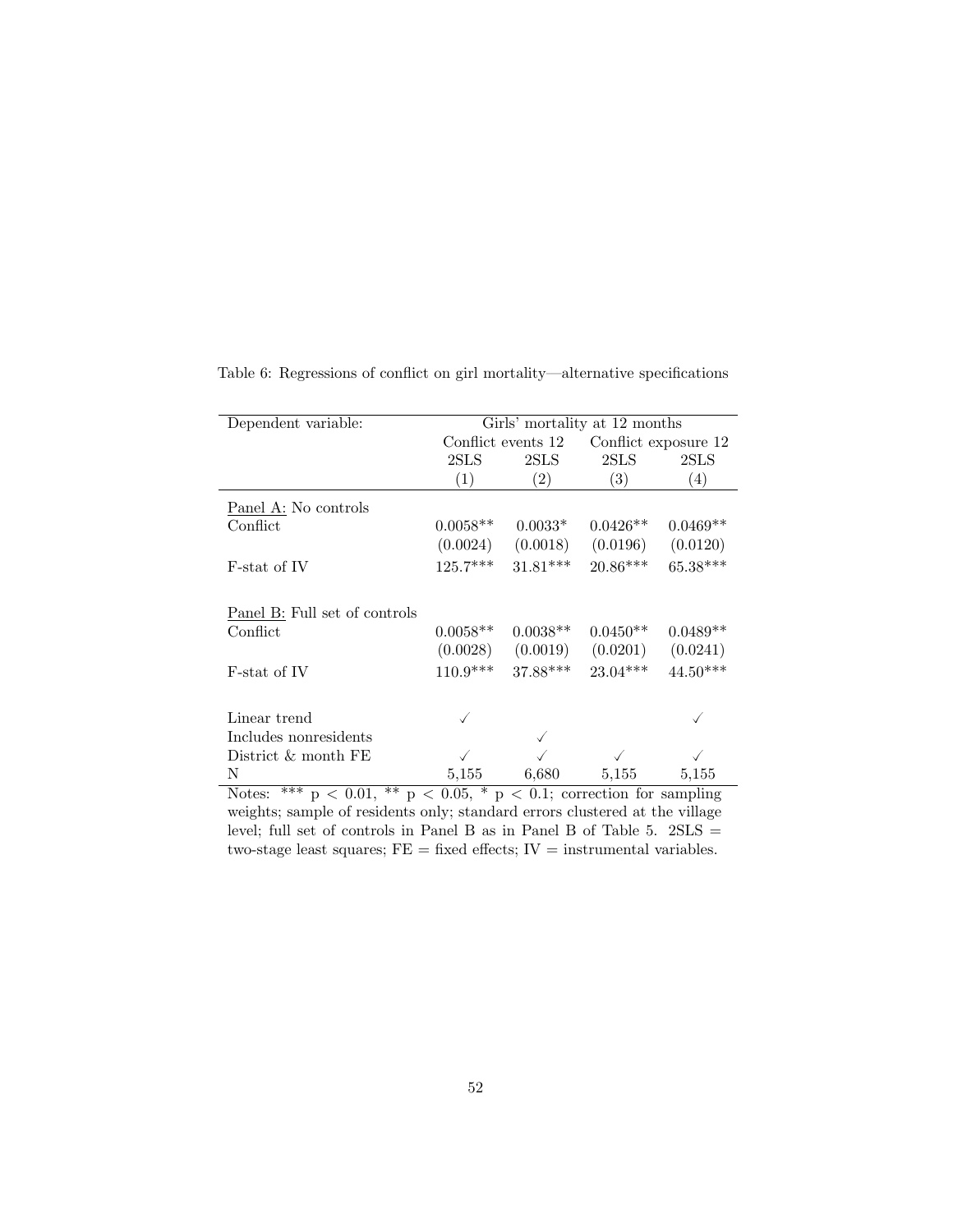Table 6: Regressions of conflict on girl mortality—alternative specifications

| Dependent variable: | Girls' mortality at 12 months | | | |
|---|---|---|---|---|
| | Conflict events 12 | | Conflict exposure 12 | |
| | 2SLS | 2SLS | 2SLS | 2SLS |
| | (1) | (2) | (3) | (4) |
| Panel A: No controls | | | | |
| Conflict | 0.0058** | 0.0033* | 0.0426** | 0.0469** |
| | (0.0024) | (0.0018) | (0.0196) | (0.0120) |
| F-stat of IV | 125.7*** | 31.81*** | 20.86*** | 65.38*** |
| Panel B: Full set of controls | | | | |
| Conflict | 0.0058** | 0.0038** | 0.0450** | 0.0489** |
| | (0.0028) | (0.0019) | (0.0201) | (0.0241) |
| F-stat of IV | 110.9*** | 37.88*** | 23.04*** | 44.50*** |
| Linear trend | ✓ | | | ✓ |
| Includes nonresidents | | ✓ | | |
| District & month FE | ✓ | ✓ | ✓ | ✓ |
| N | 5,155 | 6,680 | 5,155 | 5,155 |

Notes: *** $p < 0.01$, ** $p < 0.05$, * $p < 0.1$; correction for sampling weights; sample of residents only; standard errors clustered at the village level; full set of controls in Panel B as in Panel B of Table 5. 2SLS = two-stage least squares; FE = fixed effects; IV = instrumental variables.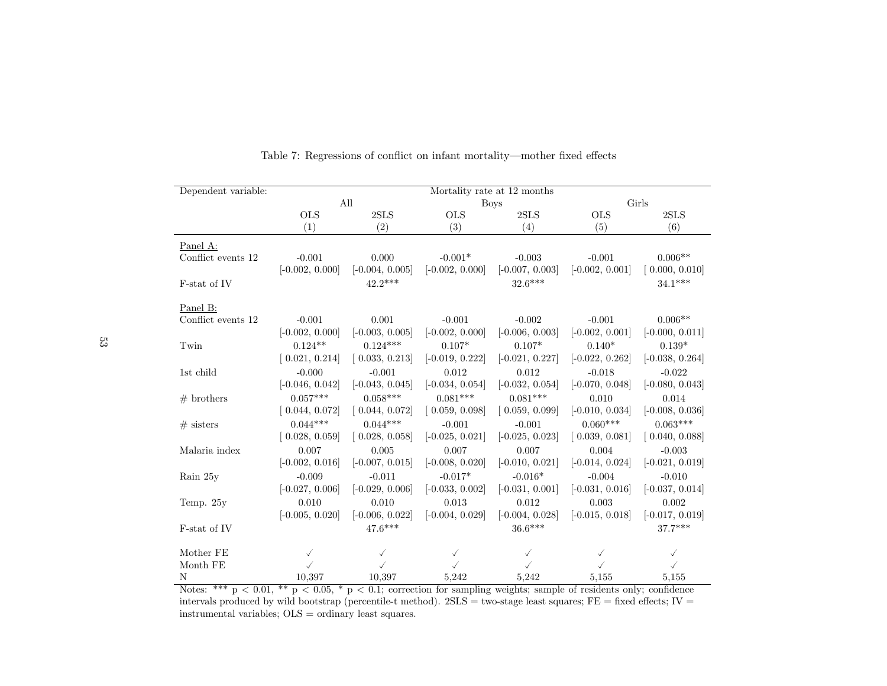Table 7: Regressions of conflict on infant mortality—mother fixed effects

| Dependent variable: | Mortality rate at 12 months | | | | | |
|---|---|---|---|---|---|---|
| | All | | Boys | | Girls | |
| | OLS | 2SLS | OLS | 2SLS | OLS | 2SLS |
| | (1) | (2) | (3) | (4) | (5) | (6) |
| Panel A: | | | | | | |
| Conflict events 12 | -0.001 | 0.000 | -0.001* | -0.003 | -0.001 | 0.006** |
| | [-0.002, 0.000] | [-0.004, 0.005] | [-0.002, 0.000] | [-0.007, 0.003] | [-0.002, 0.001] | [ 0.000, 0.010] |
| F-stat of IV | | 42.2*** | | 32.6*** | | 34.1*** |
| Panel B: | | | | | | |
| Conflict events 12 | -0.001 | 0.001 | -0.001 | -0.002 | -0.001 | 0.006** |
| | [-0.002, 0.000] | [-0.003, 0.005] | [-0.002, 0.000] | [-0.006, 0.003] | [-0.002, 0.001] | [-0.000, 0.011] |
| Twin | 0.124** | 0.124*** | 0.107* | 0.107* | 0.140* | 0.139* |
| | [ 0.021, 0.214] | [ 0.033, 0.213] | [-0.019, 0.222] | [-0.021, 0.227] | [-0.022, 0.262] | [-0.038, 0.264] |
| 1st child | -0.000 | -0.001 | 0.012 | 0.012 | -0.018 | -0.022 |
| | [-0.046, 0.042] | [-0.043, 0.045] | [-0.034, 0.054] | [-0.032, 0.054] | [-0.070, 0.048] | [-0.080, 0.043] |
| # brothers | 0.057*** | 0.058*** | 0.081*** | 0.081*** | 0.010 | 0.014 |
| | [ 0.044, 0.072] | [ 0.044, 0.072] | [ 0.059, 0.098] | [ 0.059, 0.099] | [-0.010, 0.034] | [-0.008, 0.036] |
| # sisters | 0.044*** | 0.044*** | -0.001 | -0.001 | 0.060*** | 0.063*** |
| | [ 0.028, 0.059] | [ 0.028, 0.058] | [-0.025, 0.021] | [-0.025, 0.023] | [ 0.039, 0.081] | [ 0.040, 0.088] |
| Malaria index | 0.007 | 0.005 | 0.007 | 0.007 | 0.004 | -0.003 |
| | [-0.002, 0.016] | [-0.007, 0.015] | [-0.008, 0.020] | [-0.010, 0.021] | [-0.014, 0.024] | [-0.021, 0.019] |
| Rain 25y | -0.009 | -0.011 | -0.017* | -0.016* | -0.004 | -0.010 |
| | [-0.027, 0.006] | [-0.029, 0.006] | [-0.033, 0.002] | [-0.031, 0.001] | [-0.031, 0.016] | [-0.037, 0.014] |
| Temp. 25y | 0.010 | 0.010 | 0.013 | 0.012 | 0.003 | 0.002 |
| | [-0.005, 0.020] | [-0.006, 0.022] | [-0.004, 0.029] | [-0.004, 0.028] | [-0.015, 0.018] | [-0.017, 0.019] |
| F-stat of IV | | 47.6*** | | 36.6*** | | 37.7*** |
| Mother FE | ✓ | ✓ | ✓ | ✓ | ✓ | ✓ |
| Month FE | ✓ | ✓ | ✓ | ✓ | ✓ | ✓ |
| N | 10,397 | 10,397 | 5,242 | 5,242 | 5,155 | 5,155 |

Notes: *** $p < 0.01$, ** $p < 0.05$, * $p < 0.1$; correction for sampling weights; sample of residents only; confidence intervals produced by wild bootstrap (percentile-t method). 2SLS = two-stage least squares; FE = fixed effects; IV = instrumental variables; OLS = ordinary least squares.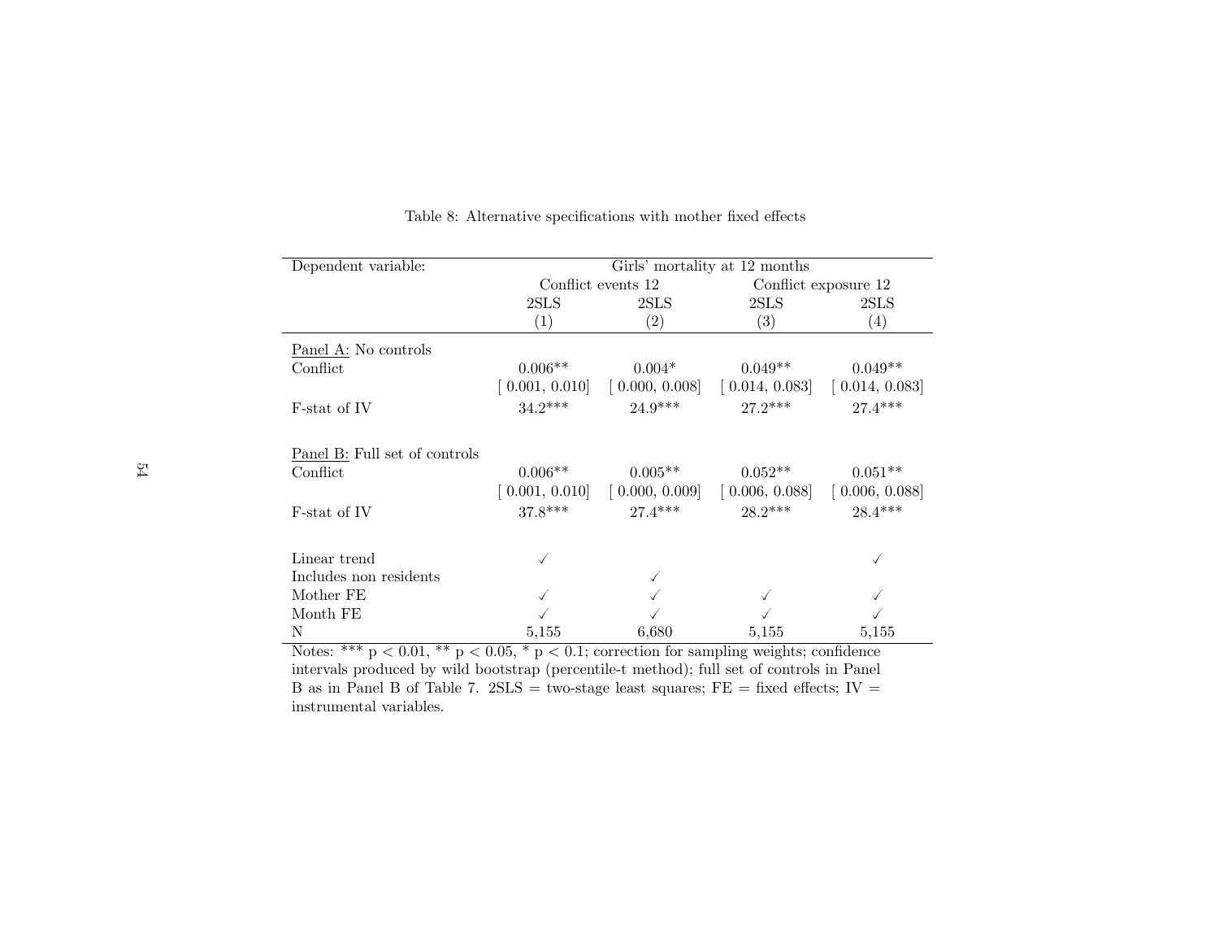Table 8: Alternative specifications with mother fixed effects

| Dependent variable: | Girls' mortality at 12 months | | | |
|---|---|---|---|---|
| | Conflict events 12 | | Conflict exposure 12 | |
| | 2SLS | 2SLS | 2SLS | 2SLS |
| | (1) | (2) | (3) | (4) |
| Panel A: No controls | | | | |
| Conflict | 0.006** | 0.004* | 0.049** | 0.049** |
| | [ 0.001, 0.010] | [ 0.000, 0.008] | [ 0.014, 0.083] | [ 0.014, 0.083] |
| F-stat of IV | 34.2*** | 24.9*** | 27.2*** | 27.4*** |
| Panel B: Full set of controls | | | | |
| Conflict | 0.006** | 0.005** | 0.052** | 0.051** |
| | [ 0.001, 0.010] | [ 0.000, 0.009] | [ 0.006, 0.088] | [ 0.006, 0.088] |
| F-stat of IV | 37.8*** | 27.4*** | 28.2*** | 28.4*** |
| Linear trend | ✓ | | | ✓ |
| Includes non residents | | ✓ | | |
| Mother FE | ✓ | ✓ | ✓ | ✓ |
| Month FE | ✓ | ✓ | ✓ | ✓ |
| N | 5,155 | 6,680 | 5,155 | 5,155 |

Notes: *** $p < 0.01$, ** $p < 0.05$, * $p < 0.1$; correction for sampling weights; confidence intervals produced by wild bootstrap (percentile-t method); full set of controls in Panel B as in Panel B of Table 7. 2SLS = two-stage least squares; FE = fixed effects; IV = instrumental variables.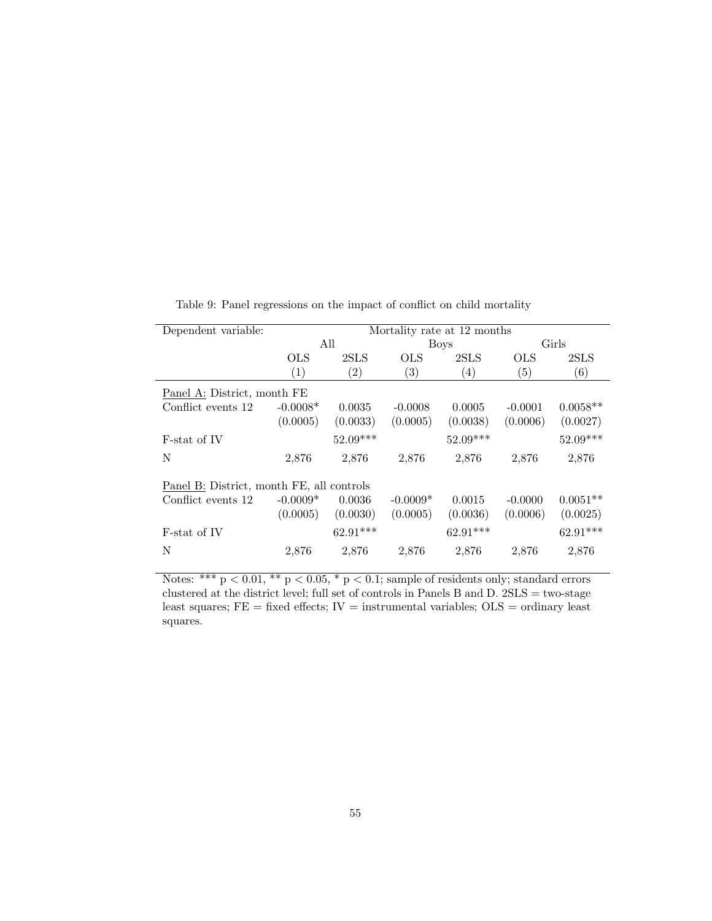Table 9: Panel regressions on the impact of conflict on child mortality

| Dependent variable: | Mortality rate at 12 months | | | | | |
|---|---|---|---|---|---|---|
| | All | | Boys | | Girls | |
| | OLS | 2SLS | OLS | 2SLS | OLS | 2SLS |
| | (1) | (2) | (3) | (4) | (5) | (6) |
| Panel A: District, month FE | | | | | | |
| Conflict events 12 | -0.0008* | 0.0035 | -0.0008 | 0.0005 | -0.0001 | 0.0058** |
| | (0.0005) | (0.0033) | (0.0005) | (0.0038) | (0.0006) | (0.0027) |
| F-stat of IV | | 52.09*** | | 52.09*** | | 52.09*** |
| N | 2,876 | 2,876 | 2,876 | 2,876 | 2,876 | 2,876 |
| Panel B: District, month FE, all controls | | | | | | |
| Conflict events 12 | -0.0009* | 0.0036 | -0.0009* | 0.0015 | -0.0000 | 0.0051** |
| | (0.0005) | (0.0030) | (0.0005) | (0.0036) | (0.0006) | (0.0025) |
| F-stat of IV | | 62.91*** | | 62.91*** | | 62.91*** |
| N | 2,876 | 2,876 | 2,876 | 2,876 | 2,876 | 2,876 |

Notes: *** $p < 0.01$, ** $p < 0.05$, * $p < 0.1$; sample of residents only; standard errors clustered at the district level; full set of controls in Panels B and D. 2SLS = two-stage least squares; FE = fixed effects; IV = instrumental variables; OLS = ordinary least squares.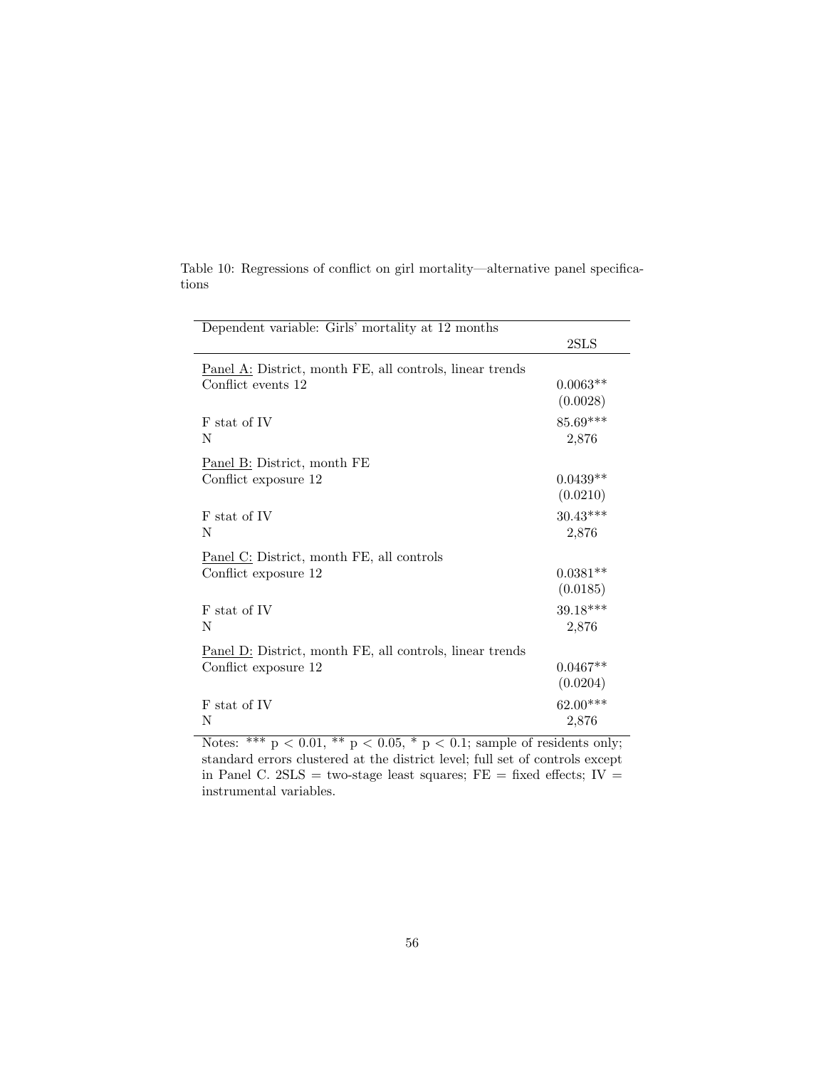Table 10: Regressions of conflict on girl mortality—alternative panel specifications

| Dependent variable: Girls' mortality at 12 months | 2SLS |
|---|---|
| Panel A: District, month FE, all controls, linear trends | |
| Conflict events 12 | 0.0063** |
| | (0.0028) |
| F stat of IV | 85.69*** |
| N | 2,876 |
| Panel B: District, month FE | |
| Conflict exposure 12 | 0.0439** |
| | (0.0210) |
| F stat of IV | 30.43*** |
| N | 2,876 |
| Panel C: District, month FE, all controls | |
| Conflict exposure 12 | 0.0381** |
| | (0.0185) |
| F stat of IV | 39.18*** |
| N | 2,876 |
| Panel D: District, month FE, all controls, linear trends | |
| Conflict exposure 12 | 0.0467** |
| | (0.0204) |
| F stat of IV | 62.00*** |
| N | 2,876 |

Notes: *** $p < 0.01$, ** $p < 0.05$, * $p < 0.1$; sample of residents only; standard errors clustered at the district level; full set of controls except in Panel C. 2SLS = two-stage least squares; FE = fixed effects; IV = instrumental variables.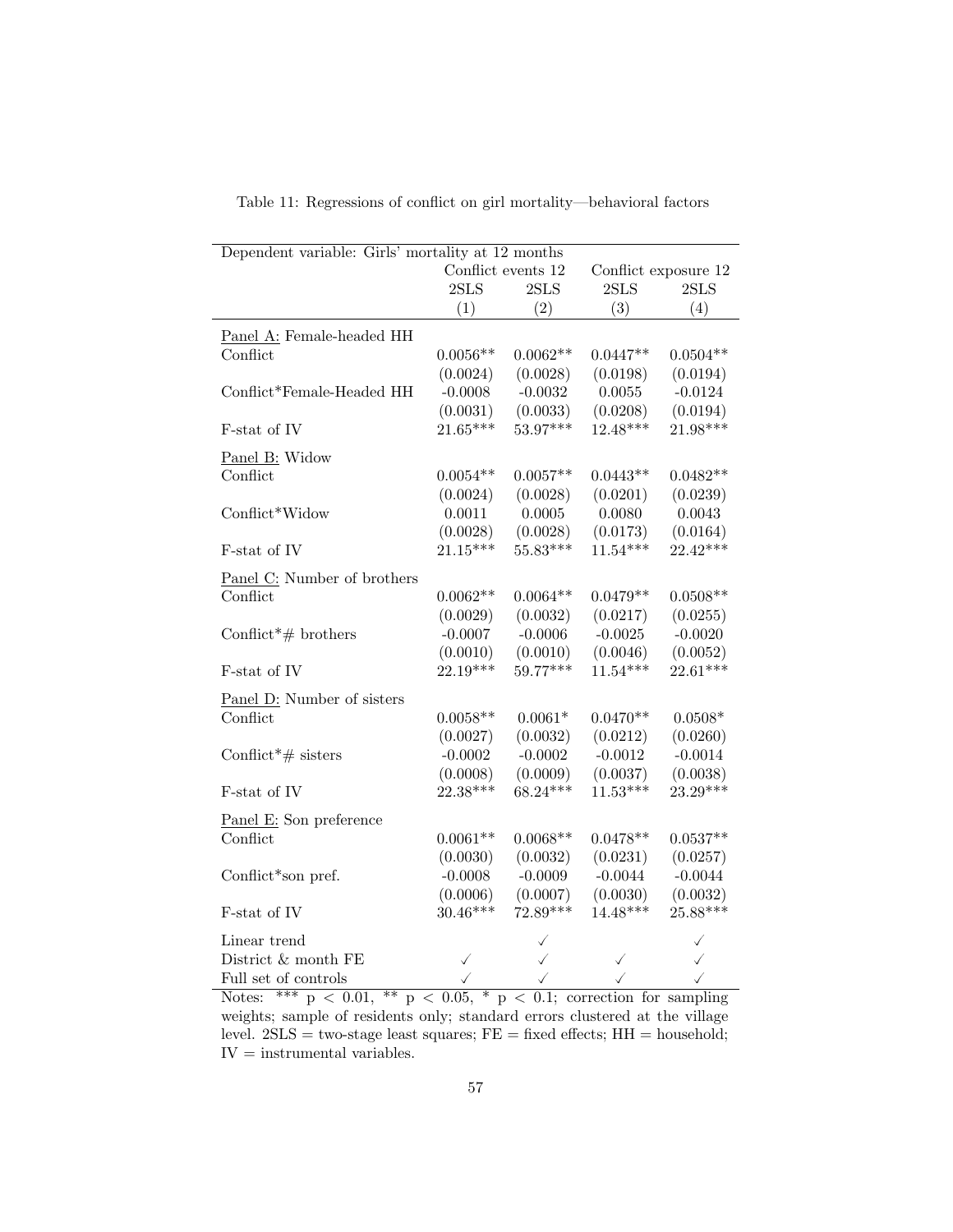Table 11: Regressions of conflict on girl mortality—behavioral factors

| Dependent variable: Girls' mortality at 12 months | Conflict events 12 | | Conflict exposure 12 | |
|---|---|---|---|---|
| | 2SLS | 2SLS | 2SLS | 2SLS |
| | (1) | (2) | (3) | (4) |
| Panel A: Female-headed HH | | | | |
| Conflict | 0.0056** | 0.0062** | 0.0447** | 0.0504** |
| | (0.0024) | (0.0028) | (0.0198) | (0.0194) |
| Conflict*Female-Headed HH | -0.0008 | -0.0032 | 0.0055 | -0.0124 |
| | (0.0031) | (0.0033) | (0.0208) | (0.0194) |
| F-stat of IV | 21.65*** | 53.97*** | 12.48*** | 21.98*** |
| Panel B: Widow | | | | |
| Conflict | 0.0054** | 0.0057** | 0.0443** | 0.0482** |
| | (0.0024) | (0.0028) | (0.0201) | (0.0239) |
| Conflict*Widow | 0.0011 | 0.0005 | 0.0080 | 0.0043 |
| | (0.0028) | (0.0028) | (0.0173) | (0.0164) |
| F-stat of IV | 21.15*** | 55.83*** | 11.54*** | 22.42*** |
| Panel C: Number of brothers | | | | |
| Conflict | 0.0062** | 0.0064** | 0.0479** | 0.0508** |
| | (0.0029) | (0.0032) | (0.0217) | (0.0255) |
| Conflict*# brothers | -0.0007 | -0.0006 | -0.0025 | -0.0020 |
| | (0.0010) | (0.0010) | (0.0046) | (0.0052) |
| F-stat of IV | 22.19*** | 59.77*** | 11.54*** | 22.61*** |
| Panel D: Number of sisters | | | | |
| Conflict | 0.0058** | 0.0061* | 0.0470** | 0.0508* |
| | (0.0027) | (0.0032) | (0.0212) | (0.0260) |
| Conflict*# sisters | -0.0002 | -0.0002 | -0.0012 | -0.0014 |
| | (0.0008) | (0.0009) | (0.0037) | (0.0038) |
| F-stat of IV | 22.38*** | 68.24*** | 11.53*** | 23.29*** |
| Panel E: Son preference | | | | |
| Conflict | 0.0061** | 0.0068** | 0.0478** | 0.0537** |
| | (0.0030) | (0.0032) | (0.0231) | (0.0257) |
| Conflict*son pref. | -0.0008 | -0.0009 | -0.0044 | -0.0044 |
| | (0.0006) | (0.0007) | (0.0030) | (0.0032) |
| F-stat of IV | 30.46*** | 72.89*** | 14.48*** | 25.88*** |
| Linear trend | | ✓ | | ✓ |
| District & month FE | ✓ | ✓ | ✓ | ✓ |
| Full set of controls | ✓ | ✓ | ✓ | ✓ |

Notes: *** $p < 0.01$, ** $p < 0.05$, * $p < 0.1$; correction for sampling weights; sample of residents only; standard errors clustered at the village level. 2SLS = two-stage least squares; FE = fixed effects; HH = household; IV = instrumental variables.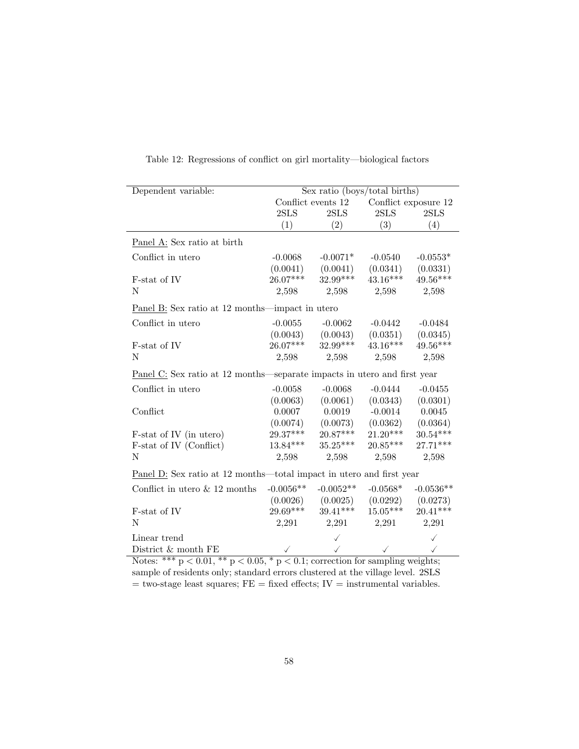Table 12: Regressions of conflict on girl mortality—biological factors

| Dependent variable: | Sex ratio (boys/total births) | | | |
|---|---|---|---|---|
| | Conflict events 12 | | Conflict exposure 12 | |
| | 2SLS | 2SLS | 2SLS | 2SLS |
| | (1) | (2) | (3) | (4) |
| Panel A: Sex ratio at birth | | | | |
| Conflict in utero | -0.0068 | -0.0071* | -0.0540 | -0.0553* |
| | (0.0041) | (0.0041) | (0.0341) | (0.0331) |
| F-stat of IV | 26.07*** | 32.99*** | 43.16*** | 49.56*** |
| N | 2,598 | 2,598 | 2,598 | 2,598 |
| Panel B: Sex ratio at 12 months—impact in utero | | | | |
| Conflict in utero | -0.0055 | -0.0062 | -0.0442 | -0.0484 |
| | (0.0043) | (0.0043) | (0.0351) | (0.0345) |
| F-stat of IV | 26.07*** | 32.99*** | 43.16*** | 49.56*** |
| N | 2,598 | 2,598 | 2,598 | 2,598 |
| Panel C: Sex ratio at 12 months—separate impacts in utero and first year | | | | |
| Conflict in utero | -0.0058 | -0.0068 | -0.0444 | -0.0455 |
| | (0.0063) | (0.0061) | (0.0343) | (0.0301) |
| Conflict | 0.0007 | 0.0019 | -0.0014 | 0.0045 |
| | (0.0074) | (0.0073) | (0.0362) | (0.0364) |
| F-stat of IV (in utero) | 29.37*** | 20.87*** | 21.20*** | 30.54*** |
| F-stat of IV (Conflict) | 13.84*** | 35.25*** | 20.85*** | 27.71*** |
| N | 2,598 | 2,598 | 2,598 | 2,598 |
| Panel D: Sex ratio at 12 months—total impact in utero and first year | | | | |
| Conflict in utero & 12 months | -0.0056** | -0.0052** | -0.0568* | -0.0536** |
| | (0.0026) | (0.0025) | (0.0292) | (0.0273) |
| F-stat of IV | 29.69*** | 39.41*** | 15.05*** | 20.41*** |
| N | 2,291 | 2,291 | 2,291 | 2,291 |
| Linear trend | | ✓ | | ✓ |
| District & month FE | ✓ | ✓ | ✓ | ✓ |

Notes: *** $p < 0.01$, ** $p < 0.05$, * $p < 0.1$; correction for sampling weights; sample of residents only; standard errors clustered at the village level. 2SLS = two-stage least squares; FE = fixed effects; IV = instrumental variables.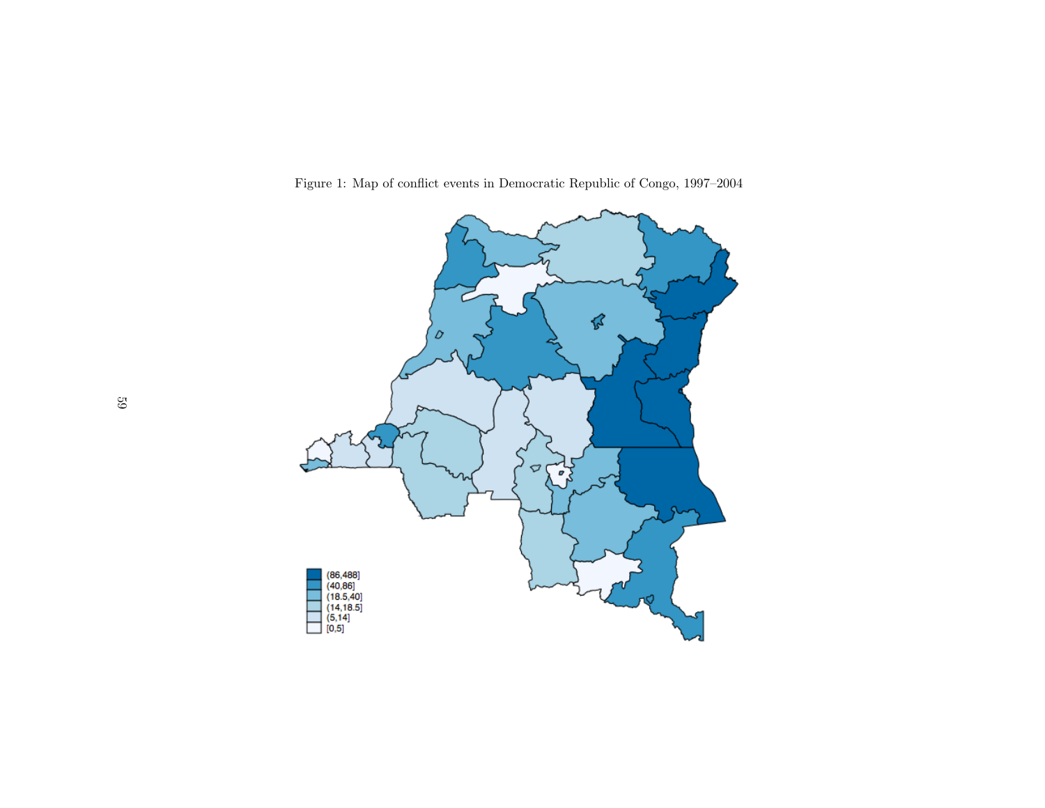Figure 1: Map of conflict events in Democratic Republic of Congo, 1997–2004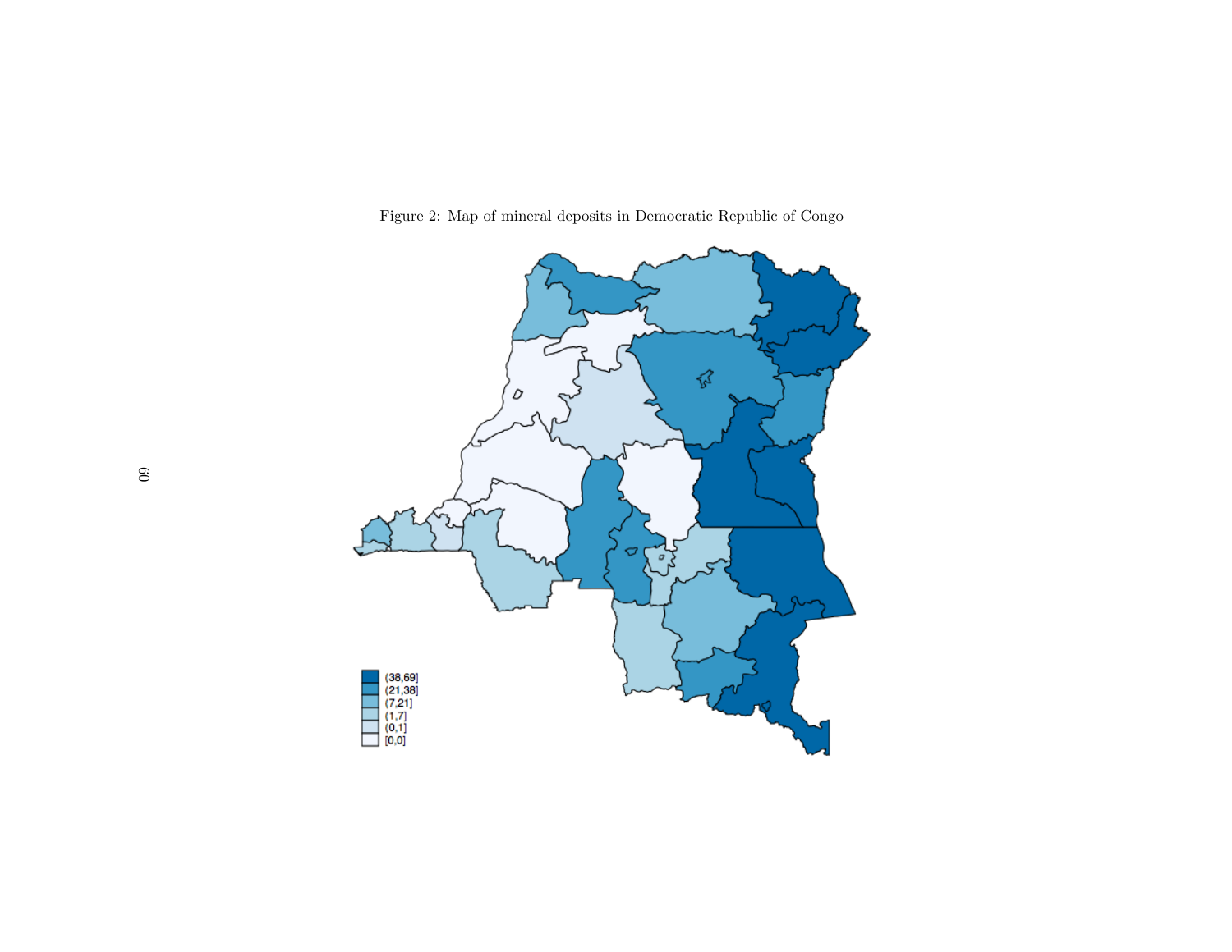Figure 2: Map of mineral deposits in Democratic Republic of Congo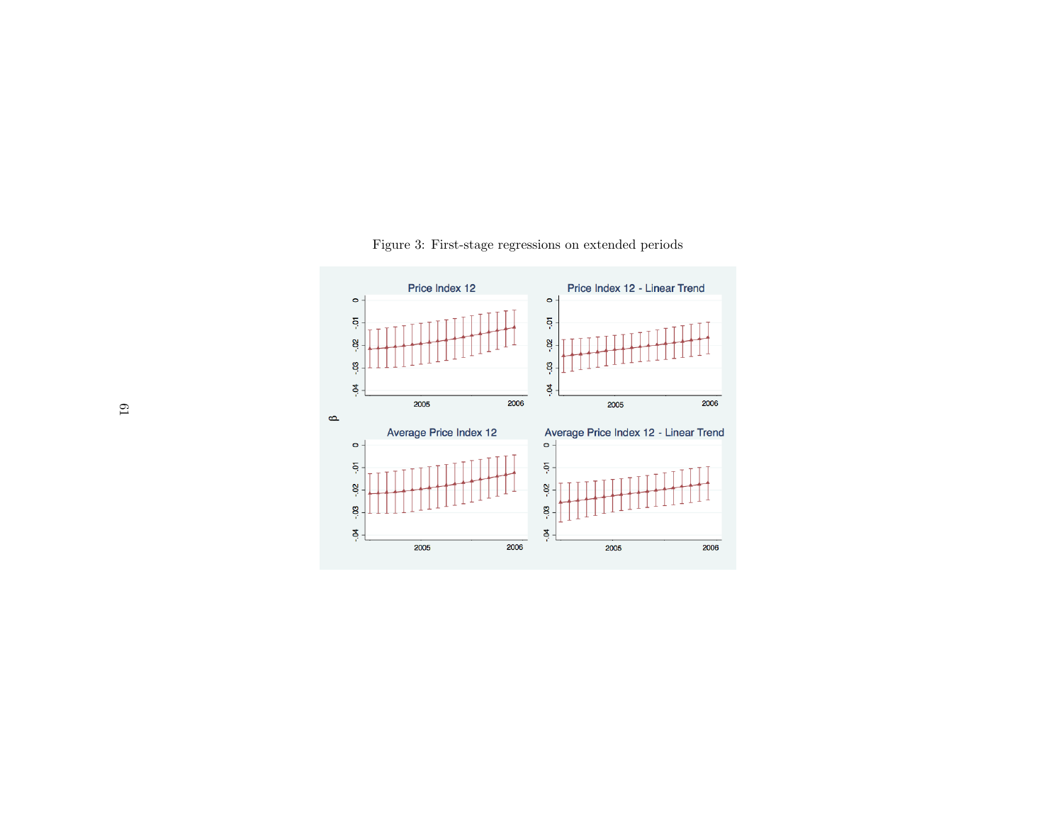Figure 3: First-stage regressions on extended periods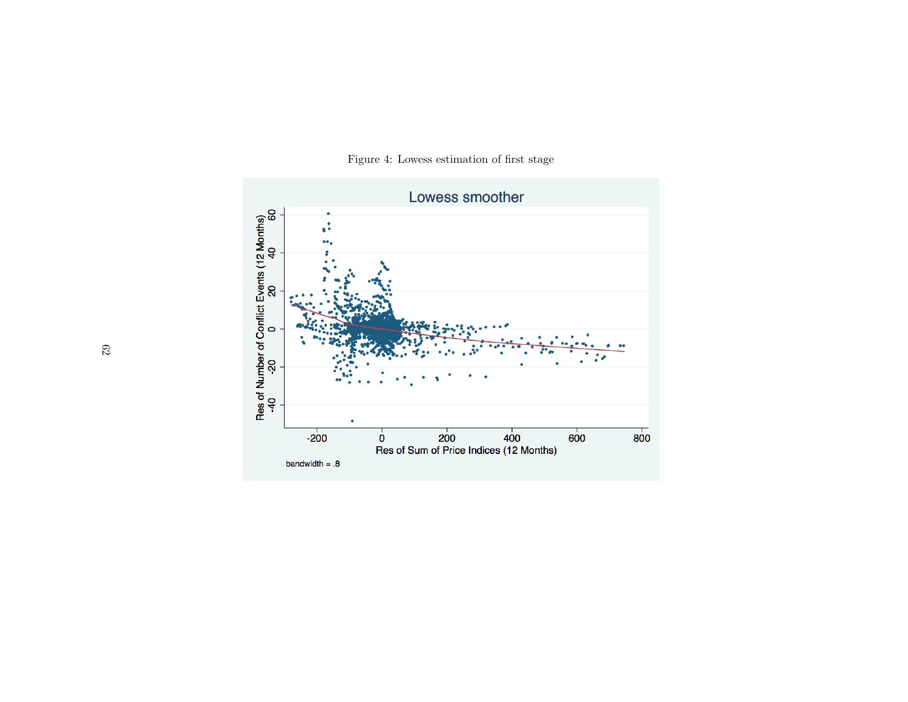Figure 4: Lowess estimation of first stage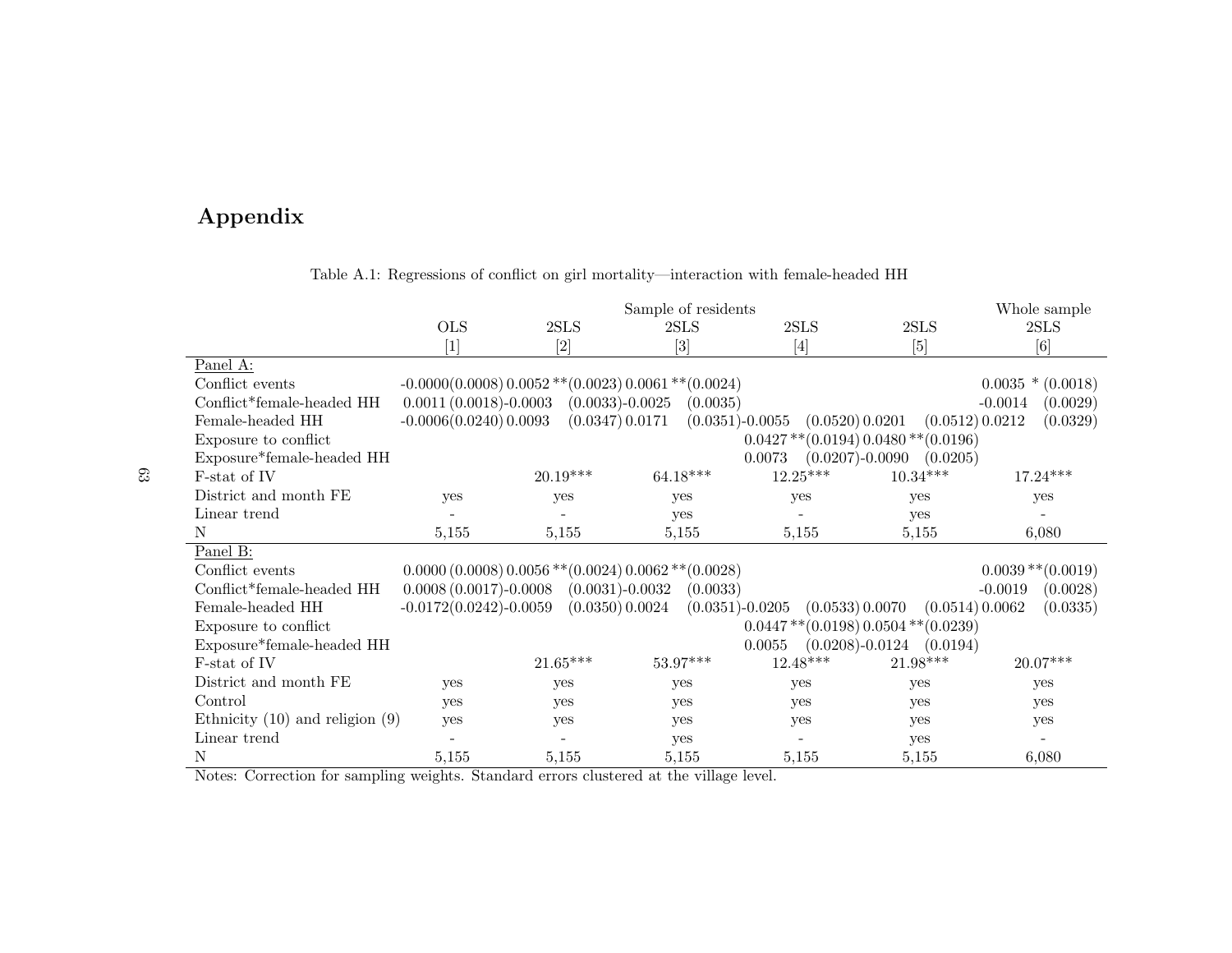# Appendix

Table A.1: Regressions of conflict on girl mortality—interaction with female-headed HH

| | Sample of residents | | | | | Whole sample |
|---|---|---|---|---|---|---|
| | OLS | 2SLS | 2SLS | 2SLS | 2SLS | 2SLS |
| | [1] | [2] | [3] | [4] | [5] | [6] |
| Panel A: | | | | | | |
| Conflict events | -0.0000 (0.0008) | 0.0052 ** (0.0023) | 0.0061 ** (0.0024) | | | 0.0035 * (0.0018) |
| Conflict*female-headed HH | 0.0011 (0.0018) | -0.0003 (0.0033) | -0.0025 (0.0035) | | | -0.0014 (0.0029) |
| Female-headed HH | -0.0006 (0.0240) | 0.0093 (0.0347) | 0.0171 (0.0351) | -0.0055 (0.0520) | 0.0201 (0.0512) | 0.0212 (0.0329) |
| Exposure to conflict | | | | 0.0427 ** (0.0194) | 0.0480 ** (0.0196) | |
| Exposure*female-headed HH | | | | 0.0073 (0.0207) | -0.0090 (0.0205) | |
| F-stat of IV | | 20.19*** | 64.18*** | 12.25*** | 10.34*** | 17.24*** |
| District and month FE | yes | yes | yes | yes | yes | yes |
| Linear trend | - | - | yes | - | yes | - |
| N | 5,155 | 5,155 | 5,155 | 5,155 | 5,155 | 6,080 |
| Panel B: | | | | | | |
| Conflict events | 0.0000 (0.0008) | 0.0056 ** (0.0024) | 0.0062 ** (0.0028) | | | 0.0039 ** (0.0019) |
| Conflict*female-headed HH | 0.0008 (0.0017) | -0.0008 (0.0031) | -0.0032 (0.0033) | | | -0.0019 (0.0028) |
| Female-headed HH | -0.0172 (0.0242) | -0.0059 (0.0350) | 0.0024 (0.0351) | -0.0205 (0.0533) | 0.0070 (0.0514) | 0.0062 (0.0335) |
| Exposure to conflict | | | | 0.0447 ** (0.0198) | 0.0504 ** (0.0239) | |
| Exposure*female-headed HH | | | | 0.0055 (0.0208) | -0.0124 (0.0194) | |
| F-stat of IV | | 21.65*** | 53.97*** | 12.48*** | 21.98*** | 20.07*** |
| District and month FE | yes | yes | yes | yes | yes | yes |
| Control | yes | yes | yes | yes | yes | yes |
| Ethnicity (10) and religion (9) | yes | yes | yes | yes | yes | yes |
| Linear trend | - | - | yes | - | yes | - |
| N | 5,155 | 5,155 | 5,155 | 5,155 | 5,155 | 6,080 |

Notes: Correction for sampling weights. Standard errors clustered at the village level.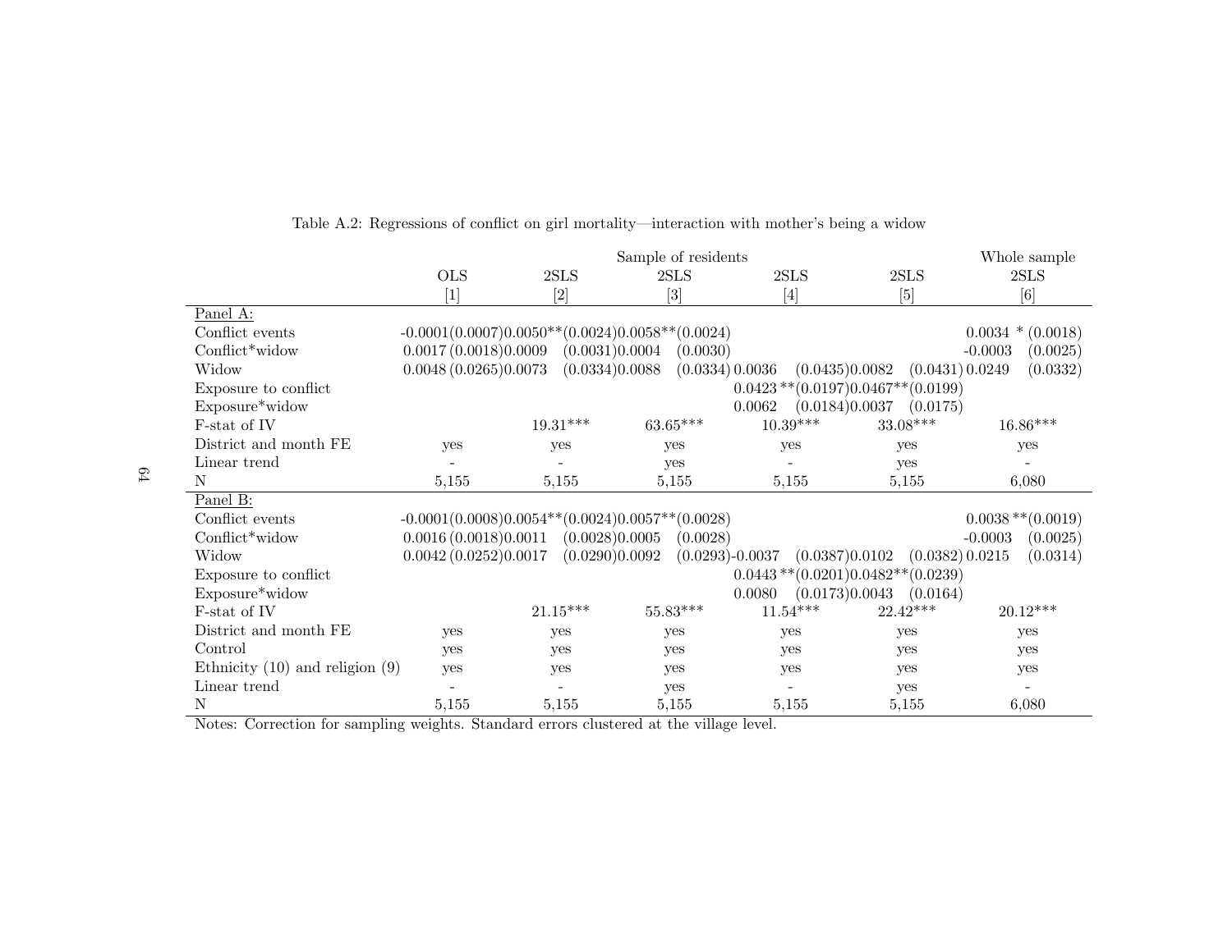Table A.2: Regressions of conflict on girl mortality—interaction with mother's being a widow

| | Sample of residents | | | | | | | | | | Whole sample | |
|---|---|---|---|---|---|---|---|---|---|---|---|---|
| | OLS | | 2SLS | | 2SLS | | 2SLS | | 2SLS | | 2SLS | |
| | [1] | | [2] | | [3] | | [4] | | [5] | | [6] | |
| Panel A: | | | | | | | | | | | | |
| Conflict events | -0.0001 | (0.0007) | 0.0050** | (0.0024) | 0.0058** | (0.0024) | | | | | 0.0034 * | (0.0018) |
| Conflict*widow | 0.0017 | (0.0018) | 0.0009 | (0.0031) | 0.0004 | (0.0030) | | | | | -0.0003 | (0.0025) |
| Widow | 0.0048 | (0.0265) | 0.0073 | (0.0334) | 0.0088 | (0.0334) | 0.0036 | (0.0435) | 0.0082 | (0.0431) | 0.0249 | (0.0332) |
| Exposure to conflict | | | | | | | 0.0423 ** | (0.0197) | 0.0467** | (0.0199) | | |
| Exposure*widow | | | | | | | 0.0062 | (0.0184) | 0.0037 | (0.0175) | | |
| F-stat of IV | | | 19.31*** | | 63.65*** | | 10.39*** | | 33.08*** | | 16.86*** | |
| District and month FE | yes | | yes | | yes | | yes | | yes | | yes | |
| Linear trend | - | | - | | yes | | - | | yes | | - | |
| N | 5,155 | | 5,155 | | 5,155 | | 5,155 | | 5,155 | | 6,080 | |
| Panel B: | | | | | | | | | | | | |
| Conflict events | -0.0001 | (0.0008) | 0.0054** | (0.0024) | 0.0057** | (0.0028) | | | | | 0.0038 ** | (0.0019) |
| Conflict*widow | 0.0016 | (0.0018) | 0.0011 | (0.0028) | 0.0005 | (0.0028) | | | | | -0.0003 | (0.0025) |
| Widow | 0.0042 | (0.0252) | 0.0017 | (0.0290) | 0.0092 | (0.0293) | -0.0037 | (0.0387) | 0.0102 | (0.0382) | 0.0215 | (0.0314) |
| Exposure to conflict | | | | | | | 0.0443 ** | (0.0201) | 0.0482** | (0.0239) | | |
| Exposure*widow | | | | | | | 0.0080 | (0.0173) | 0.0043 | (0.0164) | | |
| F-stat of IV | | | 21.15*** | | 55.83*** | | 11.54*** | | 22.42*** | | 20.12*** | |
| District and month FE | yes | | yes | | yes | | yes | | yes | | yes | |
| Control | yes | | yes | | yes | | yes | | yes | | yes | |
| Ethnicity (10) and religion (9) | yes | | yes | | yes | | yes | | yes | | yes | |
| Linear trend | - | | - | | yes | | - | | yes | | - | |
| N | 5,155 | | 5,155 | | 5,155 | | 5,155 | | 5,155 | | 6,080 | |

Notes: Correction for sampling weights. Standard errors clustered at the village level.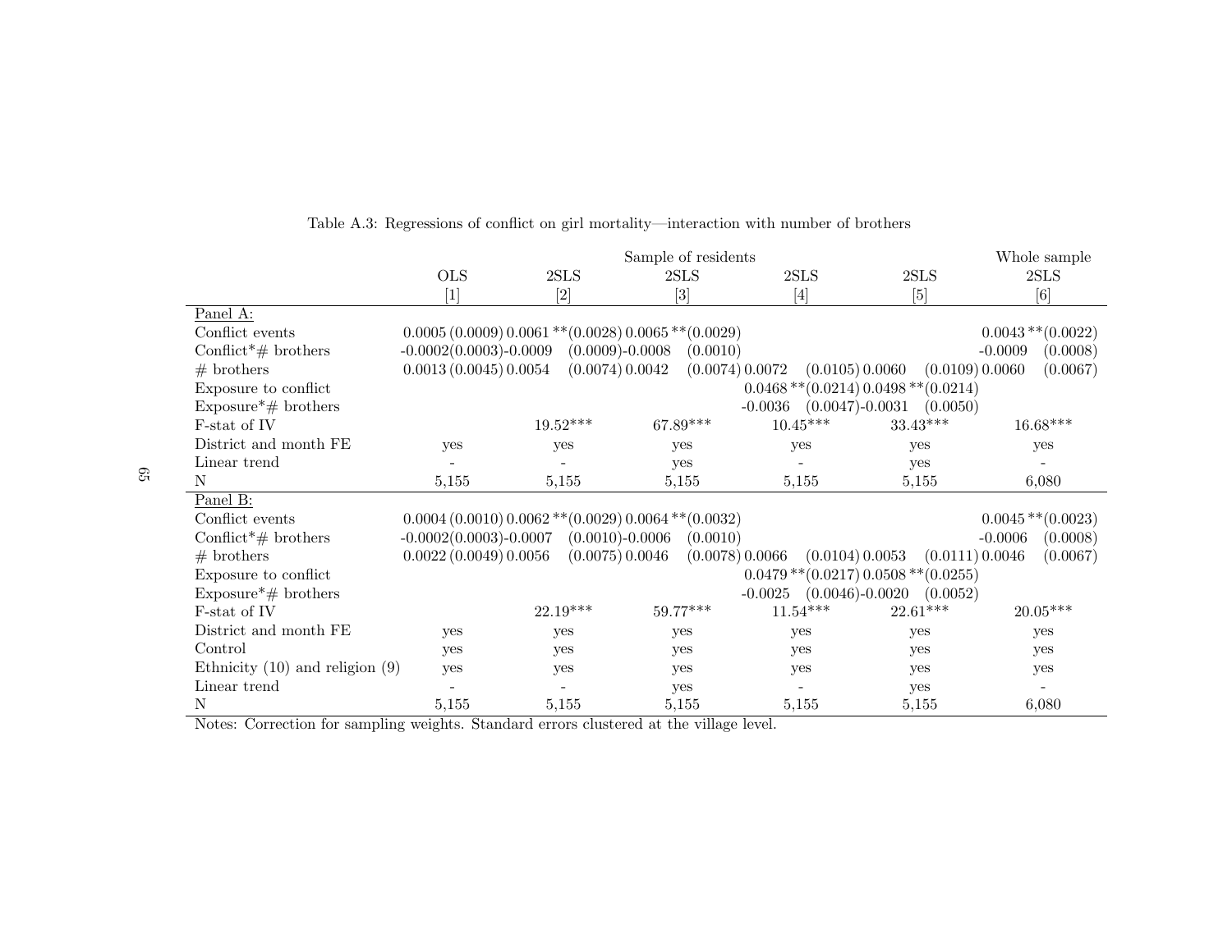Table A.3: Regressions of conflict on girl mortality—interaction with number of brothers

| | Sample of residents | | | | | Whole sample |
|---|---|---|---|---|---|---|
| | OLS | 2SLS | 2SLS | 2SLS | 2SLS | 2SLS |
| | [1] | [2] | [3] | [4] | [5] | [6] |
| Panel A: | | | | | | |
| Conflict events | 0.0005 (0.0009) | 0.0061 ** (0.0028) | 0.0065 ** (0.0029) | | | 0.0043 ** (0.0022) |
| Conflict*# brothers | -0.0002 (0.0003) | -0.0009 (0.0009) | -0.0008 (0.0010) | | | -0.0009 (0.0008) |
| # brothers | 0.0013 (0.0045) | 0.0054 (0.0074) | 0.0042 (0.0074) | 0.0072 (0.0105) | 0.0060 (0.0109) | 0.0060 (0.0067) |
| Exposure to conflict | | | | 0.0468 ** (0.0214) | 0.0498 ** (0.0214) | |
| Exposure*# brothers | | | | -0.0036 (0.0047) | -0.0031 (0.0050) | |
| F-stat of IV | | 19.52*** | 67.89*** | 10.45*** | 33.43*** | 16.68*** |
| District and month FE | yes | yes | yes | yes | yes | yes |
| Linear trend | - | - | yes | - | yes | - |
| N | 5,155 | 5,155 | 5,155 | 5,155 | 5,155 | 6,080 |
| Panel B: | | | | | | |
| Conflict events | 0.0004 (0.0010) | 0.0062 ** (0.0029) | 0.0064 ** (0.0032) | | | 0.0045 ** (0.0023) |
| Conflict*# brothers | -0.0002 (0.0003) | -0.0007 (0.0010) | -0.0006 (0.0010) | | | -0.0006 (0.0008) |
| # brothers | 0.0022 (0.0049) | 0.0056 (0.0075) | 0.0046 (0.0078) | 0.0066 (0.0104) | 0.0053 (0.0111) | 0.0046 (0.0067) |
| Exposure to conflict | | | | 0.0479 ** (0.0217) | 0.0508 ** (0.0255) | |
| Exposure*# brothers | | | | -0.0025 (0.0046) | -0.0020 (0.0052) | |
| F-stat of IV | | 22.19*** | 59.77*** | 11.54*** | 22.61*** | 20.05*** |
| District and month FE | yes | yes | yes | yes | yes | yes |
| Control | yes | yes | yes | yes | yes | yes |
| Ethnicity (10) and religion (9) | yes | yes | yes | yes | yes | yes |
| Linear trend | - | - | yes | - | yes | - |
| N | 5,155 | 5,155 | 5,155 | 5,155 | 5,155 | 6,080 |

Notes: Correction for sampling weights. Standard errors clustered at the village level.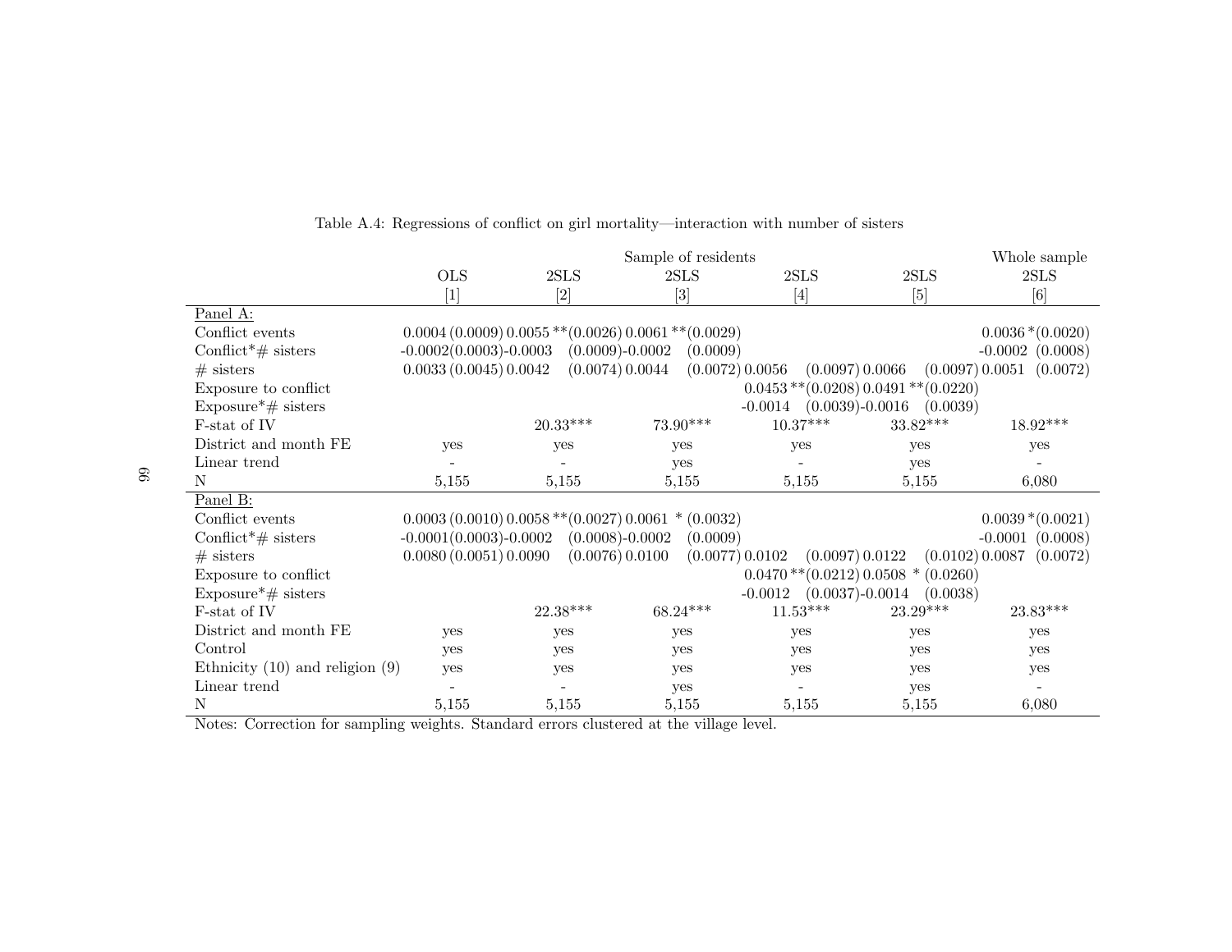Table A.4: Regressions of conflict on girl mortality—interaction with number of sisters

| | Sample of residents | | | | | Whole sample |
|---|---|---|---|---|---|---|
| | OLS | 2SLS | 2SLS | 2SLS | 2SLS | 2SLS |
| | [1] | [2] | [3] | [4] | [5] | [6] |
| Panel A: | | | | | | |
| Conflict events | 0.0004 (0.0009) | 0.0055 ** (0.0026) | 0.0061 ** (0.0029) | | | 0.0036 * (0.0020) |
| Conflict*# sisters | -0.0002 (0.0003) | -0.0003 (0.0009) | -0.0002 (0.0009) | | | -0.0002 (0.0008) |
| # sisters | 0.0033 (0.0045) | 0.0042 (0.0074) | 0.0044 (0.0072) | 0.0056 (0.0097) | 0.0066 (0.0097) | 0.0051 (0.0072) |
| Exposure to conflict | | | | 0.0453 ** (0.0208) | 0.0491 ** (0.0220) | |
| Exposure*# sisters | | | | -0.0014 (0.0039) | -0.0016 (0.0039) | |
| F-stat of IV | | 20.33*** | 73.90*** | 10.37*** | 33.82*** | 18.92*** |
| District and month FE | yes | yes | yes | yes | yes | yes |
| Linear trend | - | - | yes | - | yes | - |
| N | 5,155 | 5,155 | 5,155 | 5,155 | 5,155 | 6,080 |
| Panel B: | | | | | | |
| Conflict events | 0.0003 (0.0010) | 0.0058 ** (0.0027) | 0.0061 * (0.0032) | | | 0.0039 * (0.0021) |
| Conflict*# sisters | -0.0001 (0.0003) | -0.0002 (0.0008) | -0.0002 (0.0009) | | | -0.0001 (0.0008) |
| # sisters | 0.0080 (0.0051) | 0.0090 (0.0076) | 0.0100 (0.0077) | 0.0102 (0.0097) | 0.0122 (0.0102) | 0.0087 (0.0072) |
| Exposure to conflict | | | | 0.0470 ** (0.0212) | 0.0508 * (0.0260) | |
| Exposure*# sisters | | | | -0.0012 (0.0037) | -0.0014 (0.0038) | |
| F-stat of IV | | 22.38*** | 68.24*** | 11.53*** | 23.29*** | 23.83*** |
| District and month FE | yes | yes | yes | yes | yes | yes |
| Control | yes | yes | yes | yes | yes | yes |
| Ethnicity (10) and religion (9) | yes | yes | yes | yes | yes | yes |
| Linear trend | - | - | yes | - | yes | - |
| N | 5,155 | 5,155 | 5,155 | 5,155 | 5,155 | 6,080 |

Notes: Correction for sampling weights. Standard errors clustered at the village level.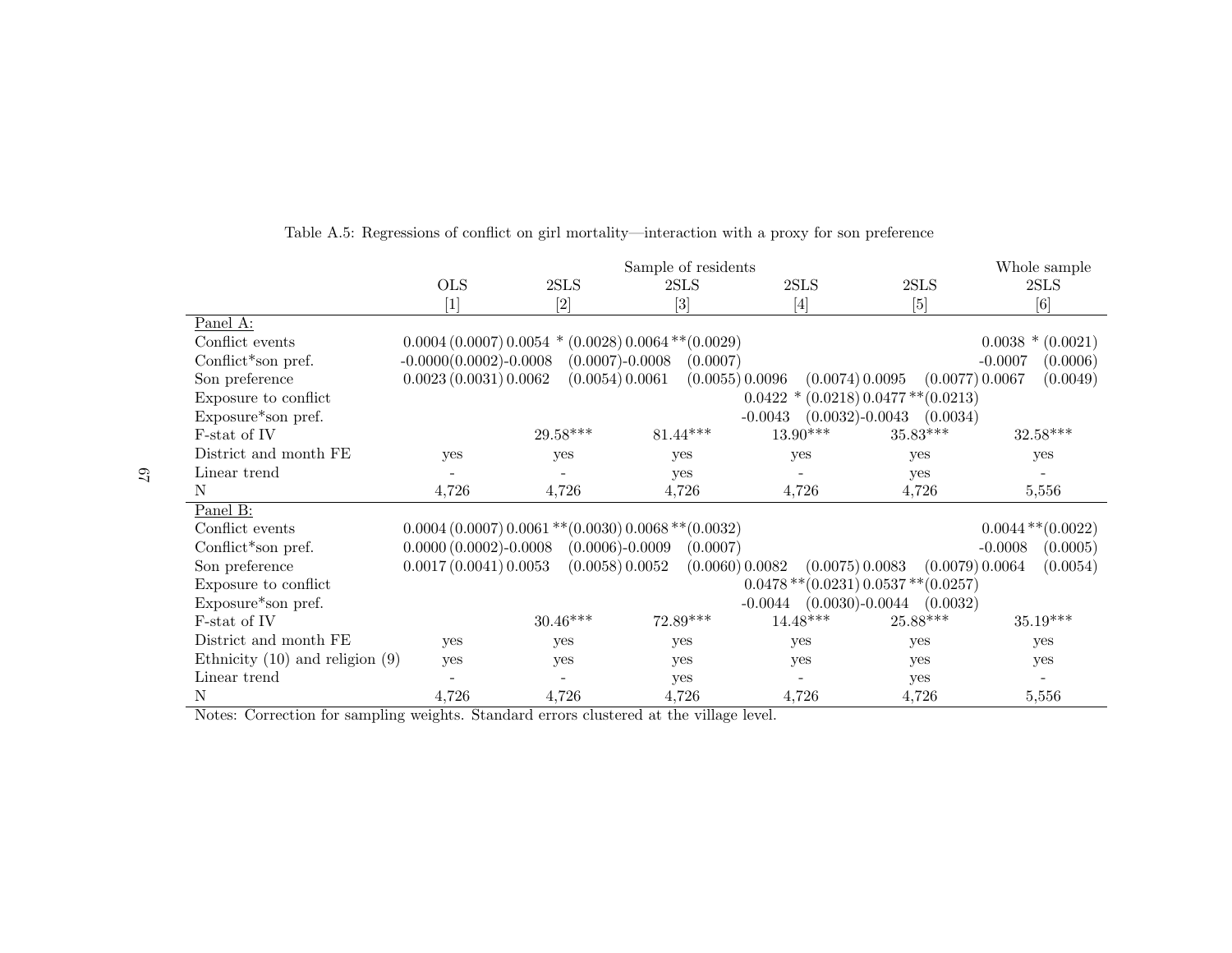Table A.5: Regressions of conflict on girl mortality—interaction with a proxy for son preference

| | Sample of residents | | | | | | | | | | Whole sample | |
|---|---|---|---|---|---|---|---|---|---|---|---|---|
| | OLS | | 2SLS | | 2SLS | | 2SLS | | 2SLS | | 2SLS | |
| | [1] | | [2] | | [3] | | [4] | | [5] | | [6] | |
| Panel A: | | | | | | | | | | | | |
| Conflict events | 0.0004 | (0.0007) | 0.0054 * | (0.0028) | 0.0064 ** | (0.0029) | | | | | 0.0038 * | (0.0021) |
| Conflict*son pref. | -0.0000 | (0.0002) | -0.0008 | (0.0007) | -0.0008 | (0.0007) | | | | | -0.0007 | (0.0006) |
| Son preference | 0.0023 | (0.0031) | 0.0062 | (0.0054) | 0.0061 | (0.0055) | 0.0096 | (0.0074) | 0.0095 | (0.0077) | 0.0067 | (0.0049) |
| Exposure to conflict | | | | | | | 0.0422 * | (0.0218) | 0.0477 ** | (0.0213) | | |
| Exposure*son pref. | | | | | | | -0.0043 | (0.0032) | -0.0043 | (0.0034) | | |
| F-stat of IV | | | 29.58*** | | 81.44*** | | 13.90*** | | 35.83*** | | 32.58*** | |
| District and month FE | yes | | yes | | yes | | yes | | yes | | yes | |
| Linear trend | - | | - | | yes | | - | | yes | | - | |
| N | 4,726 | | 4,726 | | 4,726 | | 4,726 | | 4,726 | | 5,556 | |
| Panel B: | | | | | | | | | | | | |
| Conflict events | 0.0004 | (0.0007) | 0.0061 ** | (0.0030) | 0.0068 ** | (0.0032) | | | | | 0.0044 ** | (0.0022) |
| Conflict*son pref. | 0.0000 | (0.0002) | -0.0008 | (0.0006) | -0.0009 | (0.0007) | | | | | -0.0008 | (0.0005) |
| Son preference | 0.0017 | (0.0041) | 0.0053 | (0.0058) | 0.0052 | (0.0060) | 0.0082 | (0.0075) | 0.0083 | (0.0079) | 0.0064 | (0.0054) |
| Exposure to conflict | | | | | | | 0.0478 ** | (0.0231) | 0.0537 ** | (0.0257) | | |
| Exposure*son pref. | | | | | | | -0.0044 | (0.0030) | -0.0044 | (0.0032) | | |
| F-stat of IV | | | 30.46*** | | 72.89*** | | 14.48*** | | 25.88*** | | 35.19*** | |
| District and month FE | yes | | yes | | yes | | yes | | yes | | yes | |
| Ethnicity (10) and religion (9) | yes | | yes | | yes | | yes | | yes | | yes | |
| Linear trend | - | | - | | yes | | - | | yes | | - | |
| N | 4,726 | | 4,726 | | 4,726 | | 4,726 | | 4,726 | | 5,556 | |

Notes: Correction for sampling weights. Standard errors clustered at the village level.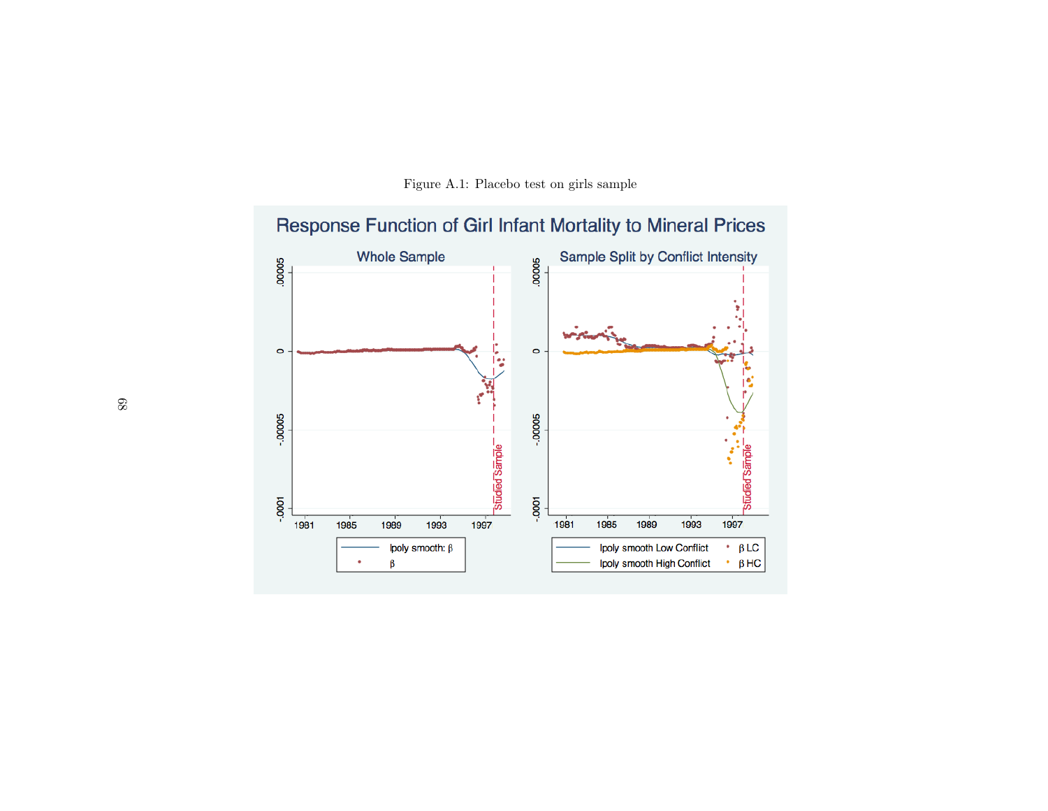Figure A.1: Placebo test on girls sample

Response Function of Girl Infant Mortality to Mineral Prices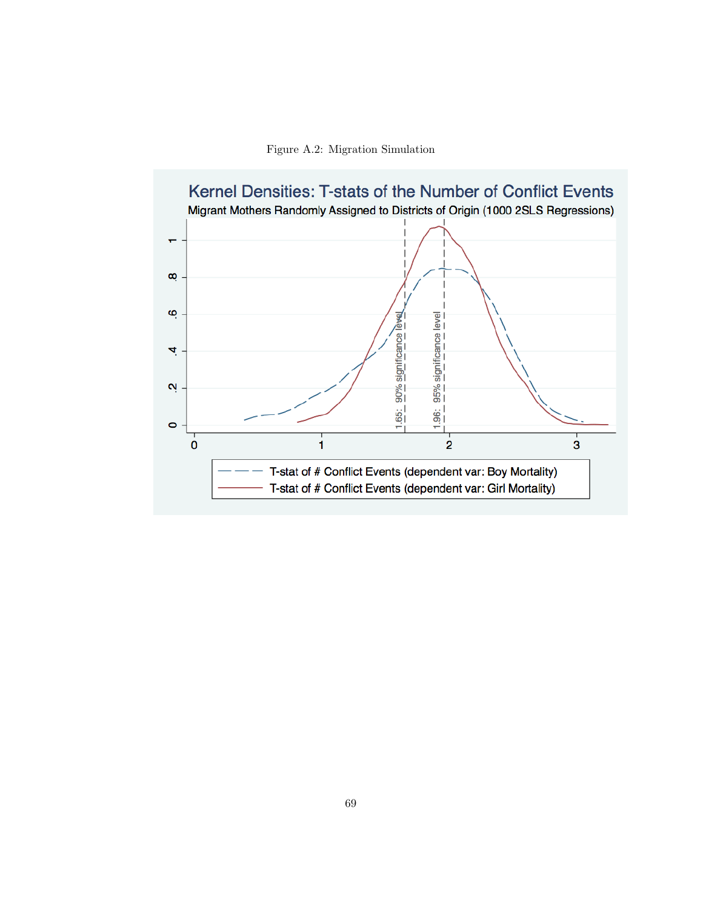Figure A.2: Migration Simulation

Kernel Densities: T-stats of the Number of Conflict Events

Migrant Mothers Randomly Assigned to Districts of Origin (1000 2SLS Regressions)

0
.2
.4
.6
.8
1

0
1
2
3

1.65: 90% significance level

1.96: 95% significance level

T-stat of # Conflict Events (dependent var: Boy Mortality)

T-stat of # Conflict Events (dependent var: Girl Mortality)